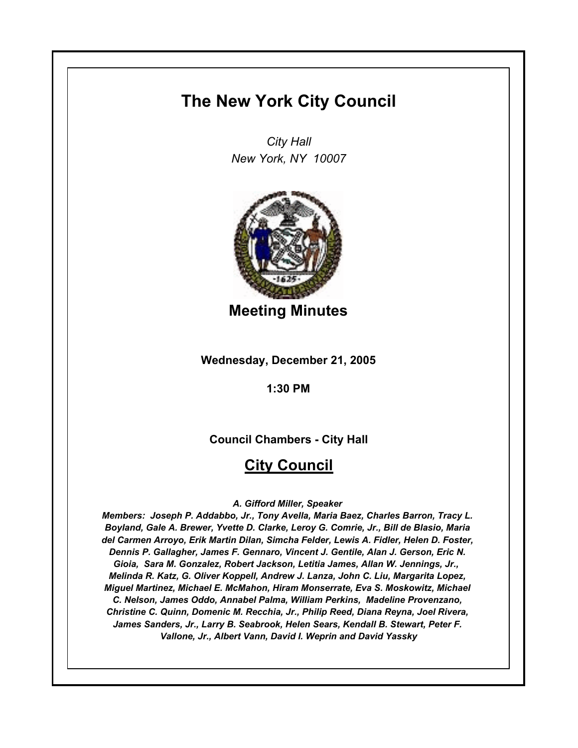# The New York City Council

*City Hall*
*New York, NY 10007*

## Meeting Minutes

**Wednesday, December 21, 2005**

**1:30 PM**

**Council Chambers - City Hall**

## City Council

***A. Gifford Miller, Speaker***

***Members: Joseph P. Addabbo, Jr., Tony Avella, Maria Baez, Charles Barron, Tracy L. Boyland, Gale A. Brewer, Yvette D. Clarke, Leroy G. Comrie, Jr., Bill de Blasio, Maria del Carmen Arroyo, Erik Martin Dilan, Simcha Felder, Lewis A. Fidler, Helen D. Foster, Dennis P. Gallagher, James F. Gennaro, Vincent J. Gentile, Alan J. Gerson, Eric N. Gioia, Sara M. Gonzalez, Robert Jackson, Letitia James, Allan W. Jennings, Jr., Melinda R. Katz, G. Oliver Koppell, Andrew J. Lanza, John C. Liu, Margarita Lopez, Miguel Martinez, Michael E. McMahon, Hiram Monserrate, Eva S. Moskowitz, Michael C. Nelson, James Oddo, Annabel Palma, William Perkins, Madeline Provenzano, Christine C. Quinn, Domenic M. Recchia, Jr., Philip Reed, Diana Reyna, Joel Rivera, James Sanders, Jr., Larry B. Seabrook, Helen Sears, Kendall B. Stewart, Peter F. Vallone, Jr., Albert Vann, David I. Weprin and David Yassky***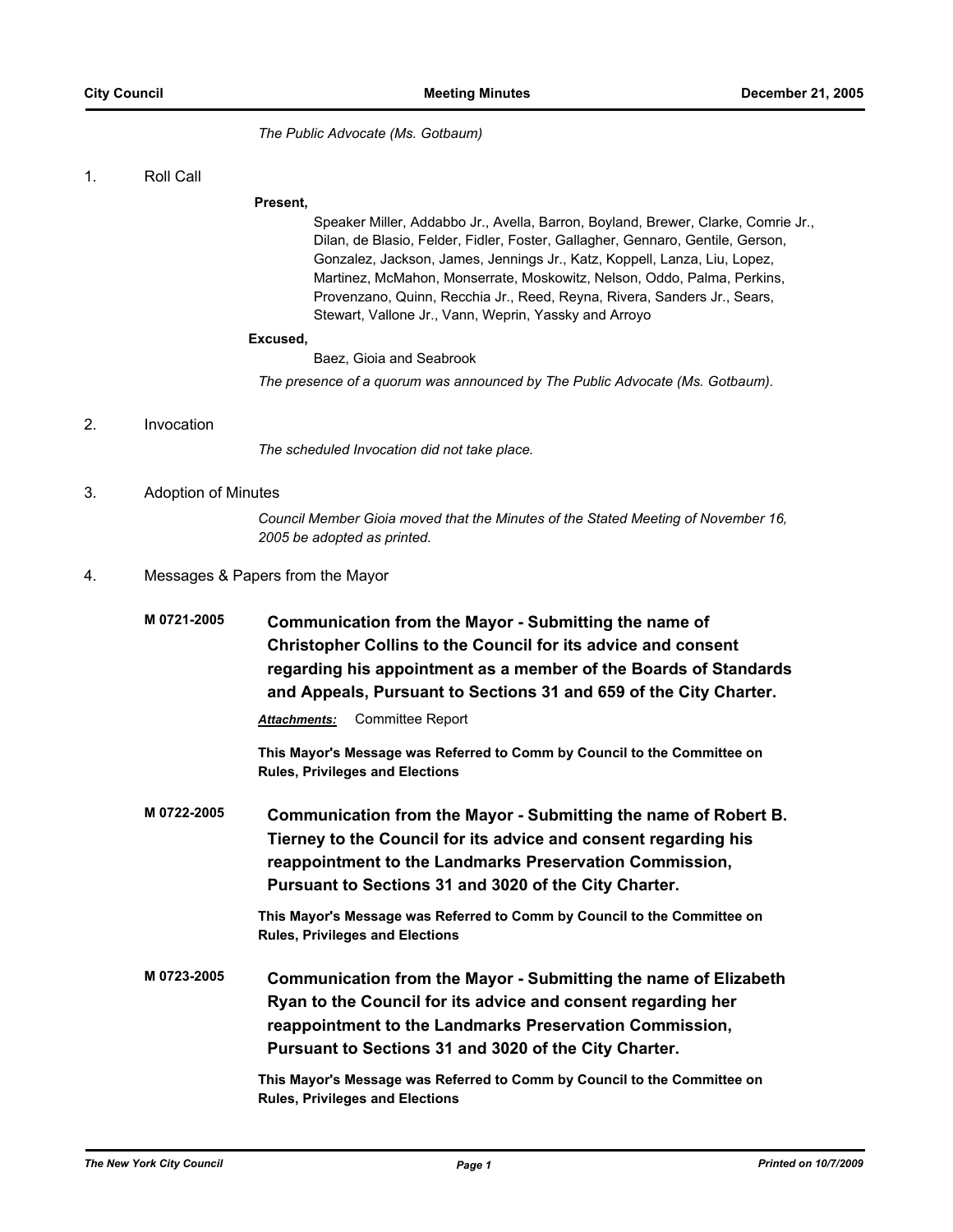*The Public Advocate (Ms. Gotbaum)*

1. Roll Call

**Present,**

Speaker Miller, Addabbo Jr., Avella, Barron, Boyland, Brewer, Clarke, Comrie Jr., Dilan, de Blasio, Felder, Fidler, Foster, Gallagher, Gennaro, Gentile, Gerson, Gonzalez, Jackson, James, Jennings Jr., Katz, Koppell, Lanza, Liu, Lopez, Martinez, McMahon, Monserrate, Moskowitz, Nelson, Oddo, Palma, Perkins, Provenzano, Quinn, Recchia Jr., Reed, Reyna, Rivera, Sanders Jr., Sears, Stewart, Vallone Jr., Vann, Weprin, Yassky and Arroyo

**Excused,**

Baez, Gioia and Seabrook

*The presence of a quorum was announced by The Public Advocate (Ms. Gotbaum).*

2. Invocation

*The scheduled Invocation did not take place.*

3. Adoption of Minutes

*Council Member Gioia moved that the Minutes of the Stated Meeting of November 16, 2005 be adopted as printed.*

4. Messages & Papers from the Mayor

**M 0721-2005** **Communication from the Mayor - Submitting the name of Christopher Collins to the Council for its advice and consent regarding his appointment as a member of the Boards of Standards and Appeals, Pursuant to Sections 31 and 659 of the City Charter.**

***Attachments:*** Committee Report

**This Mayor's Message was Referred to Comm by Council to the Committee on Rules, Privileges and Elections**

**M 0722-2005** **Communication from the Mayor - Submitting the name of Robert B. Tierney to the Council for its advice and consent regarding his reappointment to the Landmarks Preservation Commission, Pursuant to Sections 31 and 3020 of the City Charter.**

**This Mayor's Message was Referred to Comm by Council to the Committee on Rules, Privileges and Elections**

**M 0723-2005** **Communication from the Mayor - Submitting the name of Elizabeth Ryan to the Council for its advice and consent regarding her reappointment to the Landmarks Preservation Commission, Pursuant to Sections 31 and 3020 of the City Charter.**

**This Mayor's Message was Referred to Comm by Council to the Committee on Rules, Privileges and Elections**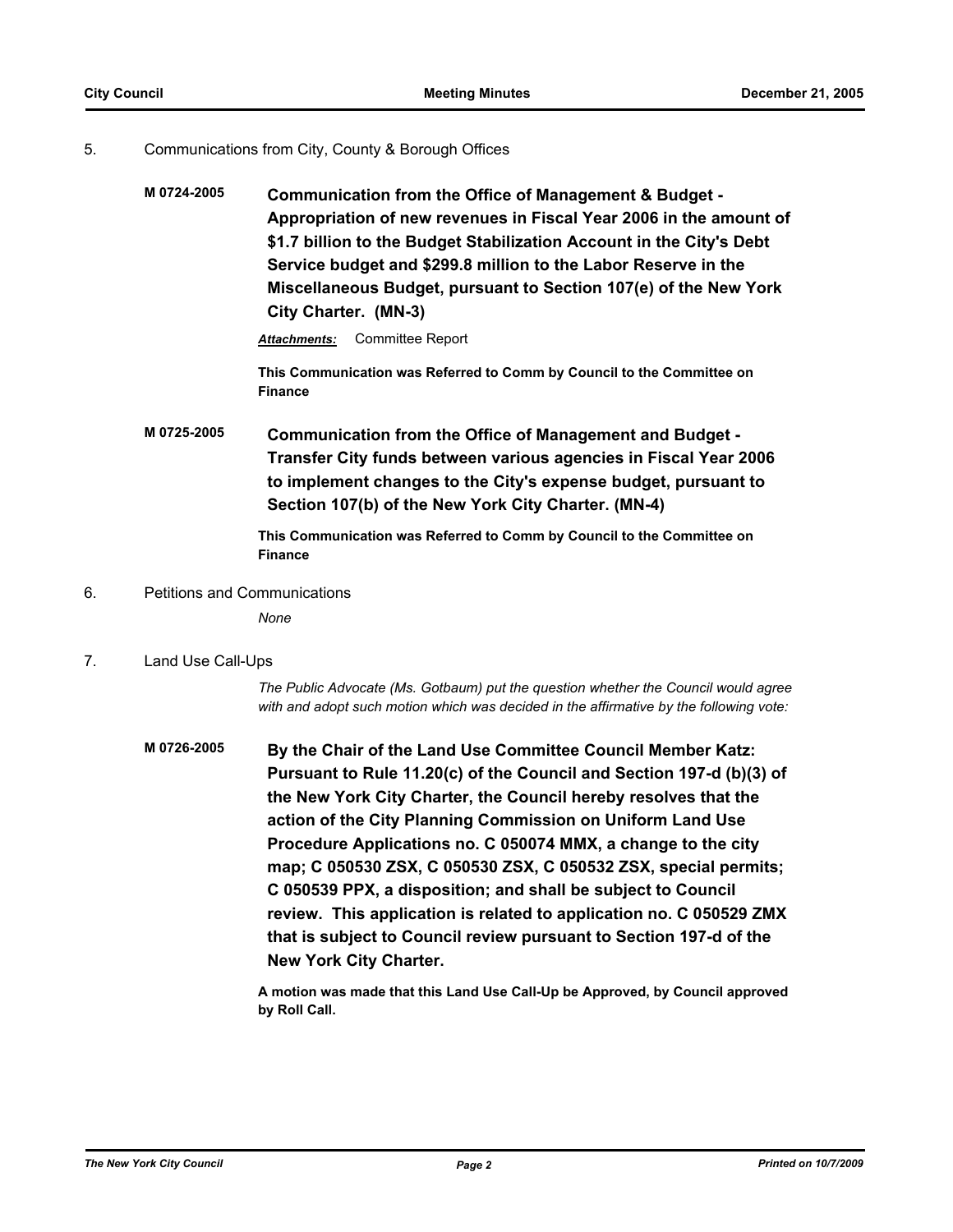5. Communications from City, County & Borough Offices

**M 0724-2005** **Communication from the Office of Management & Budget - Appropriation of new revenues in Fiscal Year 2006 in the amount of $1.7 billion to the Budget Stabilization Account in the City's Debt Service budget and $299.8 million to the Labor Reserve in the Miscellaneous Budget, pursuant to Section 107(e) of the New York City Charter. (MN-3)**

***Attachments:*** Committee Report

**This Communication was Referred to Comm by Council to the Committee on Finance**

**M 0725-2005** **Communication from the Office of Management and Budget - Transfer City funds between various agencies in Fiscal Year 2006 to implement changes to the City's expense budget, pursuant to Section 107(b) of the New York City Charter. (MN-4)**

**This Communication was Referred to Comm by Council to the Committee on Finance**

6. Petitions and Communications

*None*

7. Land Use Call-Ups

*The Public Advocate (Ms. Gotbaum) put the question whether the Council would agree with and adopt such motion which was decided in the affirmative by the following vote:*

**M 0726-2005** **By the Chair of the Land Use Committee Council Member Katz: Pursuant to Rule 11.20(c) of the Council and Section 197-d (b)(3) of the New York City Charter, the Council hereby resolves that the action of the City Planning Commission on Uniform Land Use Procedure Applications no. C 050074 MMX, a change to the city map; C 050530 ZSX, C 050530 ZSX, C 050532 ZSX, special permits; C 050539 PPX, a disposition; and shall be subject to Council review. This application is related to application no. C 050529 ZMX that is subject to Council review pursuant to Section 197-d of the New York City Charter.**

**A motion was made that this Land Use Call-Up be Approved, by Council approved by Roll Call.**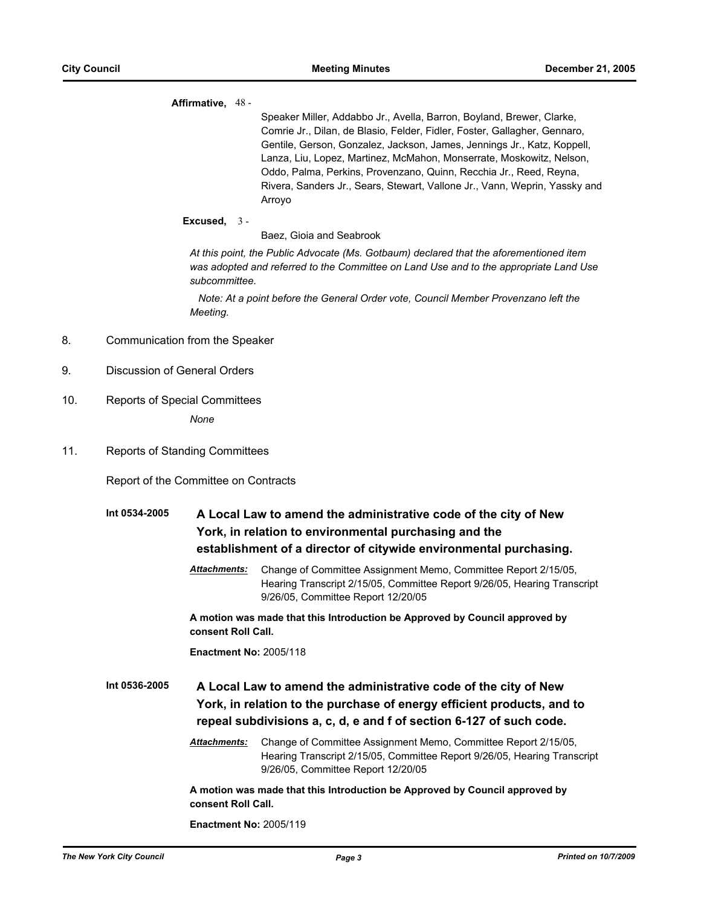**Affirmative,** 48 -

Speaker Miller, Addabbo Jr., Avella, Barron, Boyland, Brewer, Clarke, Comrie Jr., Dilan, de Blasio, Felder, Fidler, Foster, Gallagher, Gennaro, Gentile, Gerson, Gonzalez, Jackson, James, Jennings Jr., Katz, Koppell, Lanza, Liu, Lopez, Martinez, McMahon, Monserrate, Moskowitz, Nelson, Oddo, Palma, Perkins, Provenzano, Quinn, Recchia Jr., Reed, Reyna, Rivera, Sanders Jr., Sears, Stewart, Vallone Jr., Vann, Weprin, Yassky and Arroyo

**Excused,** 3 -

Baez, Gioia and Seabrook

*At this point, the Public Advocate (Ms. Gotbaum) declared that the aforementioned item was adopted and referred to the Committee on Land Use and to the appropriate Land Use subcommittee.*

*Note: At a point before the General Order vote, Council Member Provenzano left the Meeting.*

8. Communication from the Speaker

9. Discussion of General Orders

10. Reports of Special Committees

*None*

11. Reports of Standing Committees

Report of the Committee on Contracts

**Int 0534-2005** **A Local Law to amend the administrative code of the city of New York, in relation to environmental purchasing and the establishment of a director of citywide environmental purchasing.**

***Attachments:*** Change of Committee Assignment Memo, Committee Report 2/15/05, Hearing Transcript 2/15/05, Committee Report 9/26/05, Hearing Transcript 9/26/05, Committee Report 12/20/05

**A motion was made that this Introduction be Approved by Council approved by consent Roll Call.**

**Enactment No:** 2005/118

**Int 0536-2005** **A Local Law to amend the administrative code of the city of New York, in relation to the purchase of energy efficient products, and to repeal subdivisions a, c, d, e and f of section 6-127 of such code.**

***Attachments:*** Change of Committee Assignment Memo, Committee Report 2/15/05, Hearing Transcript 2/15/05, Committee Report 9/26/05, Hearing Transcript 9/26/05, Committee Report 12/20/05

**A motion was made that this Introduction be Approved by Council approved by consent Roll Call.**

**Enactment No:** 2005/119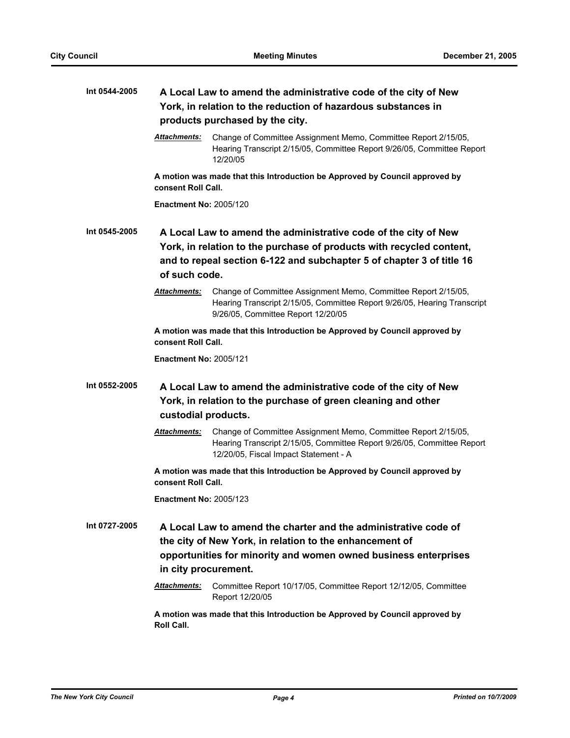**Int 0544-2005** **A Local Law to amend the administrative code of the city of New York, in relation to the reduction of hazardous substances in products purchased by the city.**

***Attachments:*** Change of Committee Assignment Memo, Committee Report 2/15/05, Hearing Transcript 2/15/05, Committee Report 9/26/05, Committee Report 12/20/05

**A motion was made that this Introduction be Approved by Council approved by consent Roll Call.**

**Enactment No:** 2005/120

**Int 0545-2005** **A Local Law to amend the administrative code of the city of New York, in relation to the purchase of products with recycled content, and to repeal section 6-122 and subchapter 5 of chapter 3 of title 16 of such code.**

***Attachments:*** Change of Committee Assignment Memo, Committee Report 2/15/05, Hearing Transcript 2/15/05, Committee Report 9/26/05, Hearing Transcript 9/26/05, Committee Report 12/20/05

**A motion was made that this Introduction be Approved by Council approved by consent Roll Call.**

**Enactment No:** 2005/121

**Int 0552-2005** **A Local Law to amend the administrative code of the city of New York, in relation to the purchase of green cleaning and other custodial products.**

***Attachments:*** Change of Committee Assignment Memo, Committee Report 2/15/05, Hearing Transcript 2/15/05, Committee Report 9/26/05, Committee Report 12/20/05, Fiscal Impact Statement - A

**A motion was made that this Introduction be Approved by Council approved by consent Roll Call.**

**Enactment No:** 2005/123

**Int 0727-2005** **A Local Law to amend the charter and the administrative code of the city of New York, in relation to the enhancement of opportunities for minority and women owned business enterprises in city procurement.**

***Attachments:*** Committee Report 10/17/05, Committee Report 12/12/05, Committee Report 12/20/05

**A motion was made that this Introduction be Approved by Council approved by Roll Call.**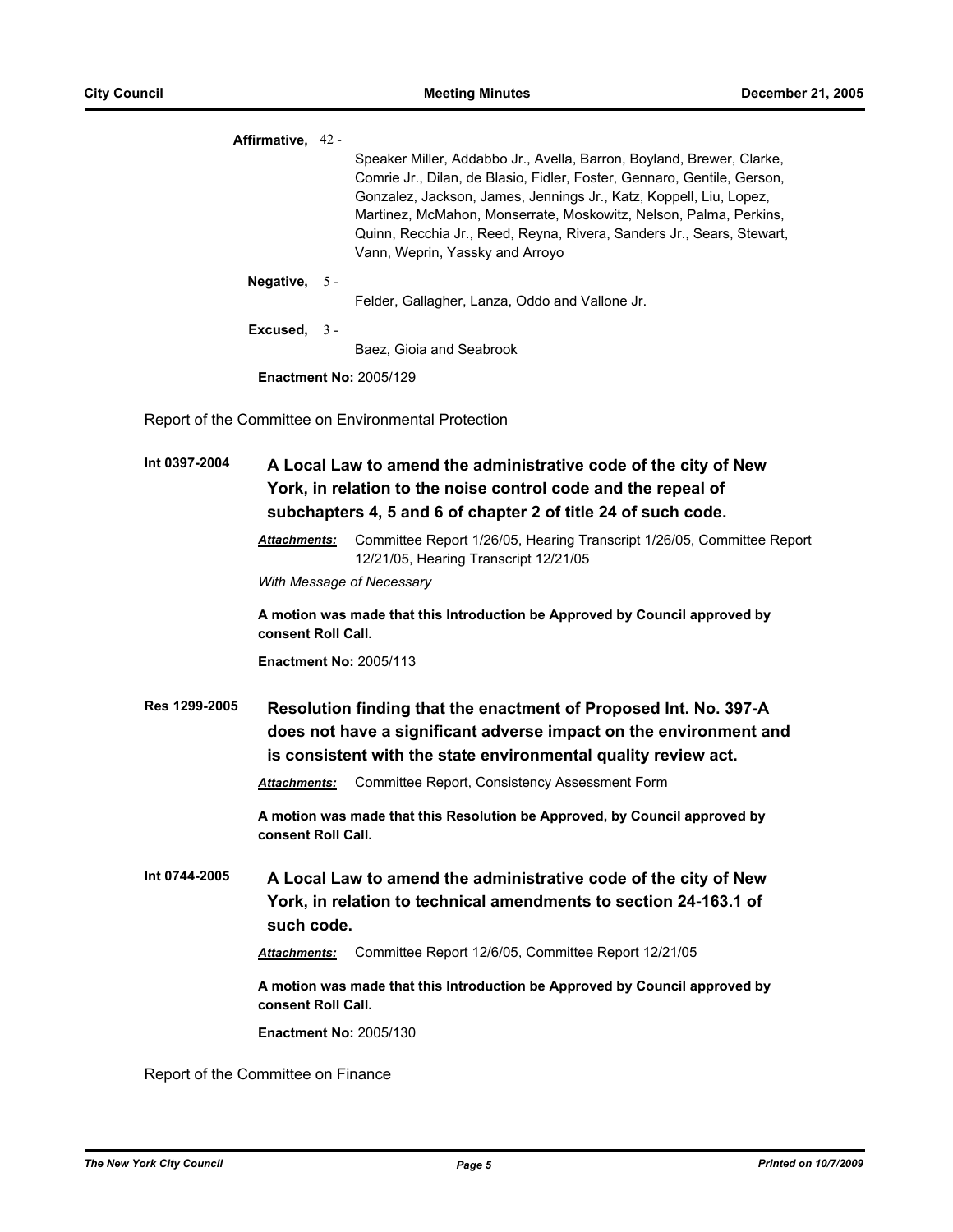**Affirmative,** 42 -

Speaker Miller, Addabbo Jr., Avella, Barron, Boyland, Brewer, Clarke, Comrie Jr., Dilan, de Blasio, Fidler, Foster, Gennaro, Gentile, Gerson, Gonzalez, Jackson, James, Jennings Jr., Katz, Koppell, Liu, Lopez, Martinez, McMahon, Monserrate, Moskowitz, Nelson, Palma, Perkins, Quinn, Recchia Jr., Reed, Reyna, Rivera, Sanders Jr., Sears, Stewart, Vann, Weprin, Yassky and Arroyo

**Negative,** 5 -

Felder, Gallagher, Lanza, Oddo and Vallone Jr.

**Excused,** 3 -

Baez, Gioia and Seabrook

**Enactment No:** 2005/129

Report of the Committee on Environmental Protection

**Int 0397-2004** **A Local Law to amend the administrative code of the city of New York, in relation to the noise control code and the repeal of subchapters 4, 5 and 6 of chapter 2 of title 24 of such code.**

***Attachments:*** Committee Report 1/26/05, Hearing Transcript 1/26/05, Committee Report 12/21/05, Hearing Transcript 12/21/05

*With Message of Necessary*

**A motion was made that this Introduction be Approved by Council approved by consent Roll Call.**

**Enactment No:** 2005/113

**Res 1299-2005** **Resolution finding that the enactment of Proposed Int. No. 397-A does not have a significant adverse impact on the environment and is consistent with the state environmental quality review act.**

***Attachments:*** Committee Report, Consistency Assessment Form

**A motion was made that this Resolution be Approved, by Council approved by consent Roll Call.**

**Int 0744-2005** **A Local Law to amend the administrative code of the city of New York, in relation to technical amendments to section 24-163.1 of such code.**

***Attachments:*** Committee Report 12/6/05, Committee Report 12/21/05

**A motion was made that this Introduction be Approved by Council approved by consent Roll Call.**

**Enactment No:** 2005/130

Report of the Committee on Finance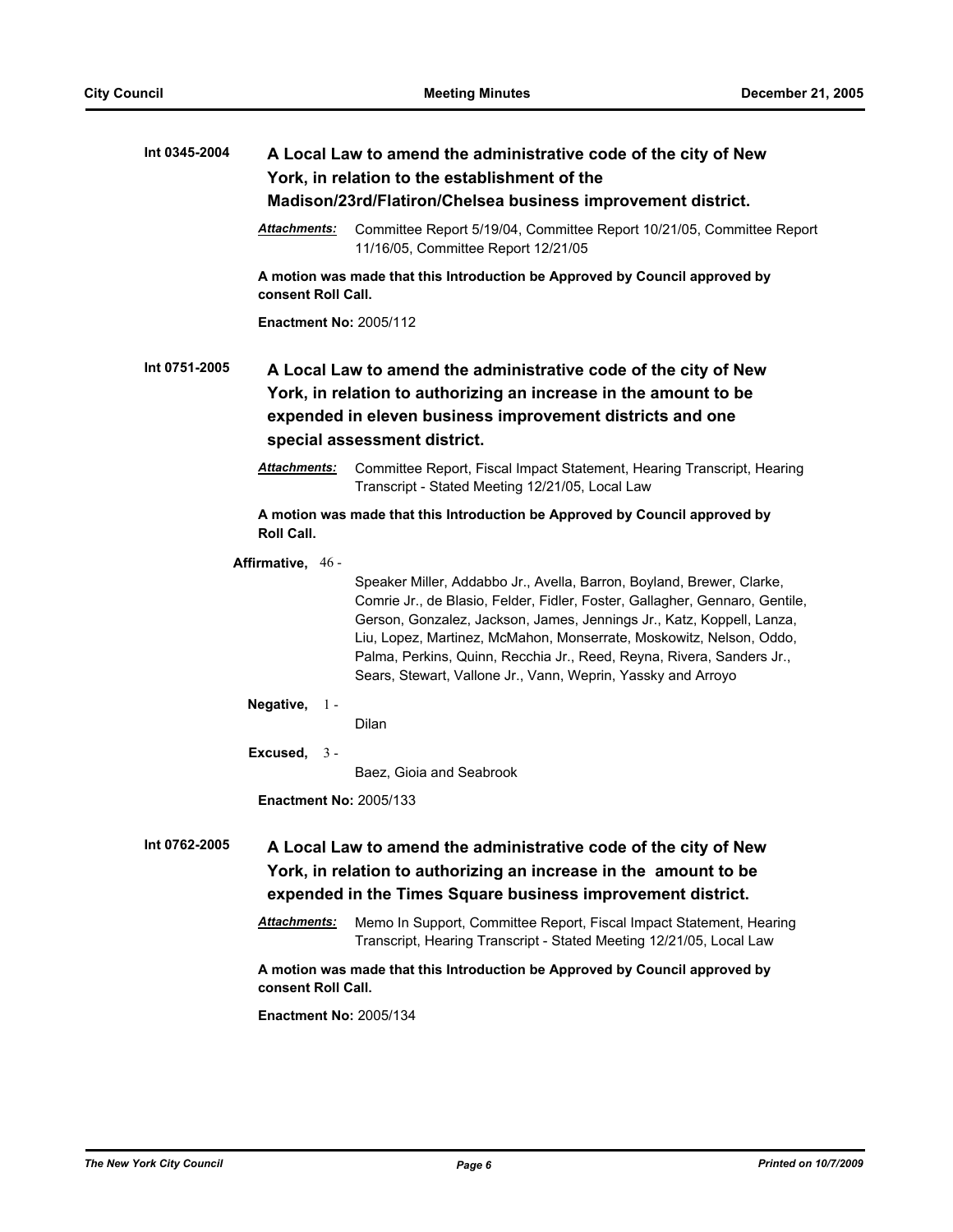**Int 0345-2004** **A Local Law to amend the administrative code of the city of New York, in relation to the establishment of the Madison/23rd/Flatiron/Chelsea business improvement district.**

***Attachments:*** Committee Report 5/19/04, Committee Report 10/21/05, Committee Report 11/16/05, Committee Report 12/21/05

**A motion was made that this Introduction be Approved by Council approved by consent Roll Call.**

**Enactment No:** 2005/112

**Int 0751-2005** **A Local Law to amend the administrative code of the city of New York, in relation to authorizing an increase in the amount to be expended in eleven business improvement districts and one special assessment district.**

***Attachments:*** Committee Report, Fiscal Impact Statement, Hearing Transcript, Hearing Transcript - Stated Meeting 12/21/05, Local Law

**A motion was made that this Introduction be Approved by Council approved by Roll Call.**

**Affirmative,** 46 - Speaker Miller, Addabbo Jr., Avella, Barron, Boyland, Brewer, Clarke, Comrie Jr., de Blasio, Felder, Fidler, Foster, Gallagher, Gennaro, Gentile, Gerson, Gonzalez, Jackson, James, Jennings Jr., Katz, Koppell, Lanza, Liu, Lopez, Martinez, McMahon, Monserrate, Moskowitz, Nelson, Oddo, Palma, Perkins, Quinn, Recchia Jr., Reed, Reyna, Rivera, Sanders Jr., Sears, Stewart, Vallone Jr., Vann, Weprin, Yassky and Arroyo

**Negative,** 1 - Dilan

**Excused,** 3 - Baez, Gioia and Seabrook

**Enactment No:** 2005/133

**Int 0762-2005** **A Local Law to amend the administrative code of the city of New York, in relation to authorizing an increase in the amount to be expended in the Times Square business improvement district.**

***Attachments:*** Memo In Support, Committee Report, Fiscal Impact Statement, Hearing Transcript, Hearing Transcript - Stated Meeting 12/21/05, Local Law

**A motion was made that this Introduction be Approved by Council approved by consent Roll Call.**

**Enactment No:** 2005/134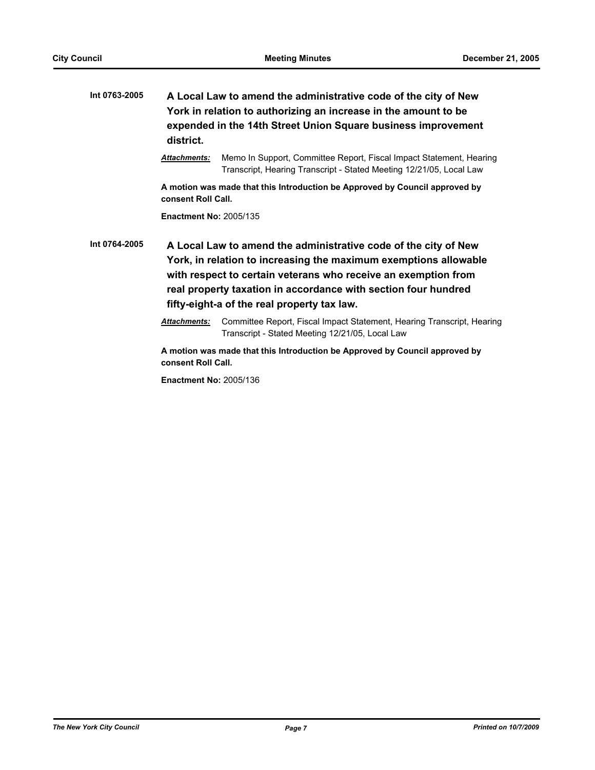**Int 0763-2005** **A Local Law to amend the administrative code of the city of New York in relation to authorizing an increase in the amount to be expended in the 14th Street Union Square business improvement district.**

***Attachments:*** Memo In Support, Committee Report, Fiscal Impact Statement, Hearing Transcript, Hearing Transcript - Stated Meeting 12/21/05, Local Law

**A motion was made that this Introduction be Approved by Council approved by consent Roll Call.**

**Enactment No:** 2005/135

**Int 0764-2005** **A Local Law to amend the administrative code of the city of New York, in relation to increasing the maximum exemptions allowable with respect to certain veterans who receive an exemption from real property taxation in accordance with section four hundred fifty-eight-a of the real property tax law.**

***Attachments:*** Committee Report, Fiscal Impact Statement, Hearing Transcript, Hearing Transcript - Stated Meeting 12/21/05, Local Law

**A motion was made that this Introduction be Approved by Council approved by consent Roll Call.**

**Enactment No:** 2005/136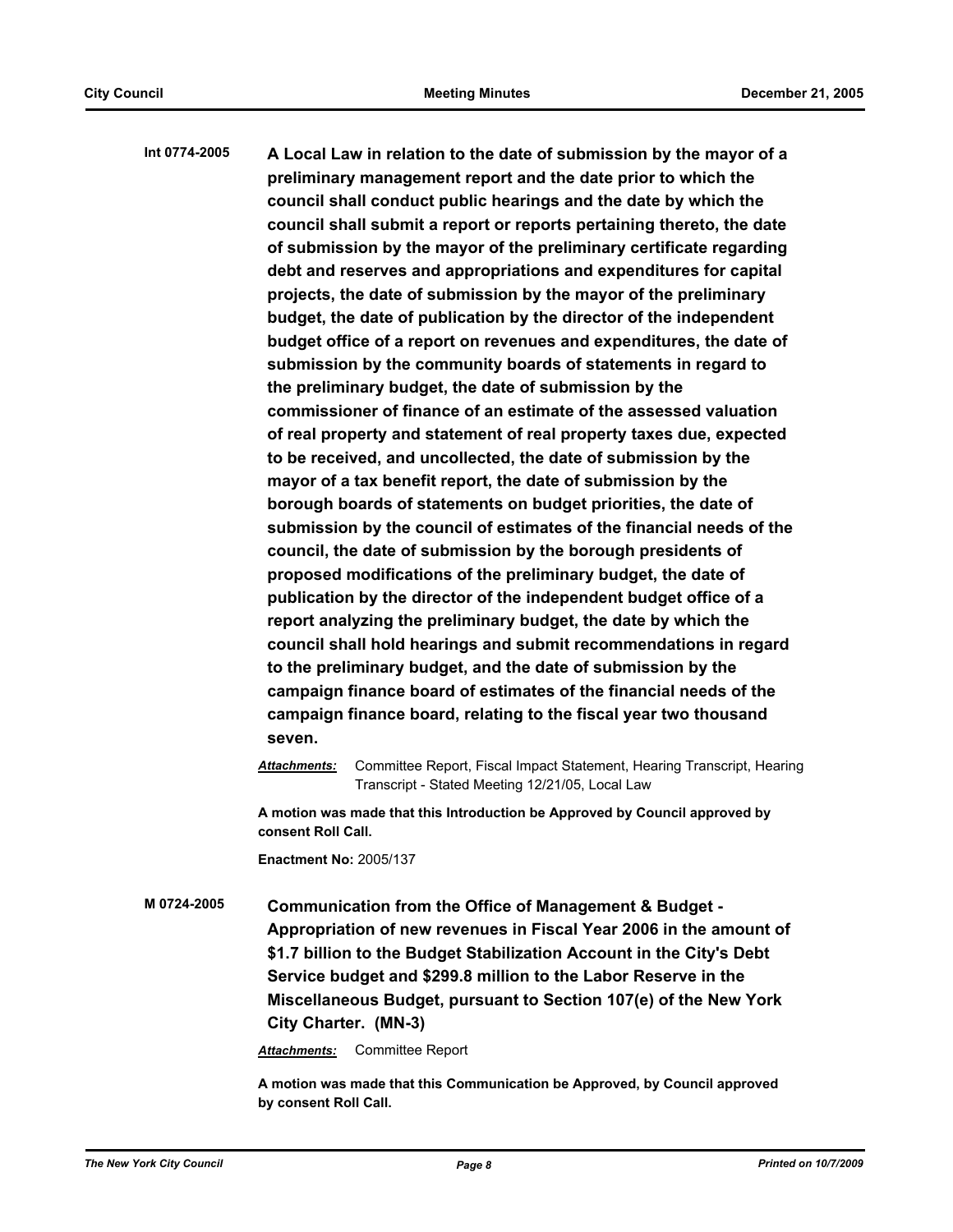**Int 0774-2005** **A Local Law in relation to the date of submission by the mayor of a preliminary management report and the date prior to which the council shall conduct public hearings and the date by which the council shall submit a report or reports pertaining thereto, the date of submission by the mayor of the preliminary certificate regarding debt and reserves and appropriations and expenditures for capital projects, the date of submission by the mayor of the preliminary budget, the date of publication by the director of the independent budget office of a report on revenues and expenditures, the date of submission by the community boards of statements in regard to the preliminary budget, the date of submission by the commissioner of finance of an estimate of the assessed valuation of real property and statement of real property taxes due, expected to be received, and uncollected, the date of submission by the mayor of a tax benefit report, the date of submission by the borough boards of statements on budget priorities, the date of submission by the council of estimates of the financial needs of the council, the date of submission by the borough presidents of proposed modifications of the preliminary budget, the date of publication by the director of the independent budget office of a report analyzing the preliminary budget, the date by which the council shall hold hearings and submit recommendations in regard to the preliminary budget, and the date of submission by the campaign finance board of estimates of the financial needs of the campaign finance board, relating to the fiscal year two thousand seven.**

***Attachments:*** Committee Report, Fiscal Impact Statement, Hearing Transcript, Hearing Transcript - Stated Meeting 12/21/05, Local Law

**A motion was made that this Introduction be Approved by Council approved by consent Roll Call.**

**Enactment No:** 2005/137

**M 0724-2005** **Communication from the Office of Management & Budget - Appropriation of new revenues in Fiscal Year 2006 in the amount of $1.7 billion to the Budget Stabilization Account in the City's Debt Service budget and $299.8 million to the Labor Reserve in the Miscellaneous Budget, pursuant to Section 107(e) of the New York City Charter. (MN-3)**

***Attachments:*** Committee Report

**A motion was made that this Communication be Approved, by Council approved by consent Roll Call.**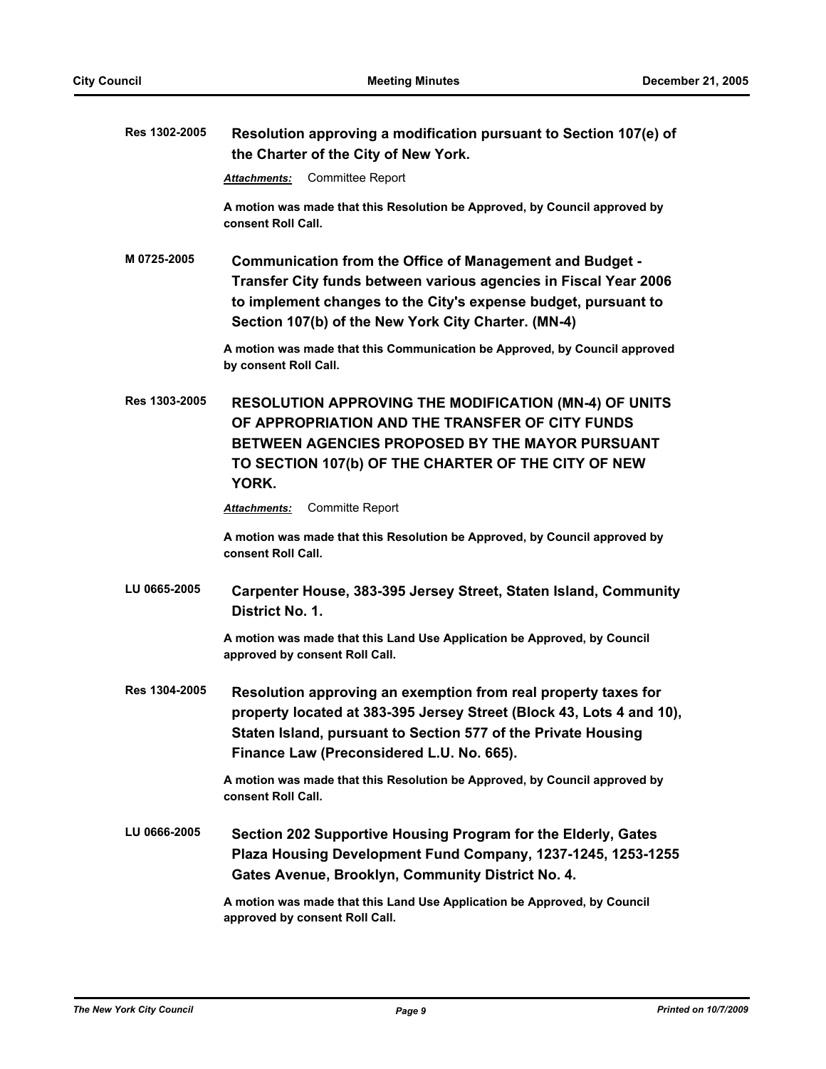**Res 1302-2005** **Resolution approving a modification pursuant to Section 107(e) of the Charter of the City of New York.**

***Attachments:*** Committee Report

**A motion was made that this Resolution be Approved, by Council approved by consent Roll Call.**

**M 0725-2005** **Communication from the Office of Management and Budget - Transfer City funds between various agencies in Fiscal Year 2006 to implement changes to the City's expense budget, pursuant to Section 107(b) of the New York City Charter. (MN-4)**

**A motion was made that this Communication be Approved, by Council approved by consent Roll Call.**

**Res 1303-2005** **RESOLUTION APPROVING THE MODIFICATION (MN-4) OF UNITS OF APPROPRIATION AND THE TRANSFER OF CITY FUNDS BETWEEN AGENCIES PROPOSED BY THE MAYOR PURSUANT TO SECTION 107(b) OF THE CHARTER OF THE CITY OF NEW YORK.**

***Attachments:*** Committe Report

**A motion was made that this Resolution be Approved, by Council approved by consent Roll Call.**

**LU 0665-2005** **Carpenter House, 383-395 Jersey Street, Staten Island, Community District No. 1.**

**A motion was made that this Land Use Application be Approved, by Council approved by consent Roll Call.**

**Res 1304-2005** **Resolution approving an exemption from real property taxes for property located at 383-395 Jersey Street (Block 43, Lots 4 and 10), Staten Island, pursuant to Section 577 of the Private Housing Finance Law (Preconsidered L.U. No. 665).**

**A motion was made that this Resolution be Approved, by Council approved by consent Roll Call.**

**LU 0666-2005** **Section 202 Supportive Housing Program for the Elderly, Gates Plaza Housing Development Fund Company, 1237-1245, 1253-1255 Gates Avenue, Brooklyn, Community District No. 4.**

**A motion was made that this Land Use Application be Approved, by Council approved by consent Roll Call.**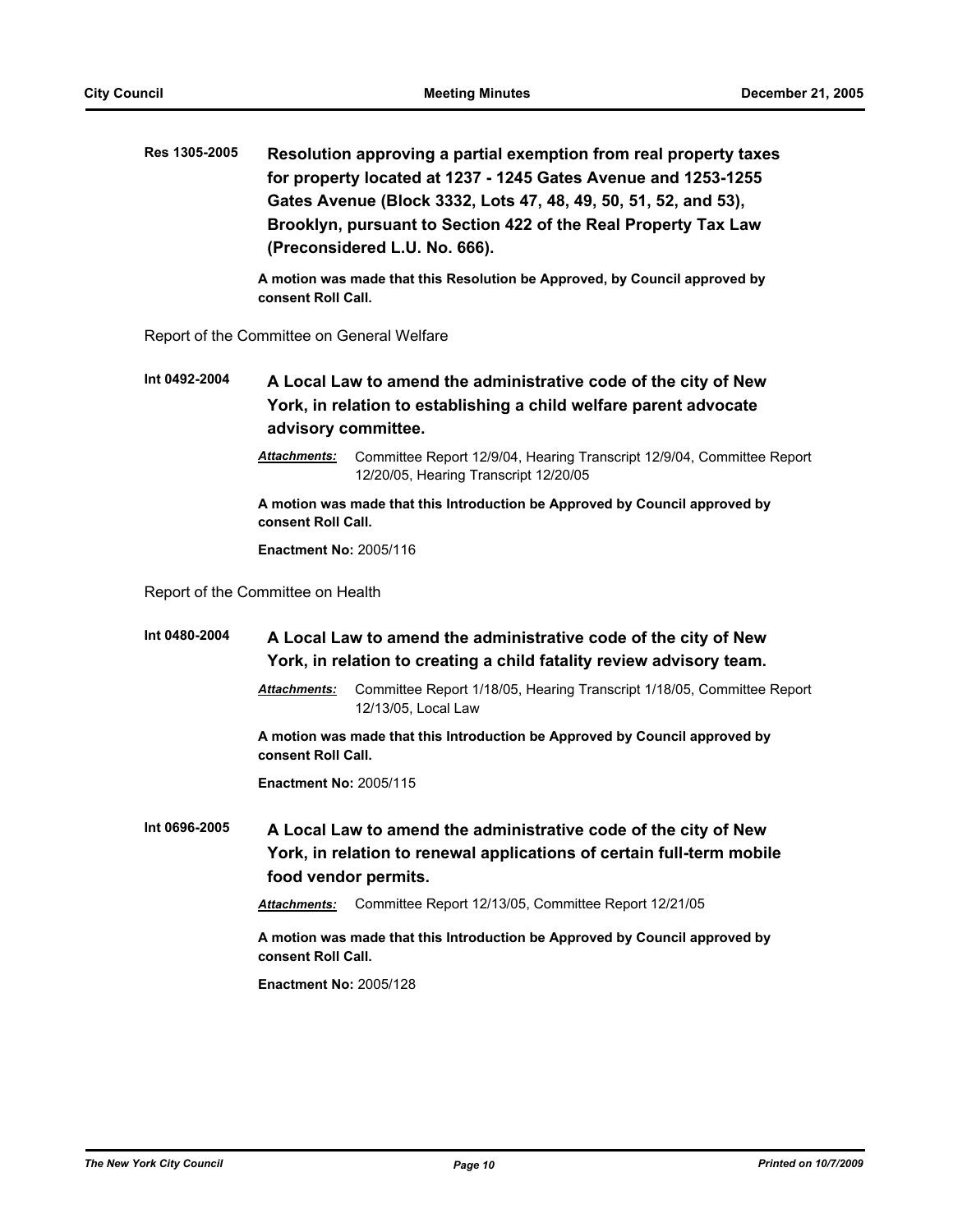**Res 1305-2005** **Resolution approving a partial exemption from real property taxes for property located at 1237 - 1245 Gates Avenue and 1253-1255 Gates Avenue (Block 3332, Lots 47, 48, 49, 50, 51, 52, and 53), Brooklyn, pursuant to Section 422 of the Real Property Tax Law (Preconsidered L.U. No. 666).**

**A motion was made that this Resolution be Approved, by Council approved by consent Roll Call.**

Report of the Committee on General Welfare

**Int 0492-2004** **A Local Law to amend the administrative code of the city of New York, in relation to establishing a child welfare parent advocate advisory committee.**

***Attachments:*** Committee Report 12/9/04, Hearing Transcript 12/9/04, Committee Report 12/20/05, Hearing Transcript 12/20/05

**A motion was made that this Introduction be Approved by Council approved by consent Roll Call.**

**Enactment No:** 2005/116

Report of the Committee on Health

**Int 0480-2004** **A Local Law to amend the administrative code of the city of New York, in relation to creating a child fatality review advisory team.**

***Attachments:*** Committee Report 1/18/05, Hearing Transcript 1/18/05, Committee Report 12/13/05, Local Law

**A motion was made that this Introduction be Approved by Council approved by consent Roll Call.**

**Enactment No:** 2005/115

**Int 0696-2005** **A Local Law to amend the administrative code of the city of New York, in relation to renewal applications of certain full-term mobile food vendor permits.**

***Attachments:*** Committee Report 12/13/05, Committee Report 12/21/05

**A motion was made that this Introduction be Approved by Council approved by consent Roll Call.**

**Enactment No:** 2005/128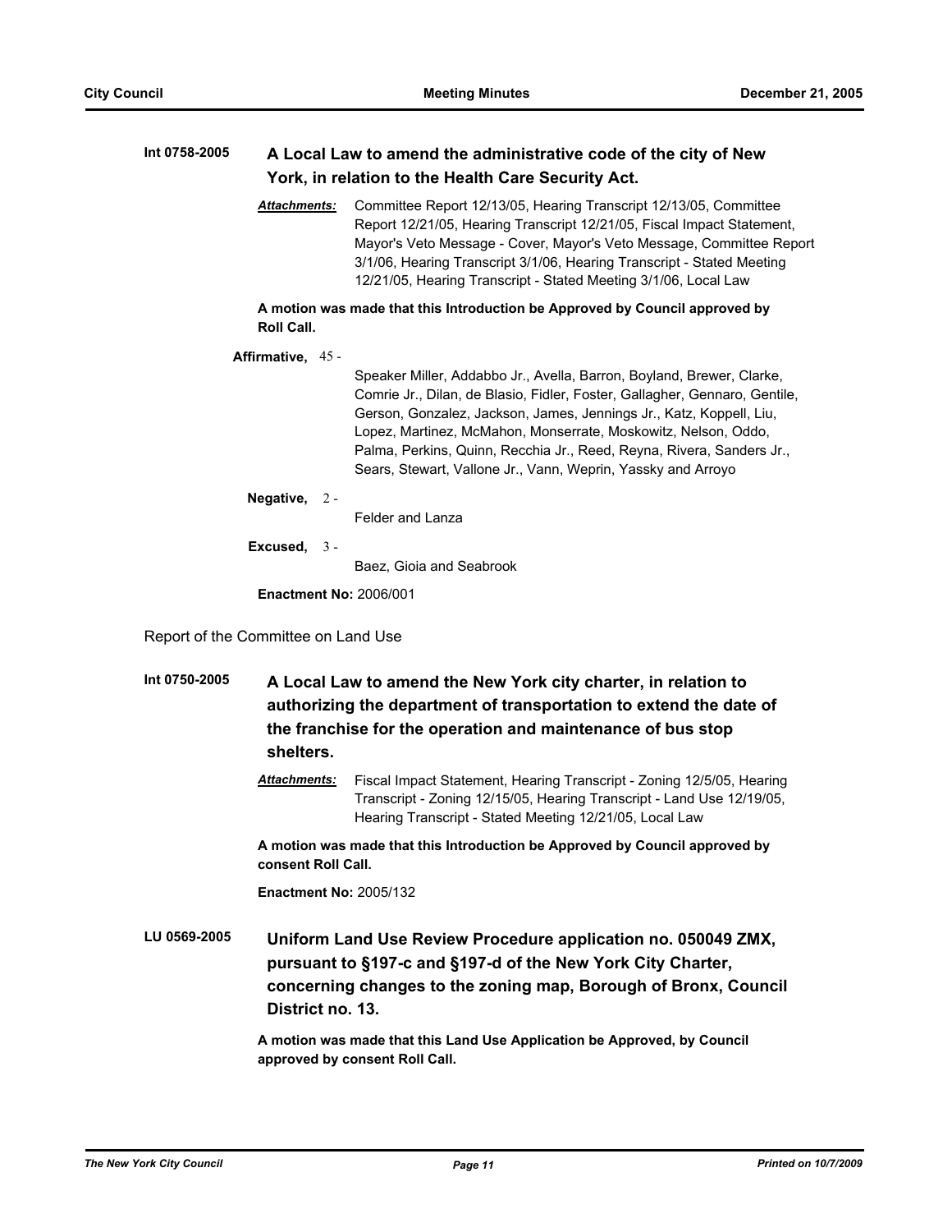**Int 0758-2005** **A Local Law to amend the administrative code of the city of New York, in relation to the Health Care Security Act.**

***Attachments:*** Committee Report 12/13/05, Hearing Transcript 12/13/05, Committee Report 12/21/05, Hearing Transcript 12/21/05, Fiscal Impact Statement, Mayor's Veto Message - Cover, Mayor's Veto Message, Committee Report 3/1/06, Hearing Transcript 3/1/06, Hearing Transcript - Stated Meeting 12/21/05, Hearing Transcript - Stated Meeting 3/1/06, Local Law

**A motion was made that this Introduction be Approved by Council approved by Roll Call.**

**Affirmative,** 45 - Speaker Miller, Addabbo Jr., Avella, Barron, Boyland, Brewer, Clarke, Comrie Jr., Dilan, de Blasio, Fidler, Foster, Gallagher, Gennaro, Gentile, Gerson, Gonzalez, Jackson, James, Jennings Jr., Katz, Koppell, Liu, Lopez, Martinez, McMahon, Monserrate, Moskowitz, Nelson, Oddo, Palma, Perkins, Quinn, Recchia Jr., Reed, Reyna, Rivera, Sanders Jr., Sears, Stewart, Vallone Jr., Vann, Weprin, Yassky and Arroyo

**Negative,** 2 - Felder and Lanza

**Excused,** 3 - Baez, Gioia and Seabrook

**Enactment No:** 2006/001

Report of the Committee on Land Use

**Int 0750-2005** **A Local Law to amend the New York city charter, in relation to authorizing the department of transportation to extend the date of the franchise for the operation and maintenance of bus stop shelters.**

***Attachments:*** Fiscal Impact Statement, Hearing Transcript - Zoning 12/5/05, Hearing Transcript - Zoning 12/15/05, Hearing Transcript - Land Use 12/19/05, Hearing Transcript - Stated Meeting 12/21/05, Local Law

**A motion was made that this Introduction be Approved by Council approved by consent Roll Call.**

**Enactment No:** 2005/132

**LU 0569-2005** **Uniform Land Use Review Procedure application no. 050049 ZMX, pursuant to §197-c and §197-d of the New York City Charter, concerning changes to the zoning map, Borough of Bronx, Council District no. 13.**

**A motion was made that this Land Use Application be Approved, by Council approved by consent Roll Call.**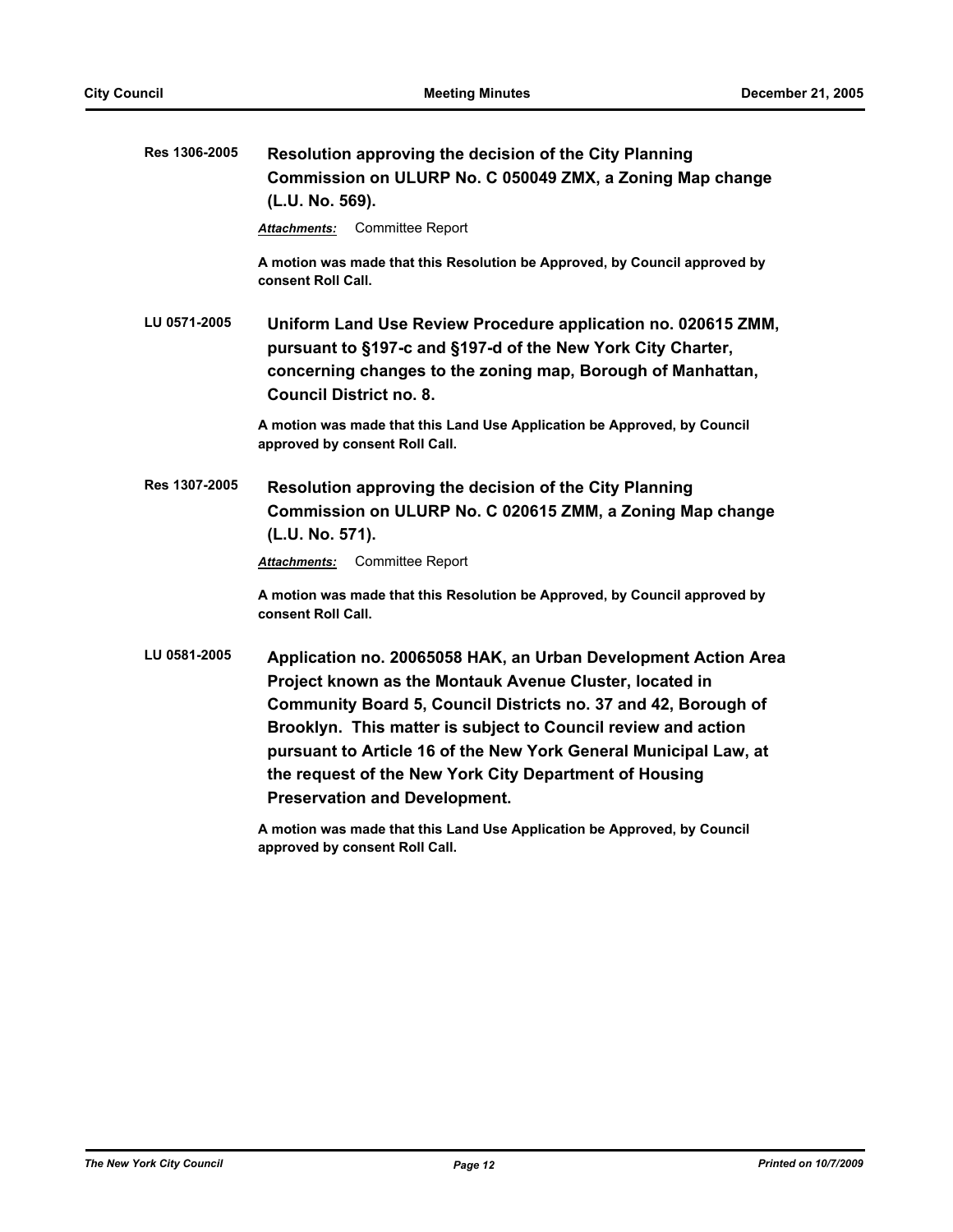**Res 1306-2005** **Resolution approving the decision of the City Planning Commission on ULURP No. C 050049 ZMX, a Zoning Map change (L.U. No. 569).**

***Attachments:*** Committee Report

**A motion was made that this Resolution be Approved, by Council approved by consent Roll Call.**

**LU 0571-2005** **Uniform Land Use Review Procedure application no. 020615 ZMM, pursuant to §197-c and §197-d of the New York City Charter, concerning changes to the zoning map, Borough of Manhattan, Council District no. 8.**

**A motion was made that this Land Use Application be Approved, by Council approved by consent Roll Call.**

**Res 1307-2005** **Resolution approving the decision of the City Planning Commission on ULURP No. C 020615 ZMM, a Zoning Map change (L.U. No. 571).**

***Attachments:*** Committee Report

**A motion was made that this Resolution be Approved, by Council approved by consent Roll Call.**

**LU 0581-2005** **Application no. 20065058 HAK, an Urban Development Action Area Project known as the Montauk Avenue Cluster, located in Community Board 5, Council Districts no. 37 and 42, Borough of Brooklyn. This matter is subject to Council review and action pursuant to Article 16 of the New York General Municipal Law, at the request of the New York City Department of Housing Preservation and Development.**

**A motion was made that this Land Use Application be Approved, by Council approved by consent Roll Call.**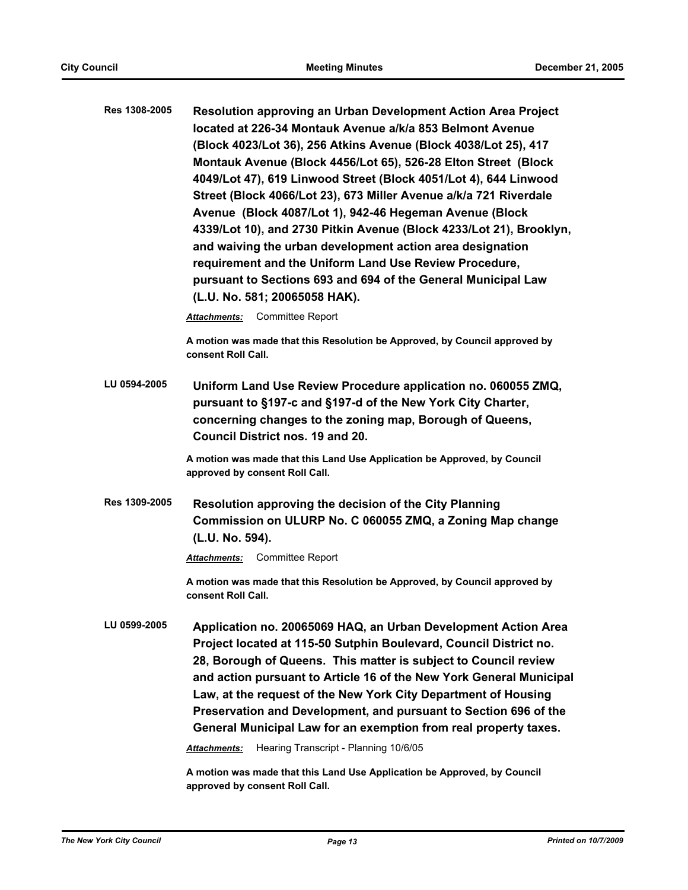**Res 1308-2005** **Resolution approving an Urban Development Action Area Project located at 226-34 Montauk Avenue a/k/a 853 Belmont Avenue (Block 4023/Lot 36), 256 Atkins Avenue (Block 4038/Lot 25), 417 Montauk Avenue (Block 4456/Lot 65), 526-28 Elton Street (Block 4049/Lot 47), 619 Linwood Street (Block 4051/Lot 4), 644 Linwood Street (Block 4066/Lot 23), 673 Miller Avenue a/k/a 721 Riverdale Avenue (Block 4087/Lot 1), 942-46 Hegeman Avenue (Block 4339/Lot 10), and 2730 Pitkin Avenue (Block 4233/Lot 21), Brooklyn, and waiving the urban development action area designation requirement and the Uniform Land Use Review Procedure, pursuant to Sections 693 and 694 of the General Municipal Law (L.U. No. 581; 20065058 HAK).**

***Attachments:*** Committee Report

**A motion was made that this Resolution be Approved, by Council approved by consent Roll Call.**

**LU 0594-2005** **Uniform Land Use Review Procedure application no. 060055 ZMQ, pursuant to §197-c and §197-d of the New York City Charter, concerning changes to the zoning map, Borough of Queens, Council District nos. 19 and 20.**

**A motion was made that this Land Use Application be Approved, by Council approved by consent Roll Call.**

**Res 1309-2005** **Resolution approving the decision of the City Planning Commission on ULURP No. C 060055 ZMQ, a Zoning Map change (L.U. No. 594).**

***Attachments:*** Committee Report

**A motion was made that this Resolution be Approved, by Council approved by consent Roll Call.**

**LU 0599-2005** **Application no. 20065069 HAQ, an Urban Development Action Area Project located at 115-50 Sutphin Boulevard, Council District no. 28, Borough of Queens. This matter is subject to Council review and action pursuant to Article 16 of the New York General Municipal Law, at the request of the New York City Department of Housing Preservation and Development, and pursuant to Section 696 of the General Municipal Law for an exemption from real property taxes.**

***Attachments:*** Hearing Transcript - Planning 10/6/05

**A motion was made that this Land Use Application be Approved, by Council approved by consent Roll Call.**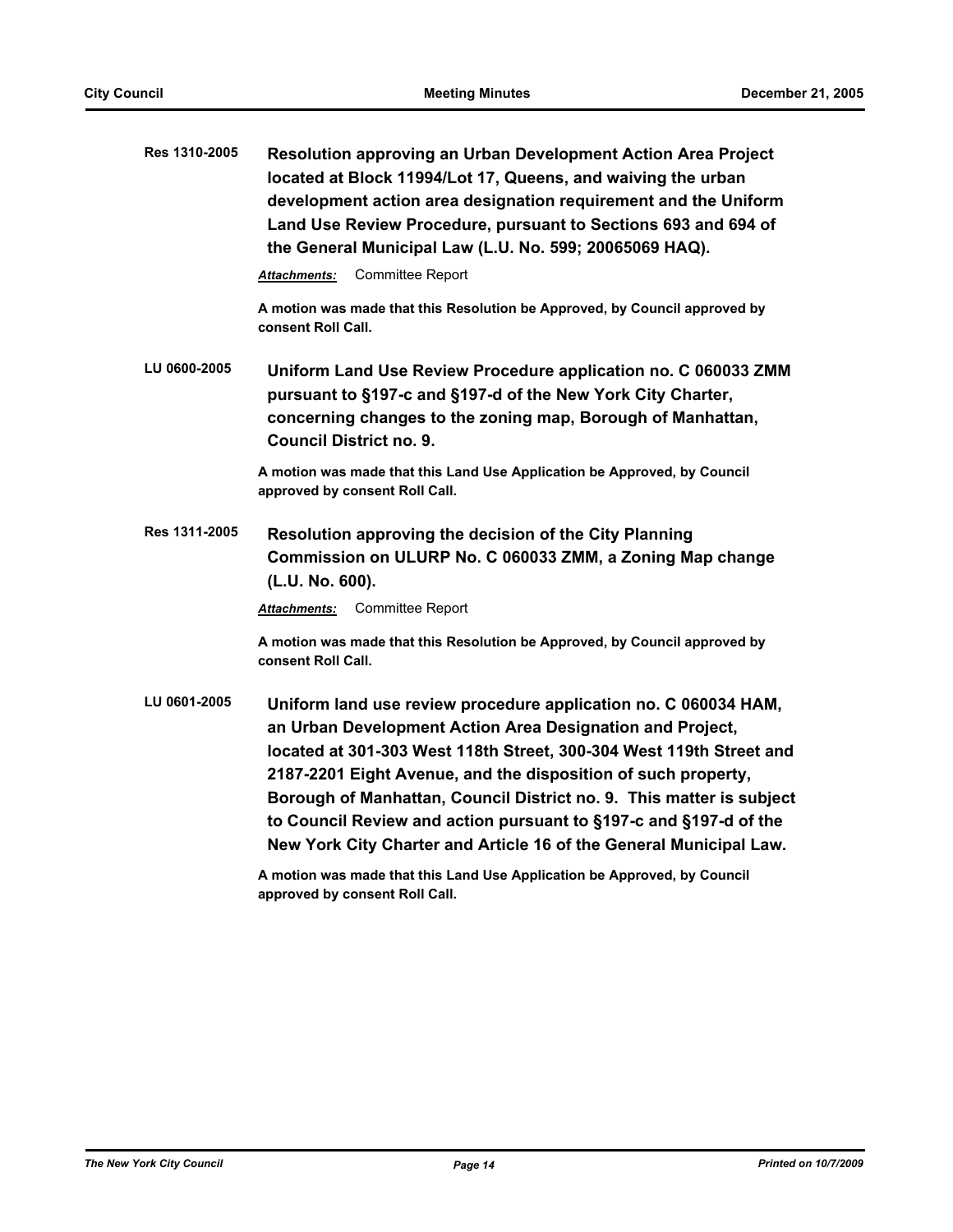**Res 1310-2005** **Resolution approving an Urban Development Action Area Project located at Block 11994/Lot 17, Queens, and waiving the urban development action area designation requirement and the Uniform Land Use Review Procedure, pursuant to Sections 693 and 694 of the General Municipal Law (L.U. No. 599; 20065069 HAQ).**

***Attachments:*** Committee Report

**A motion was made that this Resolution be Approved, by Council approved by consent Roll Call.**

**LU 0600-2005** **Uniform Land Use Review Procedure application no. C 060033 ZMM pursuant to §197-c and §197-d of the New York City Charter, concerning changes to the zoning map, Borough of Manhattan, Council District no. 9.**

**A motion was made that this Land Use Application be Approved, by Council approved by consent Roll Call.**

**Res 1311-2005** **Resolution approving the decision of the City Planning Commission on ULURP No. C 060033 ZMM, a Zoning Map change (L.U. No. 600).**

***Attachments:*** Committee Report

**A motion was made that this Resolution be Approved, by Council approved by consent Roll Call.**

**LU 0601-2005** **Uniform land use review procedure application no. C 060034 HAM, an Urban Development Action Area Designation and Project, located at 301-303 West 118th Street, 300-304 West 119th Street and 2187-2201 Eight Avenue, and the disposition of such property, Borough of Manhattan, Council District no. 9. This matter is subject to Council Review and action pursuant to §197-c and §197-d of the New York City Charter and Article 16 of the General Municipal Law.**

**A motion was made that this Land Use Application be Approved, by Council approved by consent Roll Call.**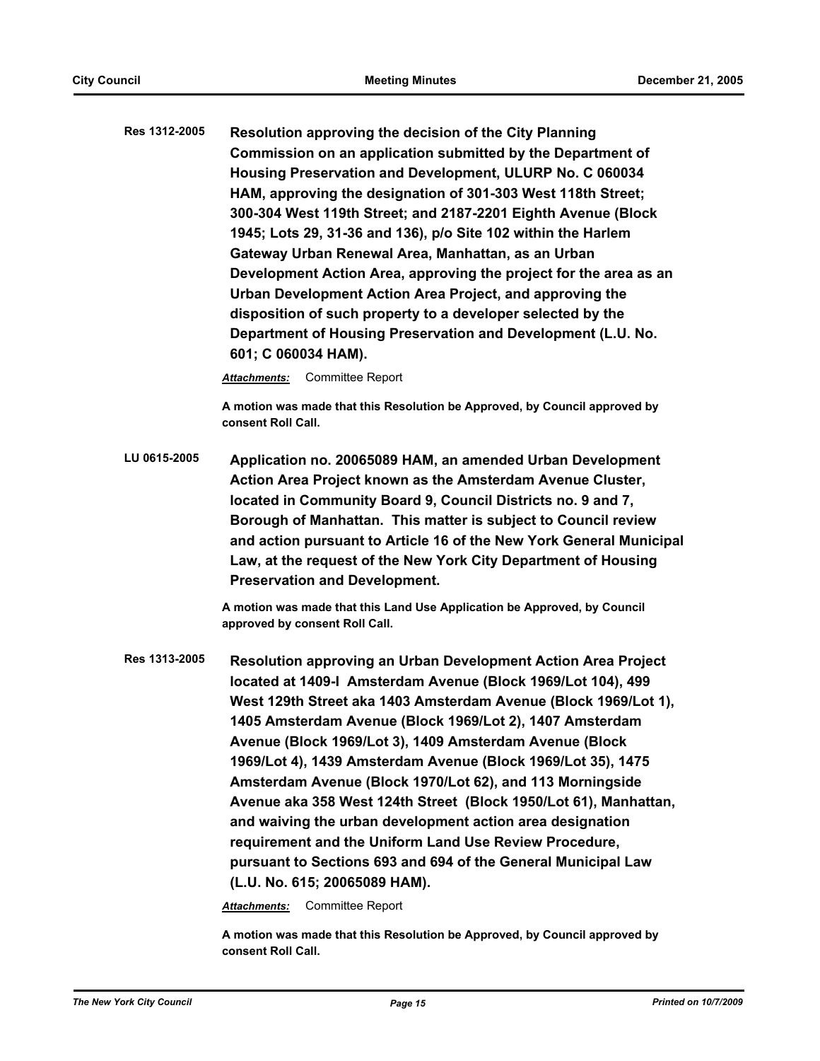**Res 1312-2005** **Resolution approving the decision of the City Planning Commission on an application submitted by the Department of Housing Preservation and Development, ULURP No. C 060034 HAM, approving the designation of 301-303 West 118th Street; 300-304 West 119th Street; and 2187-2201 Eighth Avenue (Block 1945; Lots 29, 31-36 and 136), p/o Site 102 within the Harlem Gateway Urban Renewal Area, Manhattan, as an Urban Development Action Area, approving the project for the area as an Urban Development Action Area Project, and approving the disposition of such property to a developer selected by the Department of Housing Preservation and Development (L.U. No. 601; C 060034 HAM).**

***Attachments:*** Committee Report

**A motion was made that this Resolution be Approved, by Council approved by consent Roll Call.**

**LU 0615-2005** **Application no. 20065089 HAM, an amended Urban Development Action Area Project known as the Amsterdam Avenue Cluster, located in Community Board 9, Council Districts no. 9 and 7, Borough of Manhattan. This matter is subject to Council review and action pursuant to Article 16 of the New York General Municipal Law, at the request of the New York City Department of Housing Preservation and Development.**

**A motion was made that this Land Use Application be Approved, by Council approved by consent Roll Call.**

**Res 1313-2005** **Resolution approving an Urban Development Action Area Project located at 1409-I Amsterdam Avenue (Block 1969/Lot 104), 499 West 129th Street aka 1403 Amsterdam Avenue (Block 1969/Lot 1), 1405 Amsterdam Avenue (Block 1969/Lot 2), 1407 Amsterdam Avenue (Block 1969/Lot 3), 1409 Amsterdam Avenue (Block 1969/Lot 4), 1439 Amsterdam Avenue (Block 1969/Lot 35), 1475 Amsterdam Avenue (Block 1970/Lot 62), and 113 Morningside Avenue aka 358 West 124th Street (Block 1950/Lot 61), Manhattan, and waiving the urban development action area designation requirement and the Uniform Land Use Review Procedure, pursuant to Sections 693 and 694 of the General Municipal Law (L.U. No. 615; 20065089 HAM).**

***Attachments:*** Committee Report

**A motion was made that this Resolution be Approved, by Council approved by consent Roll Call.**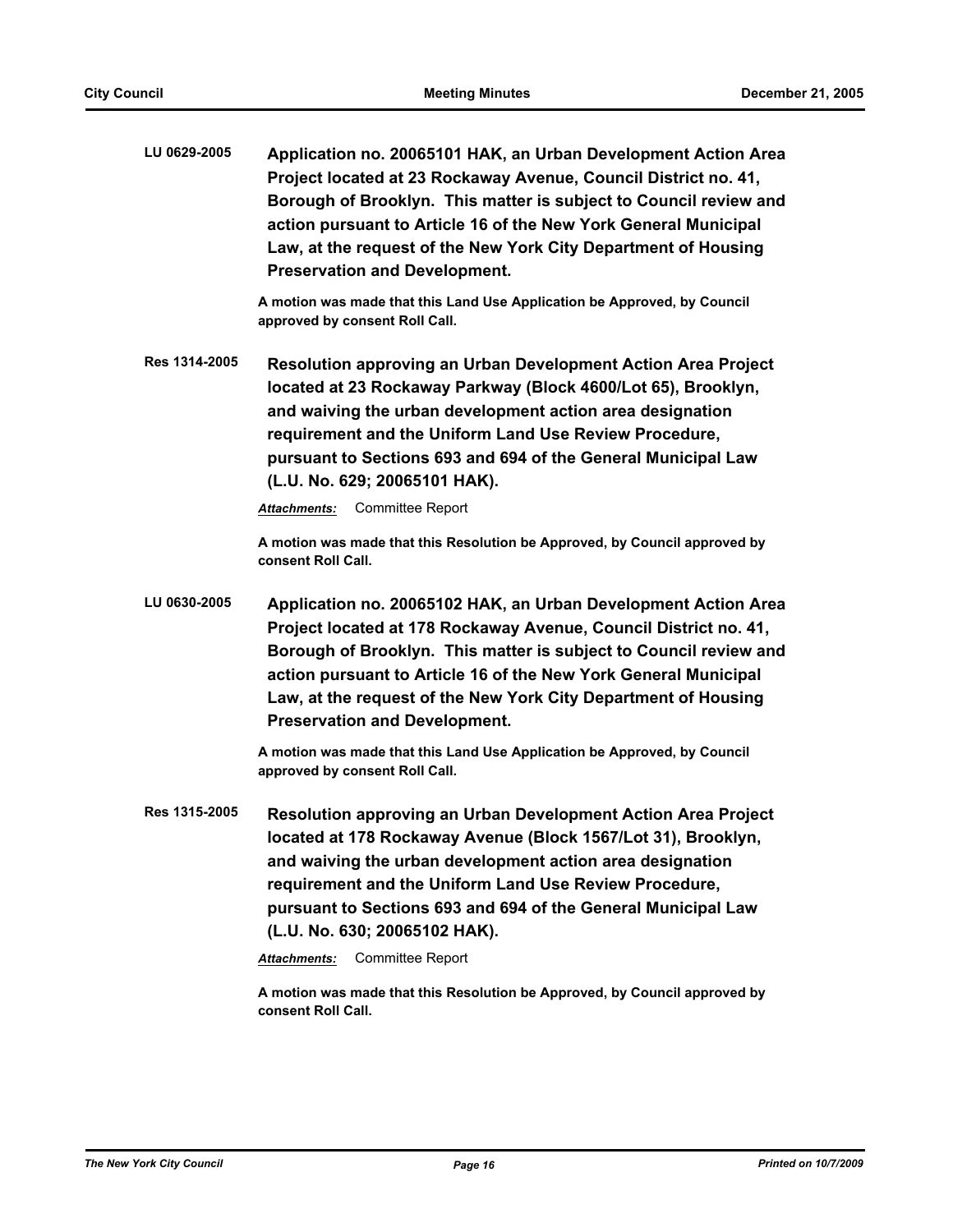**LU 0629-2005** **Application no. 20065101 HAK, an Urban Development Action Area Project located at 23 Rockaway Avenue, Council District no. 41, Borough of Brooklyn. This matter is subject to Council review and action pursuant to Article 16 of the New York General Municipal Law, at the request of the New York City Department of Housing Preservation and Development.**

**A motion was made that this Land Use Application be Approved, by Council approved by consent Roll Call.**

**Res 1314-2005** **Resolution approving an Urban Development Action Area Project located at 23 Rockaway Parkway (Block 4600/Lot 65), Brooklyn, and waiving the urban development action area designation requirement and the Uniform Land Use Review Procedure, pursuant to Sections 693 and 694 of the General Municipal Law (L.U. No. 629; 20065101 HAK).**

***Attachments:*** Committee Report

**A motion was made that this Resolution be Approved, by Council approved by consent Roll Call.**

**LU 0630-2005** **Application no. 20065102 HAK, an Urban Development Action Area Project located at 178 Rockaway Avenue, Council District no. 41, Borough of Brooklyn. This matter is subject to Council review and action pursuant to Article 16 of the New York General Municipal Law, at the request of the New York City Department of Housing Preservation and Development.**

**A motion was made that this Land Use Application be Approved, by Council approved by consent Roll Call.**

**Res 1315-2005** **Resolution approving an Urban Development Action Area Project located at 178 Rockaway Avenue (Block 1567/Lot 31), Brooklyn, and waiving the urban development action area designation requirement and the Uniform Land Use Review Procedure, pursuant to Sections 693 and 694 of the General Municipal Law (L.U. No. 630; 20065102 HAK).**

***Attachments:*** Committee Report

**A motion was made that this Resolution be Approved, by Council approved by consent Roll Call.**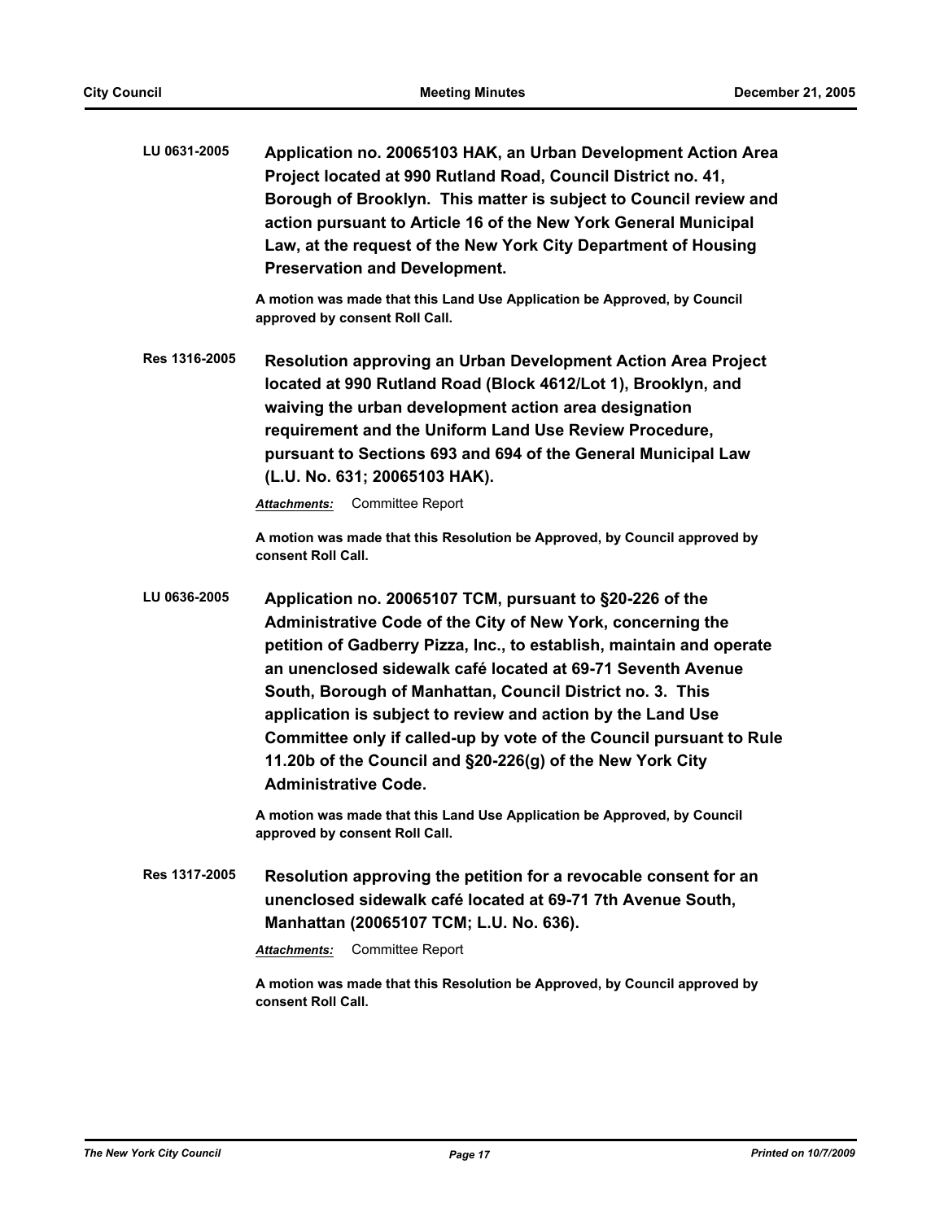**LU 0631-2005** **Application no. 20065103 HAK, an Urban Development Action Area Project located at 990 Rutland Road, Council District no. 41, Borough of Brooklyn. This matter is subject to Council review and action pursuant to Article 16 of the New York General Municipal Law, at the request of the New York City Department of Housing Preservation and Development.**

**A motion was made that this Land Use Application be Approved, by Council approved by consent Roll Call.**

**Res 1316-2005** **Resolution approving an Urban Development Action Area Project located at 990 Rutland Road (Block 4612/Lot 1), Brooklyn, and waiving the urban development action area designation requirement and the Uniform Land Use Review Procedure, pursuant to Sections 693 and 694 of the General Municipal Law (L.U. No. 631; 20065103 HAK).**

***Attachments:*** Committee Report

**A motion was made that this Resolution be Approved, by Council approved by consent Roll Call.**

**LU 0636-2005** **Application no. 20065107 TCM, pursuant to §20-226 of the Administrative Code of the City of New York, concerning the petition of Gadberry Pizza, Inc., to establish, maintain and operate an unenclosed sidewalk café located at 69-71 Seventh Avenue South, Borough of Manhattan, Council District no. 3. This application is subject to review and action by the Land Use Committee only if called-up by vote of the Council pursuant to Rule 11.20b of the Council and §20-226(g) of the New York City Administrative Code.**

**A motion was made that this Land Use Application be Approved, by Council approved by consent Roll Call.**

**Res 1317-2005** **Resolution approving the petition for a revocable consent for an unenclosed sidewalk café located at 69-71 7th Avenue South, Manhattan (20065107 TCM; L.U. No. 636).**

***Attachments:*** Committee Report

**A motion was made that this Resolution be Approved, by Council approved by consent Roll Call.**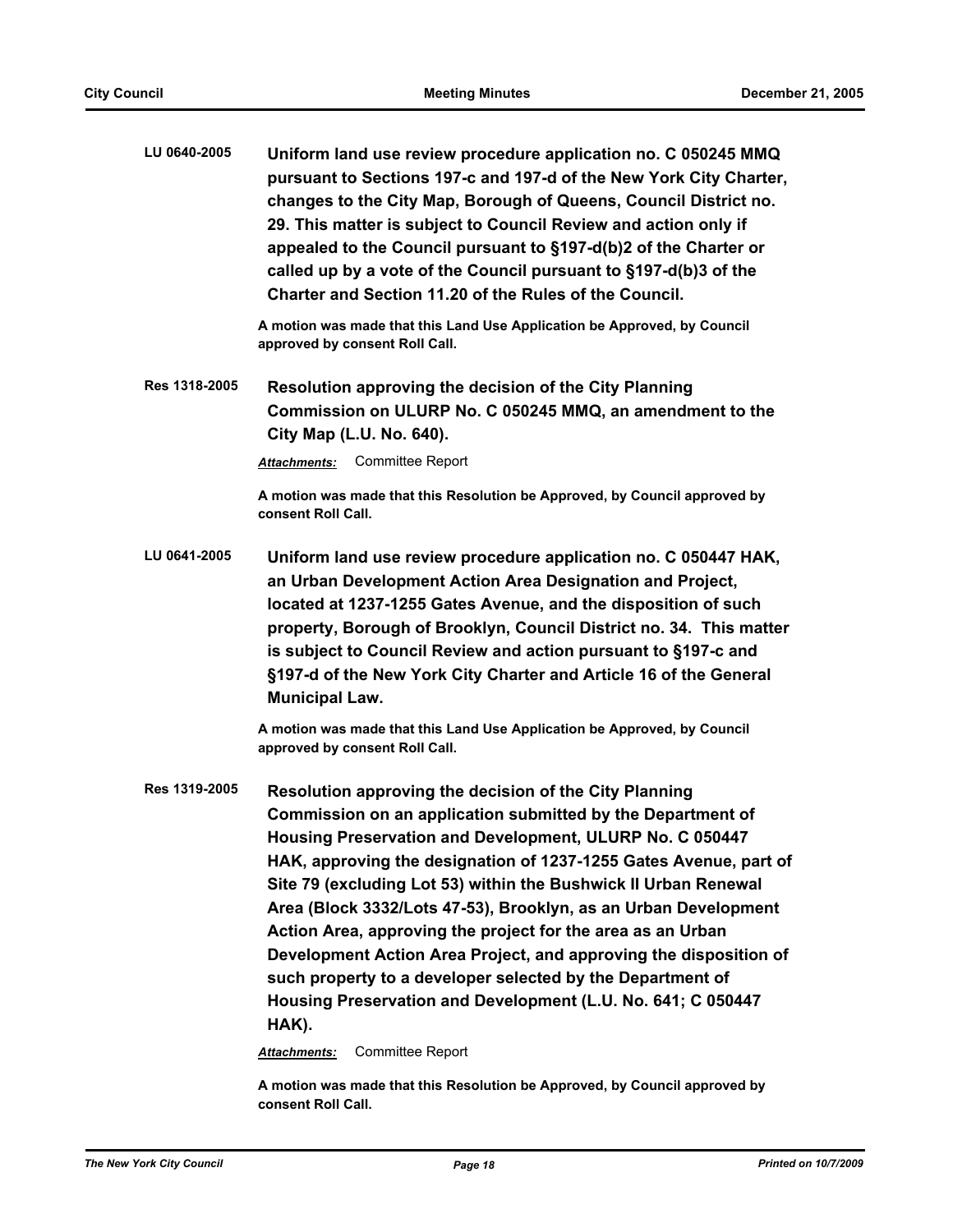**LU 0640-2005** **Uniform land use review procedure application no. C 050245 MMQ pursuant to Sections 197-c and 197-d of the New York City Charter, changes to the City Map, Borough of Queens, Council District no. 29. This matter is subject to Council Review and action only if appealed to the Council pursuant to §197-d(b)2 of the Charter or called up by a vote of the Council pursuant to §197-d(b)3 of the Charter and Section 11.20 of the Rules of the Council.**

**A motion was made that this Land Use Application be Approved, by Council approved by consent Roll Call.**

**Res 1318-2005** **Resolution approving the decision of the City Planning Commission on ULURP No. C 050245 MMQ, an amendment to the City Map (L.U. No. 640).**

***Attachments:*** Committee Report

**A motion was made that this Resolution be Approved, by Council approved by consent Roll Call.**

**LU 0641-2005** **Uniform land use review procedure application no. C 050447 HAK, an Urban Development Action Area Designation and Project, located at 1237-1255 Gates Avenue, and the disposition of such property, Borough of Brooklyn, Council District no. 34. This matter is subject to Council Review and action pursuant to §197-c and §197-d of the New York City Charter and Article 16 of the General Municipal Law.**

**A motion was made that this Land Use Application be Approved, by Council approved by consent Roll Call.**

**Res 1319-2005** **Resolution approving the decision of the City Planning Commission on an application submitted by the Department of Housing Preservation and Development, ULURP No. C 050447 HAK, approving the designation of 1237-1255 Gates Avenue, part of Site 79 (excluding Lot 53) within the Bushwick II Urban Renewal Area (Block 3332/Lots 47-53), Brooklyn, as an Urban Development Action Area, approving the project for the area as an Urban Development Action Area Project, and approving the disposition of such property to a developer selected by the Department of Housing Preservation and Development (L.U. No. 641; C 050447 HAK).**

***Attachments:*** Committee Report

**A motion was made that this Resolution be Approved, by Council approved by consent Roll Call.**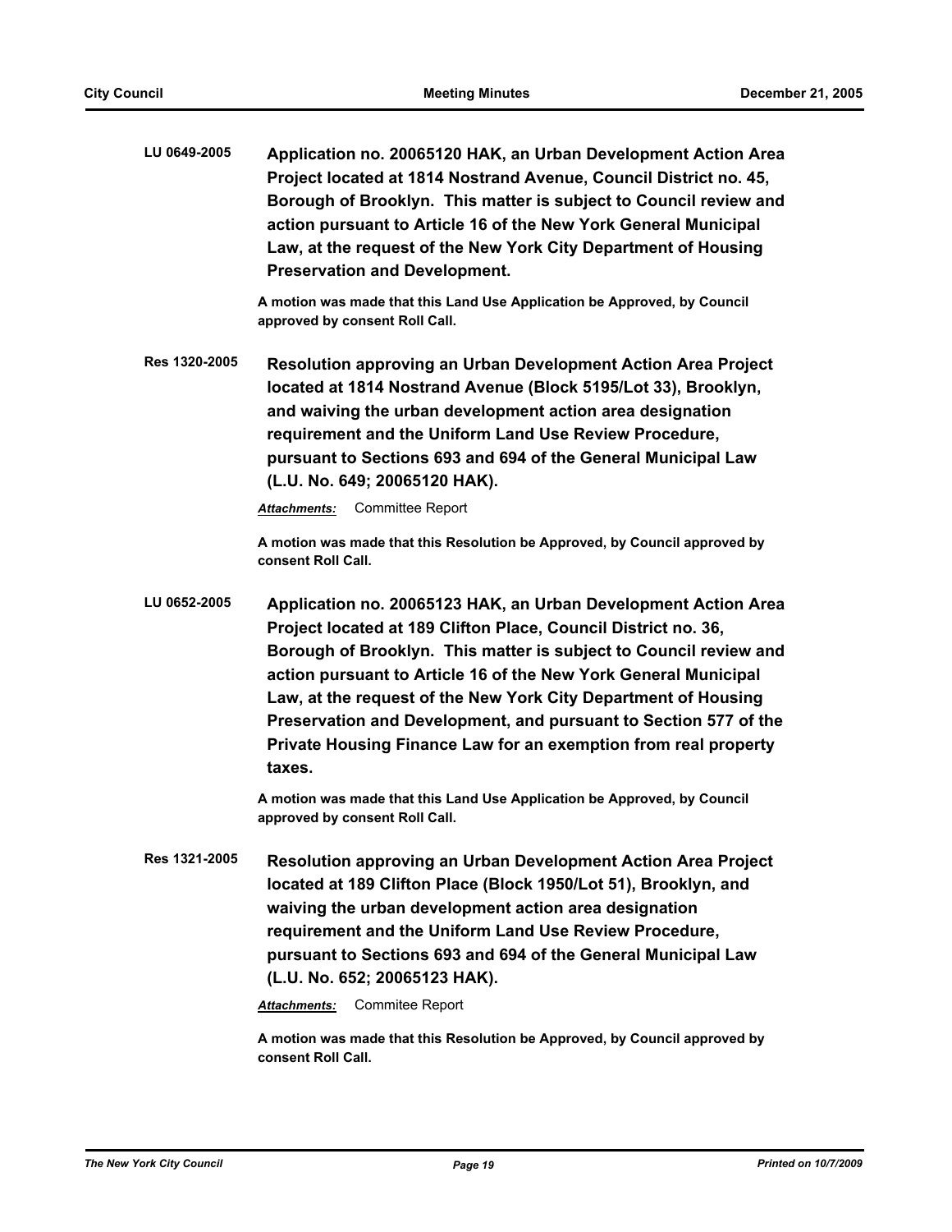**LU 0649-2005** **Application no. 20065120 HAK, an Urban Development Action Area Project located at 1814 Nostrand Avenue, Council District no. 45, Borough of Brooklyn. This matter is subject to Council review and action pursuant to Article 16 of the New York General Municipal Law, at the request of the New York City Department of Housing Preservation and Development.**

**A motion was made that this Land Use Application be Approved, by Council approved by consent Roll Call.**

**Res 1320-2005** **Resolution approving an Urban Development Action Area Project located at 1814 Nostrand Avenue (Block 5195/Lot 33), Brooklyn, and waiving the urban development action area designation requirement and the Uniform Land Use Review Procedure, pursuant to Sections 693 and 694 of the General Municipal Law (L.U. No. 649; 20065120 HAK).**

***Attachments:*** Committee Report

**A motion was made that this Resolution be Approved, by Council approved by consent Roll Call.**

**LU 0652-2005** **Application no. 20065123 HAK, an Urban Development Action Area Project located at 189 Clifton Place, Council District no. 36, Borough of Brooklyn. This matter is subject to Council review and action pursuant to Article 16 of the New York General Municipal Law, at the request of the New York City Department of Housing Preservation and Development, and pursuant to Section 577 of the Private Housing Finance Law for an exemption from real property taxes.**

**A motion was made that this Land Use Application be Approved, by Council approved by consent Roll Call.**

**Res 1321-2005** **Resolution approving an Urban Development Action Area Project located at 189 Clifton Place (Block 1950/Lot 51), Brooklyn, and waiving the urban development action area designation requirement and the Uniform Land Use Review Procedure, pursuant to Sections 693 and 694 of the General Municipal Law (L.U. No. 652; 20065123 HAK).**

***Attachments:*** Commitee Report

**A motion was made that this Resolution be Approved, by Council approved by consent Roll Call.**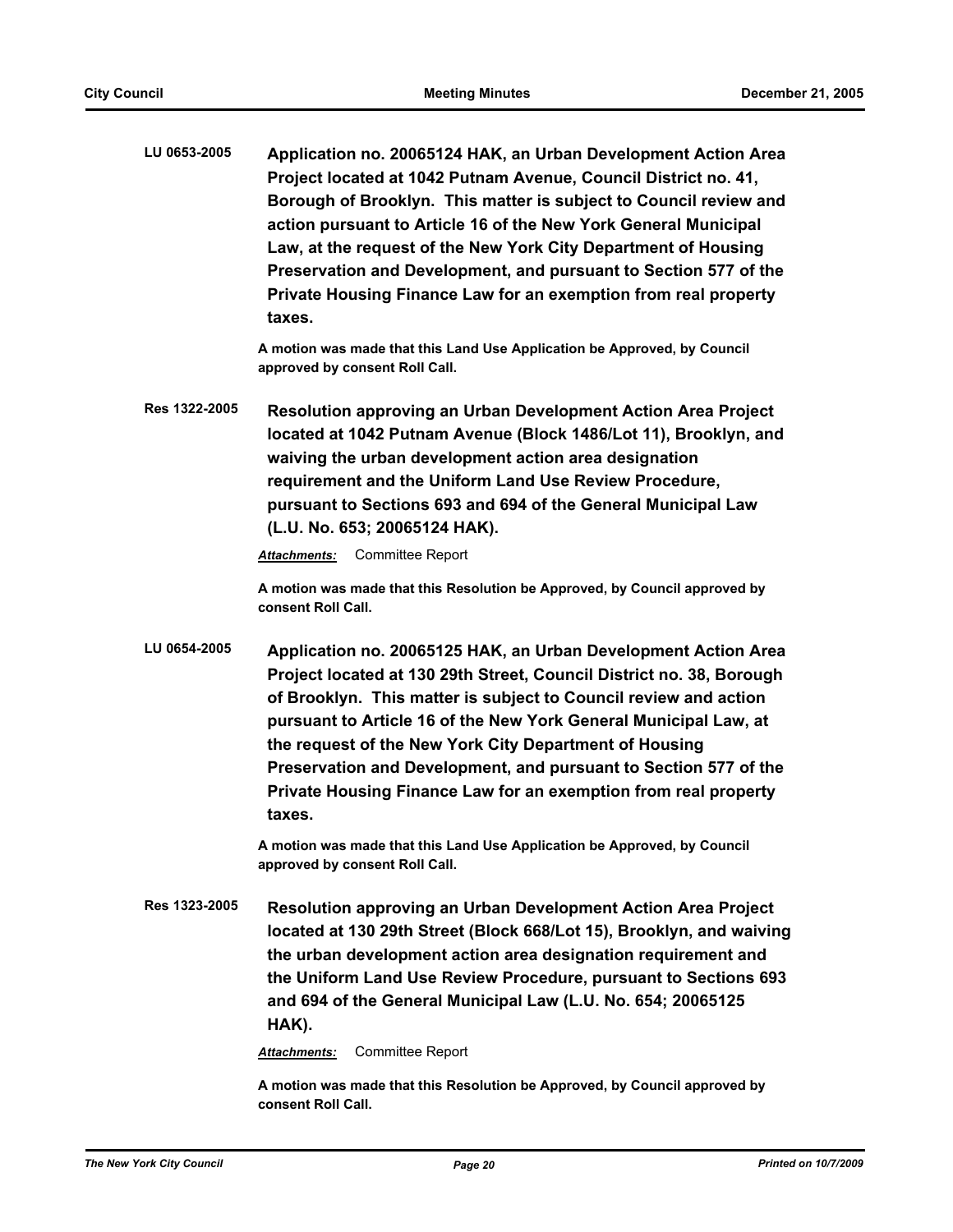**LU 0653-2005** **Application no. 20065124 HAK, an Urban Development Action Area Project located at 1042 Putnam Avenue, Council District no. 41, Borough of Brooklyn. This matter is subject to Council review and action pursuant to Article 16 of the New York General Municipal Law, at the request of the New York City Department of Housing Preservation and Development, and pursuant to Section 577 of the Private Housing Finance Law for an exemption from real property taxes.**

**A motion was made that this Land Use Application be Approved, by Council approved by consent Roll Call.**

**Res 1322-2005** **Resolution approving an Urban Development Action Area Project located at 1042 Putnam Avenue (Block 1486/Lot 11), Brooklyn, and waiving the urban development action area designation requirement and the Uniform Land Use Review Procedure, pursuant to Sections 693 and 694 of the General Municipal Law (L.U. No. 653; 20065124 HAK).**

***Attachments:*** Committee Report

**A motion was made that this Resolution be Approved, by Council approved by consent Roll Call.**

**LU 0654-2005** **Application no. 20065125 HAK, an Urban Development Action Area Project located at 130 29th Street, Council District no. 38, Borough of Brooklyn. This matter is subject to Council review and action pursuant to Article 16 of the New York General Municipal Law, at the request of the New York City Department of Housing Preservation and Development, and pursuant to Section 577 of the Private Housing Finance Law for an exemption from real property taxes.**

**A motion was made that this Land Use Application be Approved, by Council approved by consent Roll Call.**

**Res 1323-2005** **Resolution approving an Urban Development Action Area Project located at 130 29th Street (Block 668/Lot 15), Brooklyn, and waiving the urban development action area designation requirement and the Uniform Land Use Review Procedure, pursuant to Sections 693 and 694 of the General Municipal Law (L.U. No. 654; 20065125 HAK).**

***Attachments:*** Committee Report

**A motion was made that this Resolution be Approved, by Council approved by consent Roll Call.**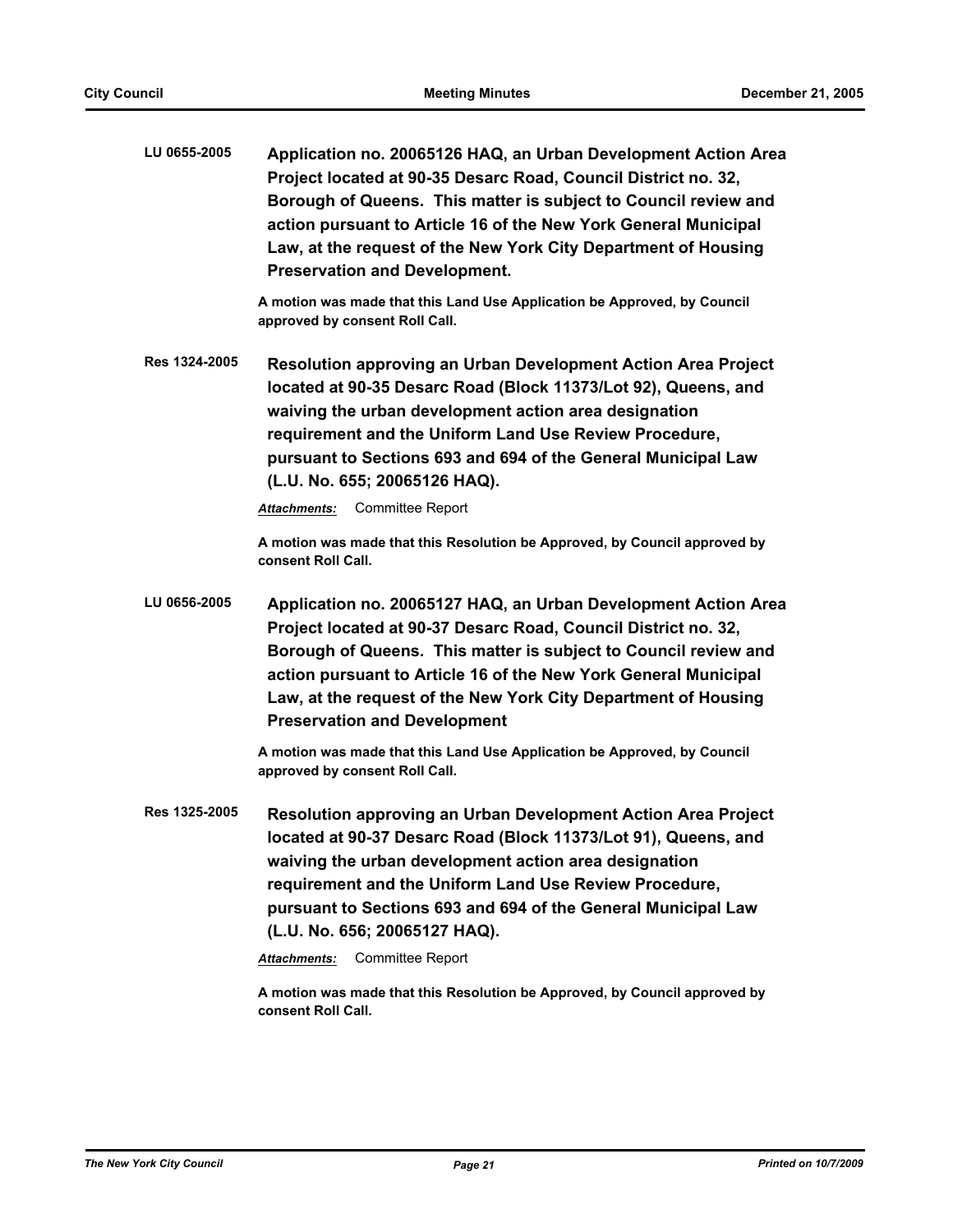**LU 0655-2005** **Application no. 20065126 HAQ, an Urban Development Action Area Project located at 90-35 Desarc Road, Council District no. 32, Borough of Queens. This matter is subject to Council review and action pursuant to Article 16 of the New York General Municipal Law, at the request of the New York City Department of Housing Preservation and Development.**

**A motion was made that this Land Use Application be Approved, by Council approved by consent Roll Call.**

**Res 1324-2005** **Resolution approving an Urban Development Action Area Project located at 90-35 Desarc Road (Block 11373/Lot 92), Queens, and waiving the urban development action area designation requirement and the Uniform Land Use Review Procedure, pursuant to Sections 693 and 694 of the General Municipal Law (L.U. No. 655; 20065126 HAQ).**

***Attachments:*** Committee Report

**A motion was made that this Resolution be Approved, by Council approved by consent Roll Call.**

**LU 0656-2005** **Application no. 20065127 HAQ, an Urban Development Action Area Project located at 90-37 Desarc Road, Council District no. 32, Borough of Queens. This matter is subject to Council review and action pursuant to Article 16 of the New York General Municipal Law, at the request of the New York City Department of Housing Preservation and Development**

**A motion was made that this Land Use Application be Approved, by Council approved by consent Roll Call.**

**Res 1325-2005** **Resolution approving an Urban Development Action Area Project located at 90-37 Desarc Road (Block 11373/Lot 91), Queens, and waiving the urban development action area designation requirement and the Uniform Land Use Review Procedure, pursuant to Sections 693 and 694 of the General Municipal Law (L.U. No. 656; 20065127 HAQ).**

***Attachments:*** Committee Report

**A motion was made that this Resolution be Approved, by Council approved by consent Roll Call.**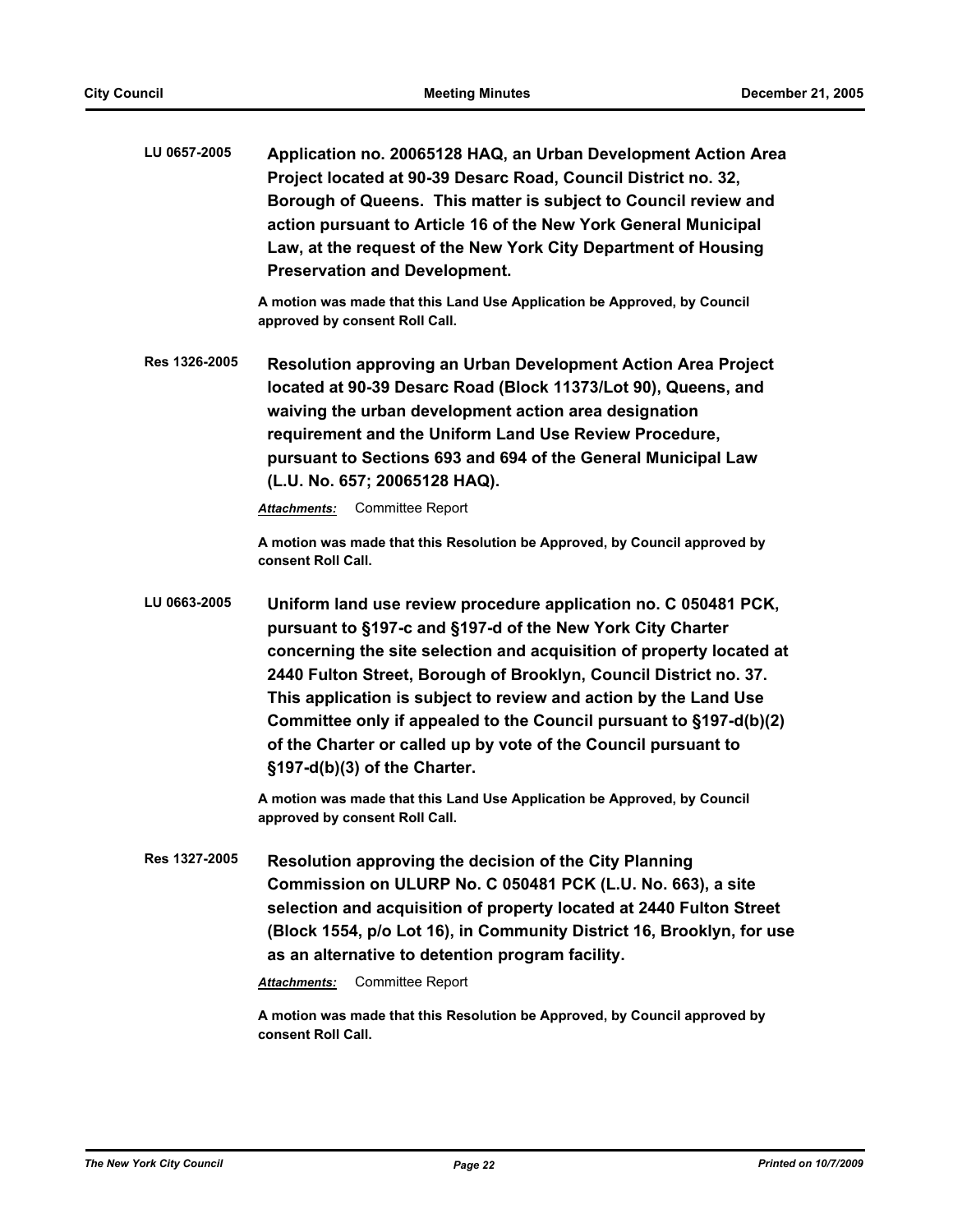**LU 0657-2005** **Application no. 20065128 HAQ, an Urban Development Action Area Project located at 90-39 Desarc Road, Council District no. 32, Borough of Queens. This matter is subject to Council review and action pursuant to Article 16 of the New York General Municipal Law, at the request of the New York City Department of Housing Preservation and Development.**

**A motion was made that this Land Use Application be Approved, by Council approved by consent Roll Call.**

**Res 1326-2005** **Resolution approving an Urban Development Action Area Project located at 90-39 Desarc Road (Block 11373/Lot 90), Queens, and waiving the urban development action area designation requirement and the Uniform Land Use Review Procedure, pursuant to Sections 693 and 694 of the General Municipal Law (L.U. No. 657; 20065128 HAQ).**

***Attachments:*** Committee Report

**A motion was made that this Resolution be Approved, by Council approved by consent Roll Call.**

**LU 0663-2005** **Uniform land use review procedure application no. C 050481 PCK, pursuant to §197-c and §197-d of the New York City Charter concerning the site selection and acquisition of property located at 2440 Fulton Street, Borough of Brooklyn, Council District no. 37. This application is subject to review and action by the Land Use Committee only if appealed to the Council pursuant to §197-d(b)(2) of the Charter or called up by vote of the Council pursuant to §197-d(b)(3) of the Charter.**

**A motion was made that this Land Use Application be Approved, by Council approved by consent Roll Call.**

**Res 1327-2005** **Resolution approving the decision of the City Planning Commission on ULURP No. C 050481 PCK (L.U. No. 663), a site selection and acquisition of property located at 2440 Fulton Street (Block 1554, p/o Lot 16), in Community District 16, Brooklyn, for use as an alternative to detention program facility.**

***Attachments:*** Committee Report

**A motion was made that this Resolution be Approved, by Council approved by consent Roll Call.**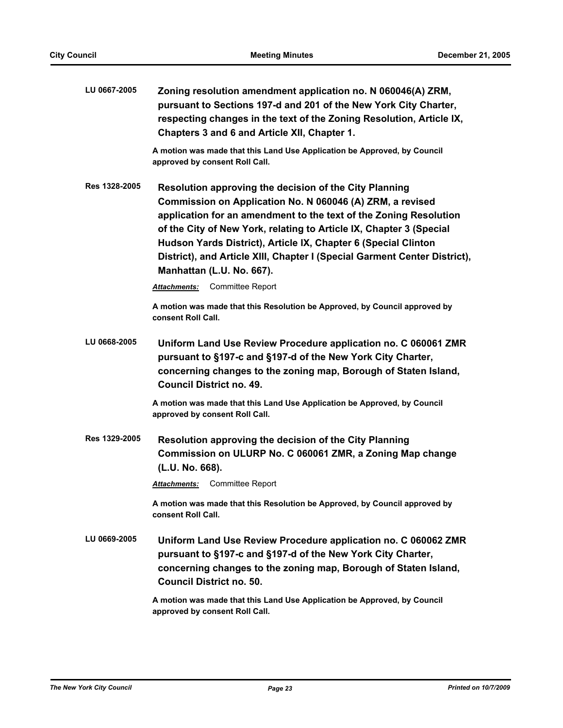**LU 0667-2005** **Zoning resolution amendment application no. N 060046(A) ZRM, pursuant to Sections 197-d and 201 of the New York City Charter, respecting changes in the text of the Zoning Resolution, Article IX, Chapters 3 and 6 and Article XII, Chapter 1.**

**A motion was made that this Land Use Application be Approved, by Council approved by consent Roll Call.**

**Res 1328-2005** **Resolution approving the decision of the City Planning Commission on Application No. N 060046 (A) ZRM, a revised application for an amendment to the text of the Zoning Resolution of the City of New York, relating to Article IX, Chapter 3 (Special Hudson Yards District), Article IX, Chapter 6 (Special Clinton District), and Article XIII, Chapter I (Special Garment Center District), Manhattan (L.U. No. 667).**

***Attachments:*** Committee Report

**A motion was made that this Resolution be Approved, by Council approved by consent Roll Call.**

**LU 0668-2005** **Uniform Land Use Review Procedure application no. C 060061 ZMR pursuant to §197-c and §197-d of the New York City Charter, concerning changes to the zoning map, Borough of Staten Island, Council District no. 49.**

**A motion was made that this Land Use Application be Approved, by Council approved by consent Roll Call.**

**Res 1329-2005** **Resolution approving the decision of the City Planning Commission on ULURP No. C 060061 ZMR, a Zoning Map change (L.U. No. 668).**

***Attachments:*** Committee Report

**A motion was made that this Resolution be Approved, by Council approved by consent Roll Call.**

**LU 0669-2005** **Uniform Land Use Review Procedure application no. C 060062 ZMR pursuant to §197-c and §197-d of the New York City Charter, concerning changes to the zoning map, Borough of Staten Island, Council District no. 50.**

**A motion was made that this Land Use Application be Approved, by Council approved by consent Roll Call.**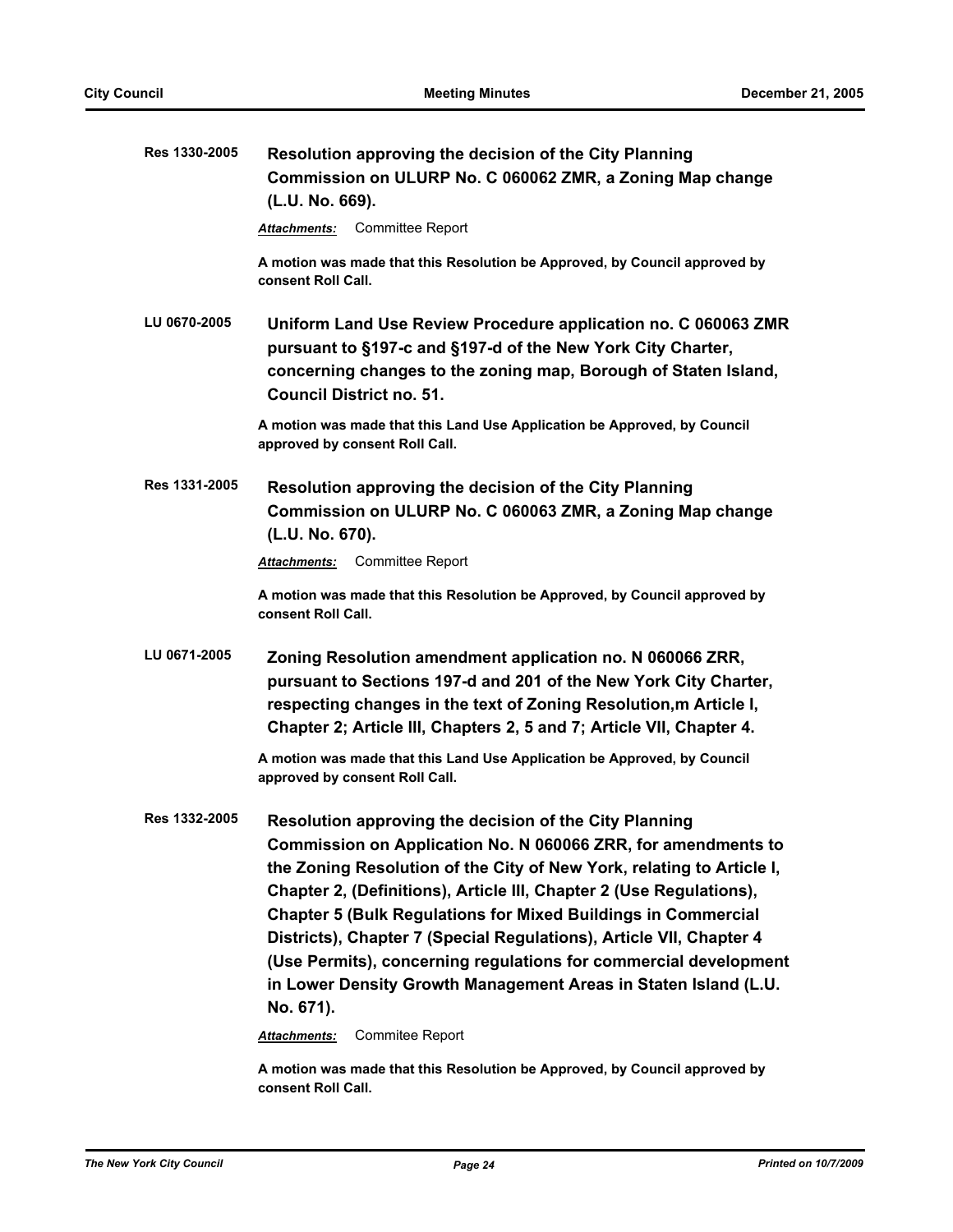**Res 1330-2005** **Resolution approving the decision of the City Planning Commission on ULURP No. C 060062 ZMR, a Zoning Map change (L.U. No. 669).**

***Attachments:*** Committee Report

**A motion was made that this Resolution be Approved, by Council approved by consent Roll Call.**

**LU 0670-2005** **Uniform Land Use Review Procedure application no. C 060063 ZMR pursuant to §197-c and §197-d of the New York City Charter, concerning changes to the zoning map, Borough of Staten Island, Council District no. 51.**

**A motion was made that this Land Use Application be Approved, by Council approved by consent Roll Call.**

**Res 1331-2005** **Resolution approving the decision of the City Planning Commission on ULURP No. C 060063 ZMR, a Zoning Map change (L.U. No. 670).**

***Attachments:*** Committee Report

**A motion was made that this Resolution be Approved, by Council approved by consent Roll Call.**

**LU 0671-2005** **Zoning Resolution amendment application no. N 060066 ZRR, pursuant to Sections 197-d and 201 of the New York City Charter, respecting changes in the text of Zoning Resolution,m Article I, Chapter 2; Article III, Chapters 2, 5 and 7; Article VII, Chapter 4.**

**A motion was made that this Land Use Application be Approved, by Council approved by consent Roll Call.**

**Res 1332-2005** **Resolution approving the decision of the City Planning Commission on Application No. N 060066 ZRR, for amendments to the Zoning Resolution of the City of New York, relating to Article I, Chapter 2, (Definitions), Article III, Chapter 2 (Use Regulations), Chapter 5 (Bulk Regulations for Mixed Buildings in Commercial Districts), Chapter 7 (Special Regulations), Article VII, Chapter 4 (Use Permits), concerning regulations for commercial development in Lower Density Growth Management Areas in Staten Island (L.U. No. 671).**

***Attachments:*** Commitee Report

**A motion was made that this Resolution be Approved, by Council approved by consent Roll Call.**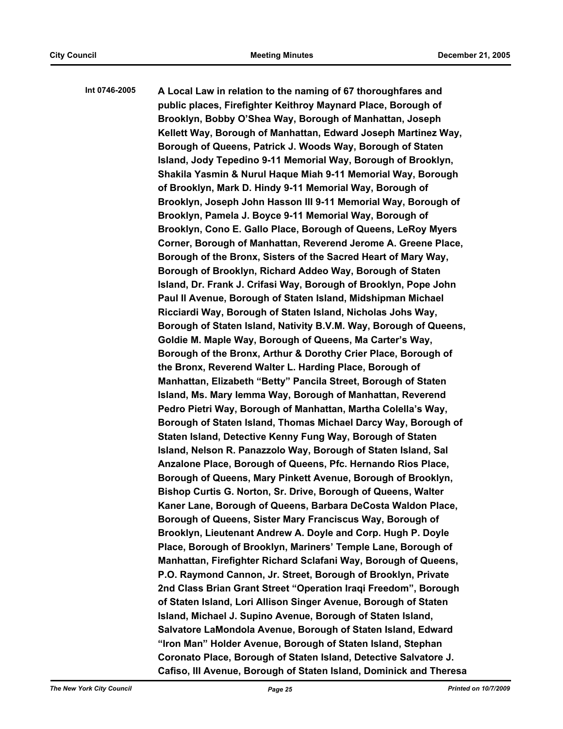**Int 0746-2005** **A Local Law in relation to the naming of 67 thoroughfares and public places, Firefighter Keithroy Maynard Place, Borough of Brooklyn, Bobby O'Shea Way, Borough of Manhattan, Joseph Kellett Way, Borough of Manhattan, Edward Joseph Martinez Way, Borough of Queens, Patrick J. Woods Way, Borough of Staten Island, Jody Tepedino 9-11 Memorial Way, Borough of Brooklyn, Shakila Yasmin & Nurul Haque Miah 9-11 Memorial Way, Borough of Brooklyn, Mark D. Hindy 9-11 Memorial Way, Borough of Brooklyn, Joseph John Hasson III 9-11 Memorial Way, Borough of Brooklyn, Pamela J. Boyce 9-11 Memorial Way, Borough of Brooklyn, Cono E. Gallo Place, Borough of Queens, LeRoy Myers Corner, Borough of Manhattan, Reverend Jerome A. Greene Place, Borough of the Bronx, Sisters of the Sacred Heart of Mary Way, Borough of Brooklyn, Richard Addeo Way, Borough of Staten Island, Dr. Frank J. Crifasi Way, Borough of Brooklyn, Pope John Paul II Avenue, Borough of Staten Island, Midshipman Michael Ricciardi Way, Borough of Staten Island, Nicholas Johs Way, Borough of Staten Island, Nativity B.V.M. Way, Borough of Queens, Goldie M. Maple Way, Borough of Queens, Ma Carter's Way, Borough of the Bronx, Arthur & Dorothy Crier Place, Borough of the Bronx, Reverend Walter L. Harding Place, Borough of Manhattan, Elizabeth "Betty" Pancila Street, Borough of Staten Island, Ms. Mary Iemma Way, Borough of Manhattan, Reverend Pedro Pietri Way, Borough of Manhattan, Martha Colella's Way, Borough of Staten Island, Thomas Michael Darcy Way, Borough of Staten Island, Detective Kenny Fung Way, Borough of Staten Island, Nelson R. Panazzolo Way, Borough of Staten Island, Sal Anzalone Place, Borough of Queens, Pfc. Hernando Rios Place, Borough of Queens, Mary Pinkett Avenue, Borough of Brooklyn, Bishop Curtis G. Norton, Sr. Drive, Borough of Queens, Walter Kaner Lane, Borough of Queens, Barbara DeCosta Waldon Place, Borough of Queens, Sister Mary Franciscus Way, Borough of Brooklyn, Lieutenant Andrew A. Doyle and Corp. Hugh P. Doyle Place, Borough of Brooklyn, Mariners' Temple Lane, Borough of Manhattan, Firefighter Richard Sclafani Way, Borough of Queens, P.O. Raymond Cannon, Jr. Street, Borough of Brooklyn, Private 2nd Class Brian Grant Street "Operation Iraqi Freedom", Borough of Staten Island, Lori Allison Singer Avenue, Borough of Staten Island, Michael J. Supino Avenue, Borough of Staten Island, Salvatore LaMondola Avenue, Borough of Staten Island, Edward "Iron Man" Holder Avenue, Borough of Staten Island, Stephan Coronato Place, Borough of Staten Island, Detective Salvatore J. Cafiso, III Avenue, Borough of Staten Island, Dominick and Theresa**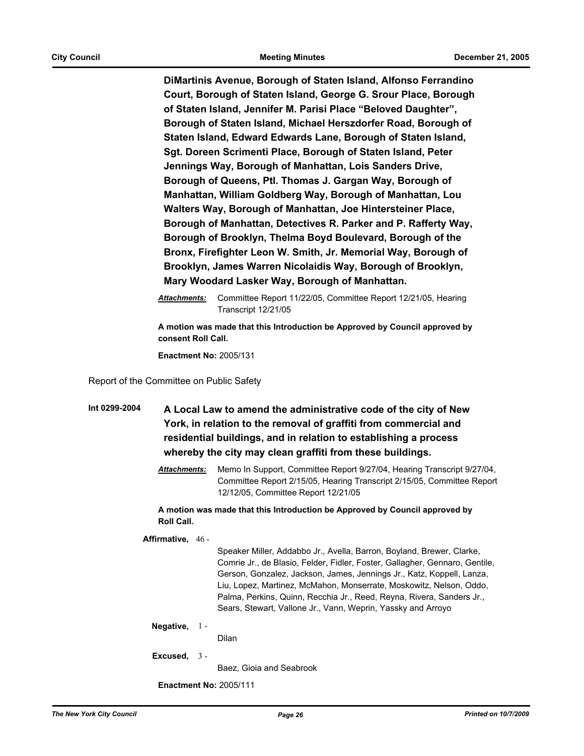**DiMartinis Avenue, Borough of Staten Island, Alfonso Ferrandino Court, Borough of Staten Island, George G. Srour Place, Borough of Staten Island, Jennifer M. Parisi Place "Beloved Daughter", Borough of Staten Island, Michael Herszdorfer Road, Borough of Staten Island, Edward Edwards Lane, Borough of Staten Island, Sgt. Doreen Scrimenti Place, Borough of Staten Island, Peter Jennings Way, Borough of Manhattan, Lois Sanders Drive, Borough of Queens, Ptl. Thomas J. Gargan Way, Borough of Manhattan, William Goldberg Way, Borough of Manhattan, Lou Walters Way, Borough of Manhattan, Joe Hintersteiner Place, Borough of Manhattan, Detectives R. Parker and P. Rafferty Way, Borough of Brooklyn, Thelma Boyd Boulevard, Borough of the Bronx, Firefighter Leon W. Smith, Jr. Memorial Way, Borough of Brooklyn, James Warren Nicolaidis Way, Borough of Brooklyn, Mary Woodard Lasker Way, Borough of Manhattan.**

***Attachments:*** Committee Report 11/22/05, Committee Report 12/21/05, Hearing Transcript 12/21/05

**A motion was made that this Introduction be Approved by Council approved by consent Roll Call.**

**Enactment No:** 2005/131

Report of the Committee on Public Safety

**Int 0299-2004** **A Local Law to amend the administrative code of the city of New York, in relation to the removal of graffiti from commercial and residential buildings, and in relation to establishing a process whereby the city may clean graffiti from these buildings.**

***Attachments:*** Memo In Support, Committee Report 9/27/04, Hearing Transcript 9/27/04, Committee Report 2/15/05, Hearing Transcript 2/15/05, Committee Report 12/12/05, Committee Report 12/21/05

**A motion was made that this Introduction be Approved by Council approved by Roll Call.**

**Affirmative,** 46 - Speaker Miller, Addabbo Jr., Avella, Barron, Boyland, Brewer, Clarke, Comrie Jr., de Blasio, Felder, Fidler, Foster, Gallagher, Gennaro, Gentile, Gerson, Gonzalez, Jackson, James, Jennings Jr., Katz, Koppell, Lanza, Liu, Lopez, Martinez, McMahon, Monserrate, Moskowitz, Nelson, Oddo, Palma, Perkins, Quinn, Recchia Jr., Reed, Reyna, Rivera, Sanders Jr., Sears, Stewart, Vallone Jr., Vann, Weprin, Yassky and Arroyo

**Negative,** 1 - Dilan

**Excused,** 3 - Baez, Gioia and Seabrook

**Enactment No:** 2005/111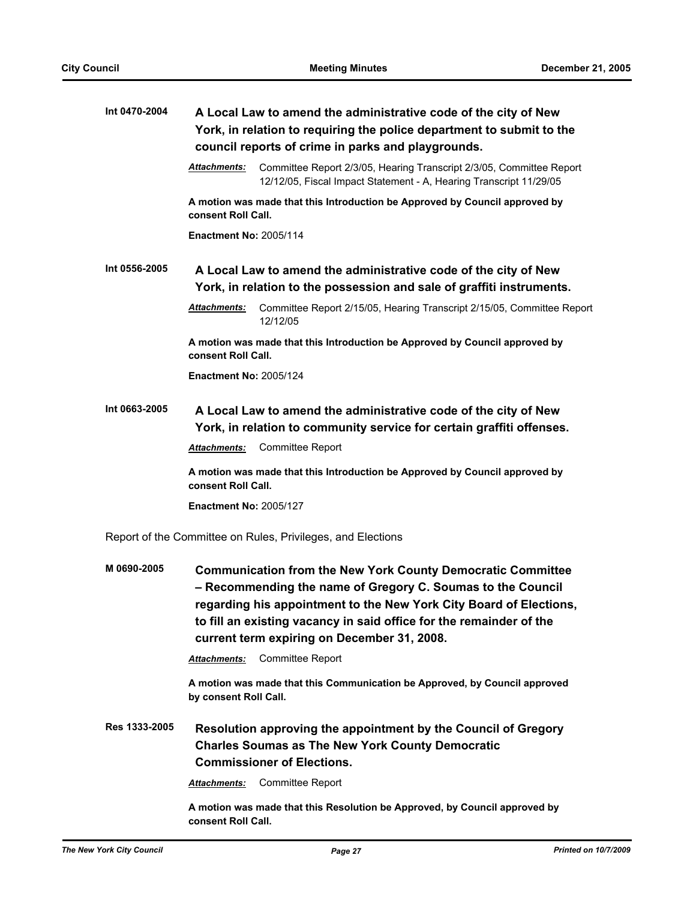**Int 0470-2004** **A Local Law to amend the administrative code of the city of New York, in relation to requiring the police department to submit to the council reports of crime in parks and playgrounds.**

***Attachments:*** Committee Report 2/3/05, Hearing Transcript 2/3/05, Committee Report 12/12/05, Fiscal Impact Statement - A, Hearing Transcript 11/29/05

**A motion was made that this Introduction be Approved by Council approved by consent Roll Call.**

**Enactment No:** 2005/114

**Int 0556-2005** **A Local Law to amend the administrative code of the city of New York, in relation to the possession and sale of graffiti instruments.**

***Attachments:*** Committee Report 2/15/05, Hearing Transcript 2/15/05, Committee Report 12/12/05

**A motion was made that this Introduction be Approved by Council approved by consent Roll Call.**

**Enactment No:** 2005/124

**Int 0663-2005** **A Local Law to amend the administrative code of the city of New York, in relation to community service for certain graffiti offenses.**

***Attachments:*** Committee Report

**A motion was made that this Introduction be Approved by Council approved by consent Roll Call.**

**Enactment No:** 2005/127

Report of the Committee on Rules, Privileges, and Elections

**M 0690-2005** **Communication from the New York County Democratic Committee – Recommending the name of Gregory C. Soumas to the Council regarding his appointment to the New York City Board of Elections, to fill an existing vacancy in said office for the remainder of the current term expiring on December 31, 2008.**

***Attachments:*** Committee Report

**A motion was made that this Communication be Approved, by Council approved by consent Roll Call.**

**Res 1333-2005** **Resolution approving the appointment by the Council of Gregory Charles Soumas as The New York County Democratic Commissioner of Elections.**

***Attachments:*** Committee Report

**A motion was made that this Resolution be Approved, by Council approved by consent Roll Call.**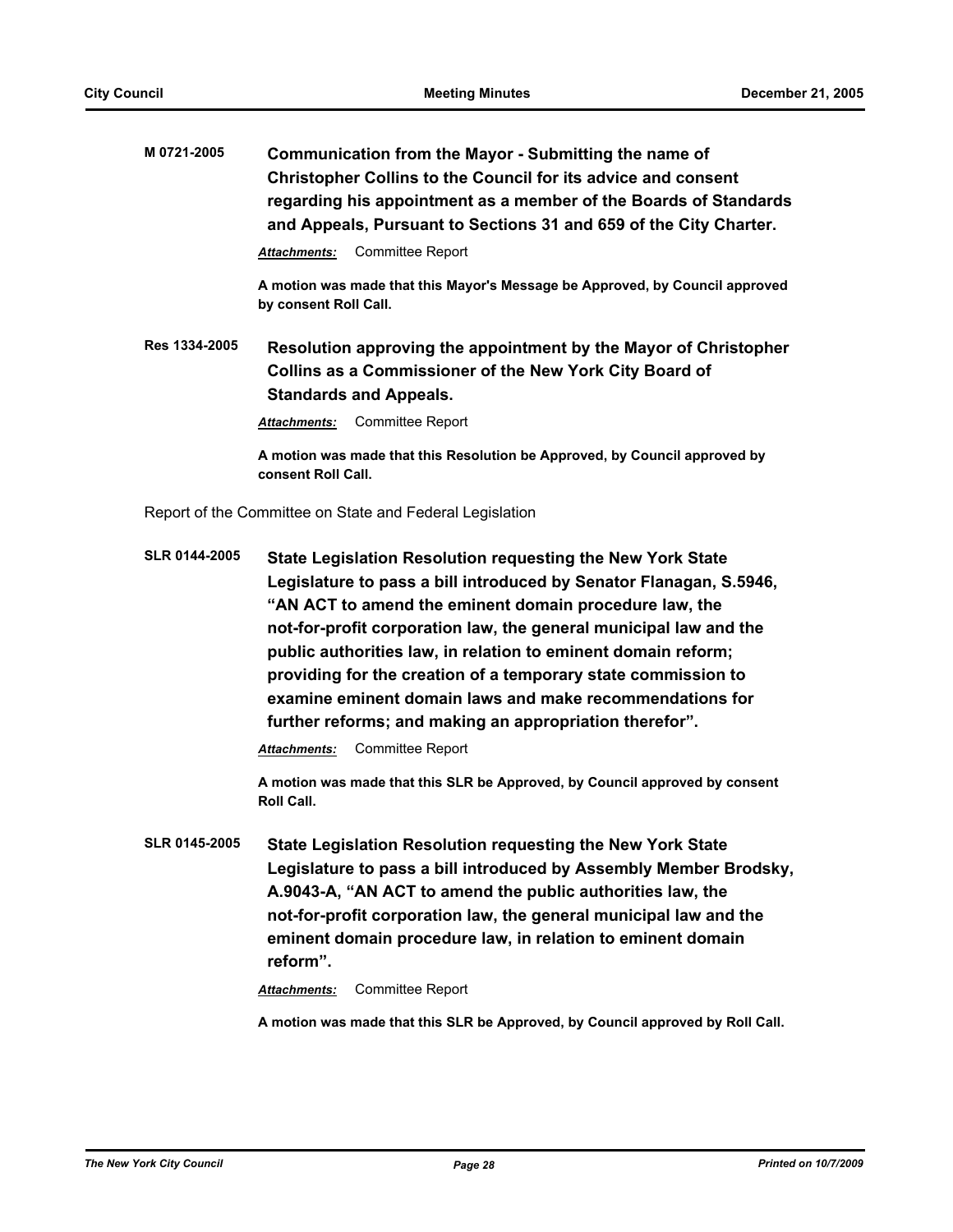**M 0721-2005** **Communication from the Mayor - Submitting the name of Christopher Collins to the Council for its advice and consent regarding his appointment as a member of the Boards of Standards and Appeals, Pursuant to Sections 31 and 659 of the City Charter.**

***Attachments:*** Committee Report

**A motion was made that this Mayor's Message be Approved, by Council approved by consent Roll Call.**

**Res 1334-2005** **Resolution approving the appointment by the Mayor of Christopher Collins as a Commissioner of the New York City Board of Standards and Appeals.**

***Attachments:*** Committee Report

**A motion was made that this Resolution be Approved, by Council approved by consent Roll Call.**

Report of the Committee on State and Federal Legislation

**SLR 0144-2005** **State Legislation Resolution requesting the New York State Legislature to pass a bill introduced by Senator Flanagan, S.5946, "AN ACT to amend the eminent domain procedure law, the not-for-profit corporation law, the general municipal law and the public authorities law, in relation to eminent domain reform; providing for the creation of a temporary state commission to examine eminent domain laws and make recommendations for further reforms; and making an appropriation therefor".**

***Attachments:*** Committee Report

**A motion was made that this SLR be Approved, by Council approved by consent Roll Call.**

**SLR 0145-2005** **State Legislation Resolution requesting the New York State Legislature to pass a bill introduced by Assembly Member Brodsky, A.9043-A, "AN ACT to amend the public authorities law, the not-for-profit corporation law, the general municipal law and the eminent domain procedure law, in relation to eminent domain reform".**

***Attachments:*** Committee Report

**A motion was made that this SLR be Approved, by Council approved by Roll Call.**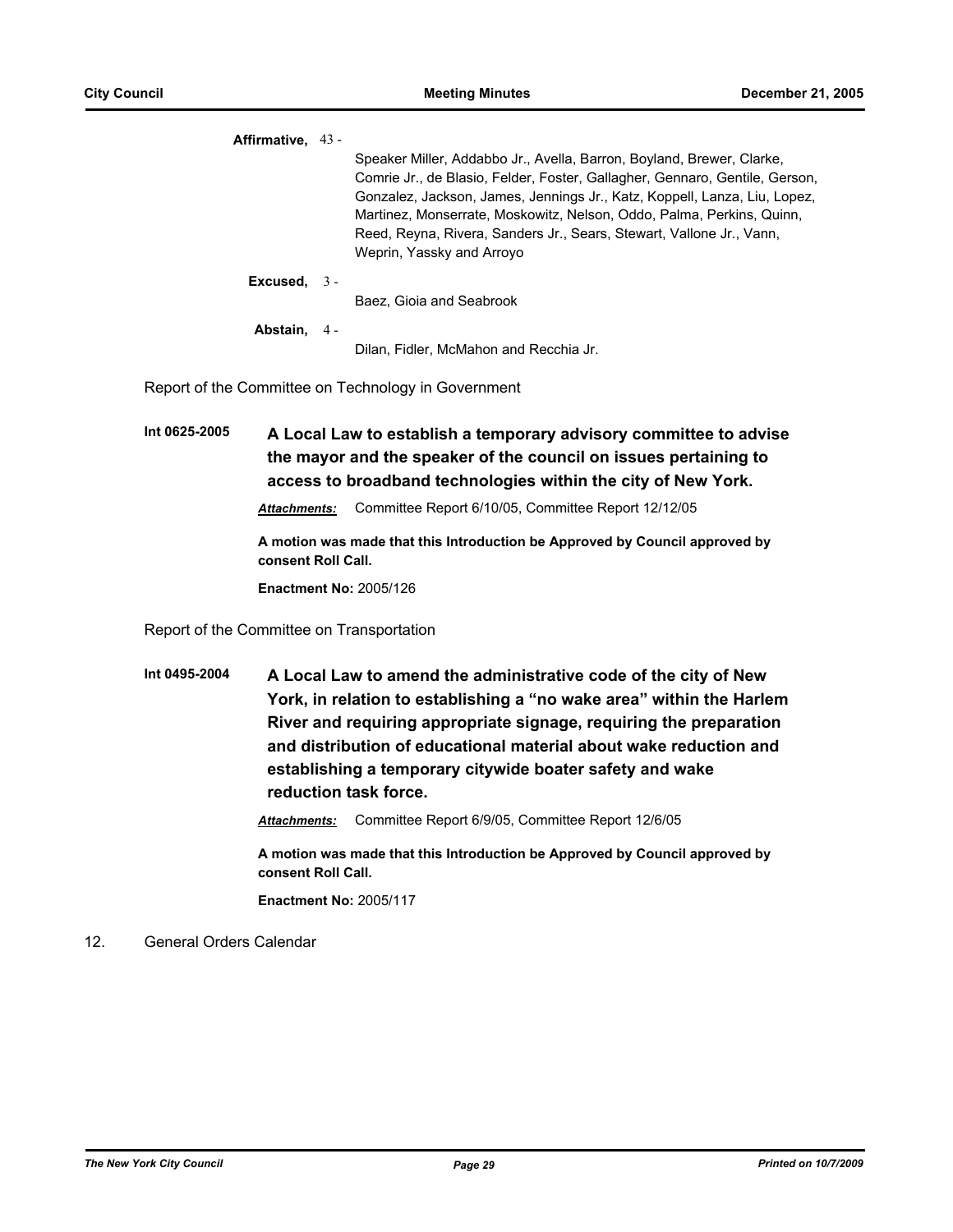**Affirmative,** 43 -

Speaker Miller, Addabbo Jr., Avella, Barron, Boyland, Brewer, Clarke, Comrie Jr., de Blasio, Felder, Foster, Gallagher, Gennaro, Gentile, Gerson, Gonzalez, Jackson, James, Jennings Jr., Katz, Koppell, Lanza, Liu, Lopez, Martinez, Monserrate, Moskowitz, Nelson, Oddo, Palma, Perkins, Quinn, Reed, Reyna, Rivera, Sanders Jr., Sears, Stewart, Vallone Jr., Vann, Weprin, Yassky and Arroyo

**Excused,** 3 -

Baez, Gioia and Seabrook

**Abstain,** 4 -

Dilan, Fidler, McMahon and Recchia Jr.

Report of the Committee on Technology in Government

**Int 0625-2005** **A Local Law to establish a temporary advisory committee to advise the mayor and the speaker of the council on issues pertaining to access to broadband technologies within the city of New York.**

***Attachments:*** Committee Report 6/10/05, Committee Report 12/12/05

**A motion was made that this Introduction be Approved by Council approved by consent Roll Call.**

**Enactment No:** 2005/126

Report of the Committee on Transportation

**Int 0495-2004** **A Local Law to amend the administrative code of the city of New York, in relation to establishing a "no wake area" within the Harlem River and requiring appropriate signage, requiring the preparation and distribution of educational material about wake reduction and establishing a temporary citywide boater safety and wake reduction task force.**

***Attachments:*** Committee Report 6/9/05, Committee Report 12/6/05

**A motion was made that this Introduction be Approved by Council approved by consent Roll Call.**

**Enactment No:** 2005/117

12. General Orders Calendar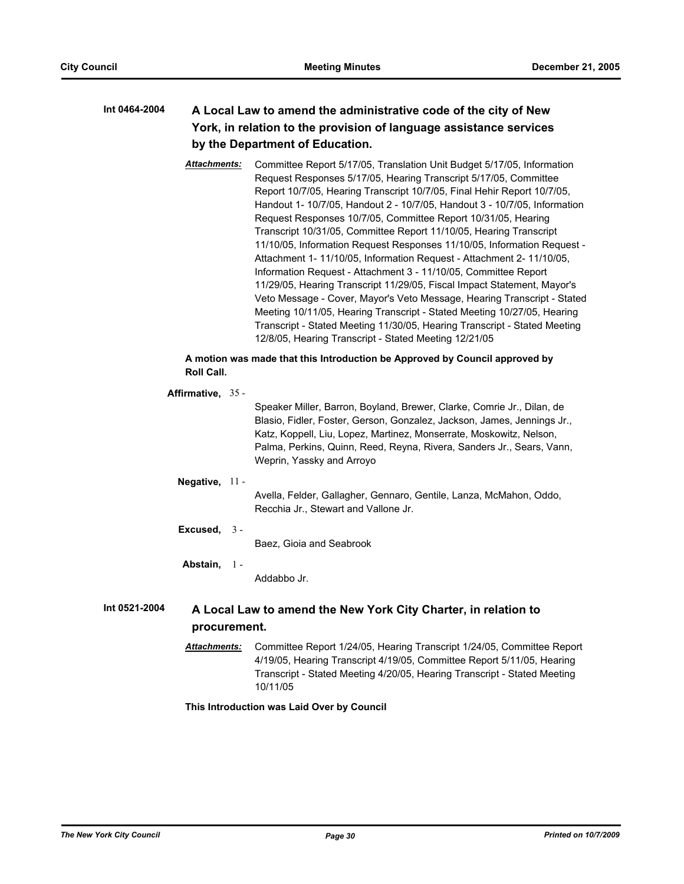**Int 0464-2004** **A Local Law to amend the administrative code of the city of New York, in relation to the provision of language assistance services by the Department of Education.**

***Attachments:*** Committee Report 5/17/05, Translation Unit Budget 5/17/05, Information Request Responses 5/17/05, Hearing Transcript 5/17/05, Committee Report 10/7/05, Hearing Transcript 10/7/05, Final Hehir Report 10/7/05, Handout 1- 10/7/05, Handout 2 - 10/7/05, Handout 3 - 10/7/05, Information Request Responses 10/7/05, Committee Report 10/31/05, Hearing Transcript 10/31/05, Committee Report 11/10/05, Hearing Transcript 11/10/05, Information Request Responses 11/10/05, Information Request - Attachment 1- 11/10/05, Information Request - Attachment 2- 11/10/05, Information Request - Attachment 3 - 11/10/05, Committee Report 11/29/05, Hearing Transcript 11/29/05, Fiscal Impact Statement, Mayor's Veto Message - Cover, Mayor's Veto Message, Hearing Transcript - Stated Meeting 10/11/05, Hearing Transcript - Stated Meeting 10/27/05, Hearing Transcript - Stated Meeting 11/30/05, Hearing Transcript - Stated Meeting 12/8/05, Hearing Transcript - Stated Meeting 12/21/05

**A motion was made that this Introduction be Approved by Council approved by Roll Call.**

**Affirmative,** 35 - Speaker Miller, Barron, Boyland, Brewer, Clarke, Comrie Jr., Dilan, de Blasio, Fidler, Foster, Gerson, Gonzalez, Jackson, James, Jennings Jr., Katz, Koppell, Liu, Lopez, Martinez, Monserrate, Moskowitz, Nelson, Palma, Perkins, Quinn, Reed, Reyna, Rivera, Sanders Jr., Sears, Vann, Weprin, Yassky and Arroyo

**Negative,** 11 - Avella, Felder, Gallagher, Gennaro, Gentile, Lanza, McMahon, Oddo, Recchia Jr., Stewart and Vallone Jr.

**Excused,** 3 - Baez, Gioia and Seabrook

**Abstain,** 1 - Addabbo Jr.

**Int 0521-2004** **A Local Law to amend the New York City Charter, in relation to procurement.**

***Attachments:*** Committee Report 1/24/05, Hearing Transcript 1/24/05, Committee Report 4/19/05, Hearing Transcript 4/19/05, Committee Report 5/11/05, Hearing Transcript - Stated Meeting 4/20/05, Hearing Transcript - Stated Meeting 10/11/05

**This Introduction was Laid Over by Council**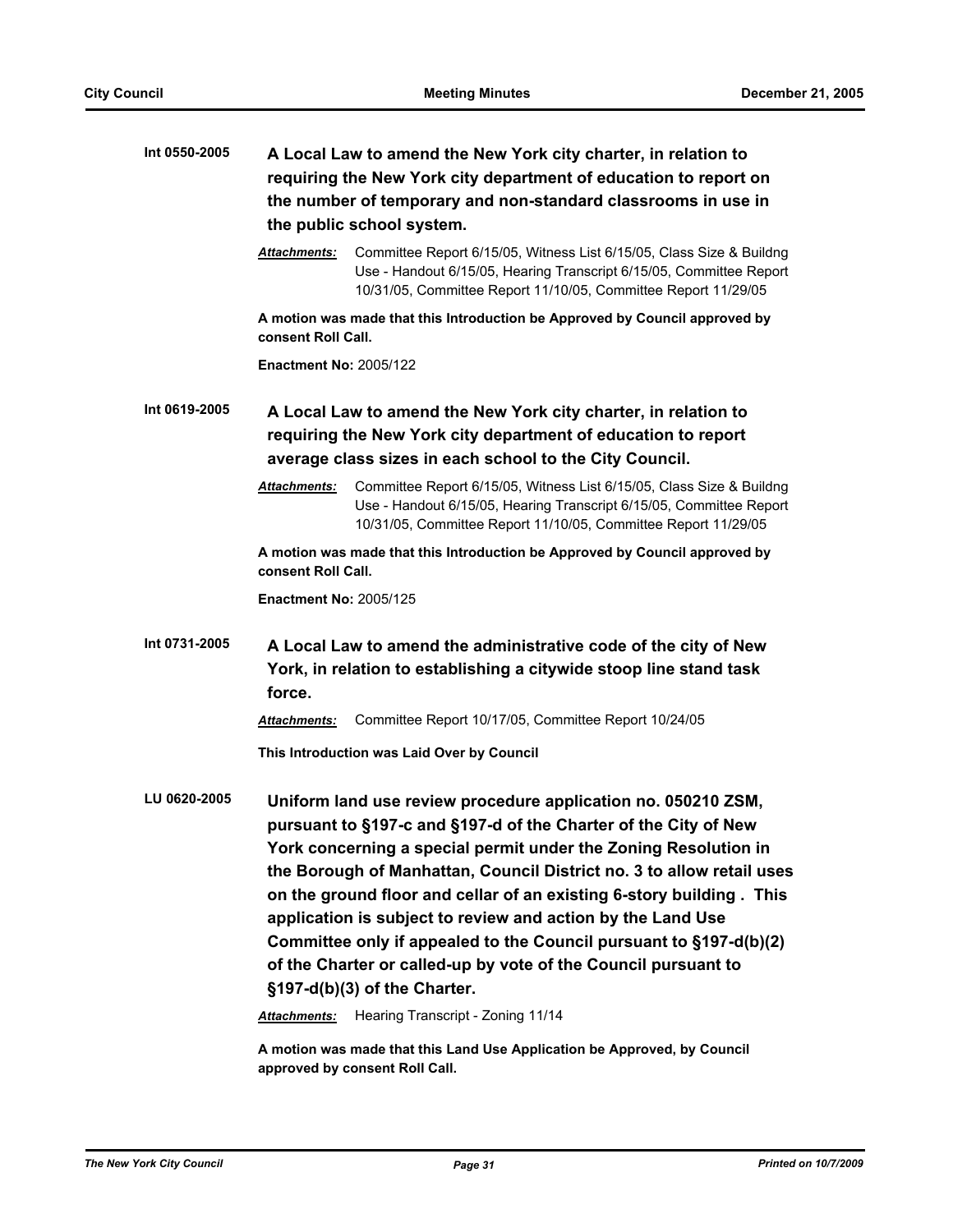**Int 0550-2005** **A Local Law to amend the New York city charter, in relation to requiring the New York city department of education to report on the number of temporary and non-standard classrooms in use in the public school system.**

***Attachments:*** Committee Report 6/15/05, Witness List 6/15/05, Class Size & Buildng Use - Handout 6/15/05, Hearing Transcript 6/15/05, Committee Report 10/31/05, Committee Report 11/10/05, Committee Report 11/29/05

**A motion was made that this Introduction be Approved by Council approved by consent Roll Call.**

**Enactment No:** 2005/122

**Int 0619-2005** **A Local Law to amend the New York city charter, in relation to requiring the New York city department of education to report average class sizes in each school to the City Council.**

***Attachments:*** Committee Report 6/15/05, Witness List 6/15/05, Class Size & Buildng Use - Handout 6/15/05, Hearing Transcript 6/15/05, Committee Report 10/31/05, Committee Report 11/10/05, Committee Report 11/29/05

**A motion was made that this Introduction be Approved by Council approved by consent Roll Call.**

**Enactment No:** 2005/125

**Int 0731-2005** **A Local Law to amend the administrative code of the city of New York, in relation to establishing a citywide stoop line stand task force.**

***Attachments:*** Committee Report 10/17/05, Committee Report 10/24/05

**This Introduction was Laid Over by Council**

**LU 0620-2005** **Uniform land use review procedure application no. 050210 ZSM, pursuant to §197-c and §197-d of the Charter of the City of New York concerning a special permit under the Zoning Resolution in the Borough of Manhattan, Council District no. 3 to allow retail uses on the ground floor and cellar of an existing 6-story building . This application is subject to review and action by the Land Use Committee only if appealed to the Council pursuant to §197-d(b)(2) of the Charter or called-up by vote of the Council pursuant to §197-d(b)(3) of the Charter.**

***Attachments:*** Hearing Transcript - Zoning 11/14

**A motion was made that this Land Use Application be Approved, by Council approved by consent Roll Call.**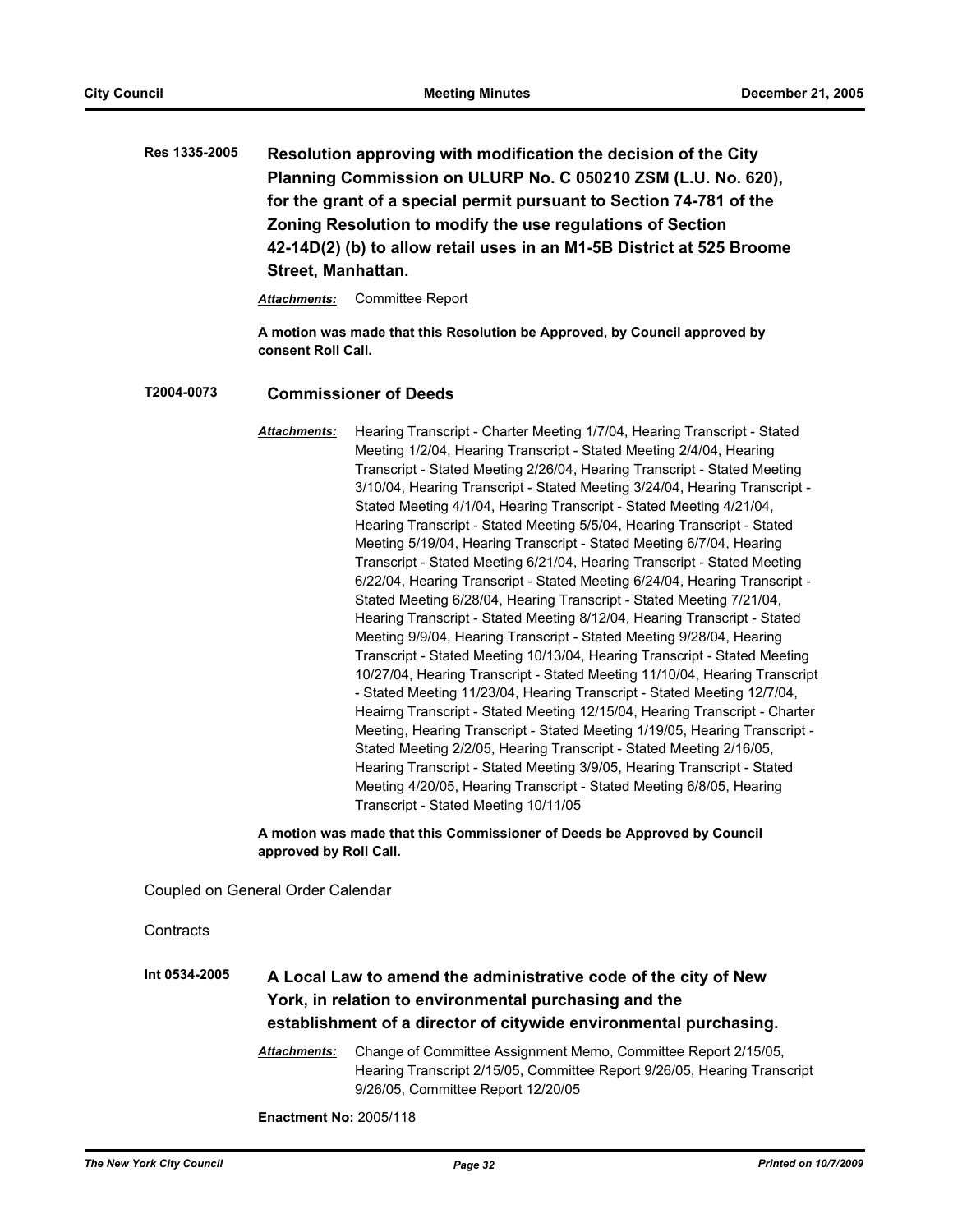**Res 1335-2005** **Resolution approving with modification the decision of the City Planning Commission on ULURP No. C 050210 ZSM (L.U. No. 620), for the grant of a special permit pursuant to Section 74-781 of the Zoning Resolution to modify the use regulations of Section 42-14D(2) (b) to allow retail uses in an M1-5B District at 525 Broome Street, Manhattan.**

***Attachments:*** Committee Report

**A motion was made that this Resolution be Approved, by Council approved by consent Roll Call.**

**T2004-0073** **Commissioner of Deeds**

***Attachments:*** Hearing Transcript - Charter Meeting 1/7/04, Hearing Transcript - Stated Meeting 1/2/04, Hearing Transcript - Stated Meeting 2/4/04, Hearing Transcript - Stated Meeting 2/26/04, Hearing Transcript - Stated Meeting 3/10/04, Hearing Transcript - Stated Meeting 3/24/04, Hearing Transcript - Stated Meeting 4/1/04, Hearing Transcript - Stated Meeting 4/21/04, Hearing Transcript - Stated Meeting 5/5/04, Hearing Transcript - Stated Meeting 5/19/04, Hearing Transcript - Stated Meeting 6/7/04, Hearing Transcript - Stated Meeting 6/21/04, Hearing Transcript - Stated Meeting 6/22/04, Hearing Transcript - Stated Meeting 6/24/04, Hearing Transcript - Stated Meeting 6/28/04, Hearing Transcript - Stated Meeting 7/21/04, Hearing Transcript - Stated Meeting 8/12/04, Hearing Transcript - Stated Meeting 9/9/04, Hearing Transcript - Stated Meeting 9/28/04, Hearing Transcript - Stated Meeting 10/13/04, Hearing Transcript - Stated Meeting 10/27/04, Hearing Transcript - Stated Meeting 11/10/04, Hearing Transcript - Stated Meeting 11/23/04, Hearing Transcript - Stated Meeting 12/7/04, Heairng Transcript - Stated Meeting 12/15/04, Hearing Transcript - Charter Meeting, Hearing Transcript - Stated Meeting 1/19/05, Hearing Transcript - Stated Meeting 2/2/05, Hearing Transcript - Stated Meeting 2/16/05, Hearing Transcript - Stated Meeting 3/9/05, Hearing Transcript - Stated Meeting 4/20/05, Hearing Transcript - Stated Meeting 6/8/05, Hearing Transcript - Stated Meeting 10/11/05

**A motion was made that this Commissioner of Deeds be Approved by Council approved by Roll Call.**

Coupled on General Order Calendar

Contracts

**Int 0534-2005** **A Local Law to amend the administrative code of the city of New York, in relation to environmental purchasing and the establishment of a director of citywide environmental purchasing.**

***Attachments:*** Change of Committee Assignment Memo, Committee Report 2/15/05, Hearing Transcript 2/15/05, Committee Report 9/26/05, Hearing Transcript 9/26/05, Committee Report 12/20/05

**Enactment No:** 2005/118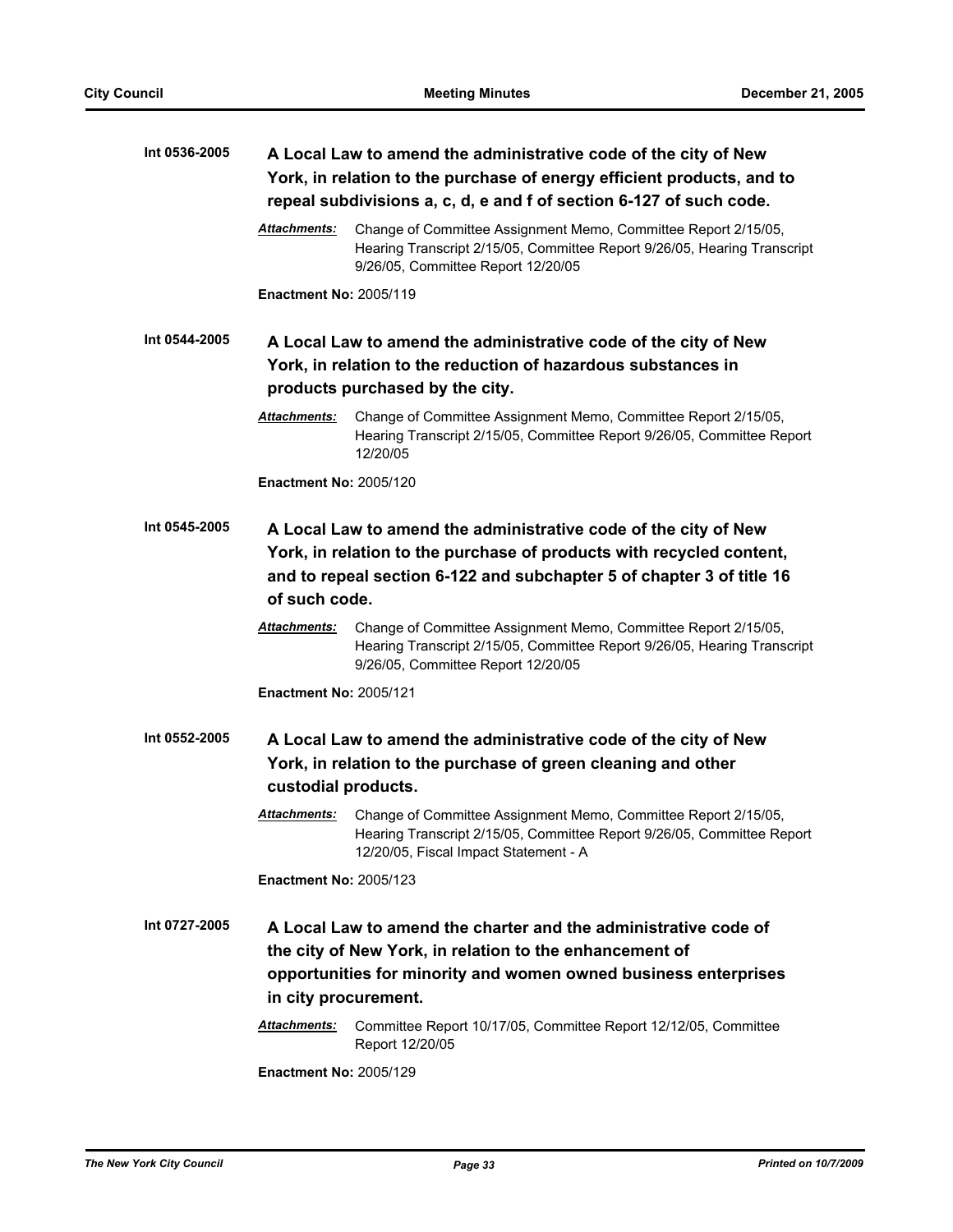**Int 0536-2005** **A Local Law to amend the administrative code of the city of New York, in relation to the purchase of energy efficient products, and to repeal subdivisions a, c, d, e and f of section 6-127 of such code.**

***Attachments:*** Change of Committee Assignment Memo, Committee Report 2/15/05, Hearing Transcript 2/15/05, Committee Report 9/26/05, Hearing Transcript 9/26/05, Committee Report 12/20/05

**Enactment No:** 2005/119

**Int 0544-2005** **A Local Law to amend the administrative code of the city of New York, in relation to the reduction of hazardous substances in products purchased by the city.**

***Attachments:*** Change of Committee Assignment Memo, Committee Report 2/15/05, Hearing Transcript 2/15/05, Committee Report 9/26/05, Committee Report 12/20/05

**Enactment No:** 2005/120

**Int 0545-2005** **A Local Law to amend the administrative code of the city of New York, in relation to the purchase of products with recycled content, and to repeal section 6-122 and subchapter 5 of chapter 3 of title 16 of such code.**

***Attachments:*** Change of Committee Assignment Memo, Committee Report 2/15/05, Hearing Transcript 2/15/05, Committee Report 9/26/05, Hearing Transcript 9/26/05, Committee Report 12/20/05

**Enactment No:** 2005/121

**Int 0552-2005** **A Local Law to amend the administrative code of the city of New York, in relation to the purchase of green cleaning and other custodial products.**

***Attachments:*** Change of Committee Assignment Memo, Committee Report 2/15/05, Hearing Transcript 2/15/05, Committee Report 9/26/05, Committee Report 12/20/05, Fiscal Impact Statement - A

**Enactment No:** 2005/123

**Int 0727-2005** **A Local Law to amend the charter and the administrative code of the city of New York, in relation to the enhancement of opportunities for minority and women owned business enterprises in city procurement.**

***Attachments:*** Committee Report 10/17/05, Committee Report 12/12/05, Committee Report 12/20/05

**Enactment No:** 2005/129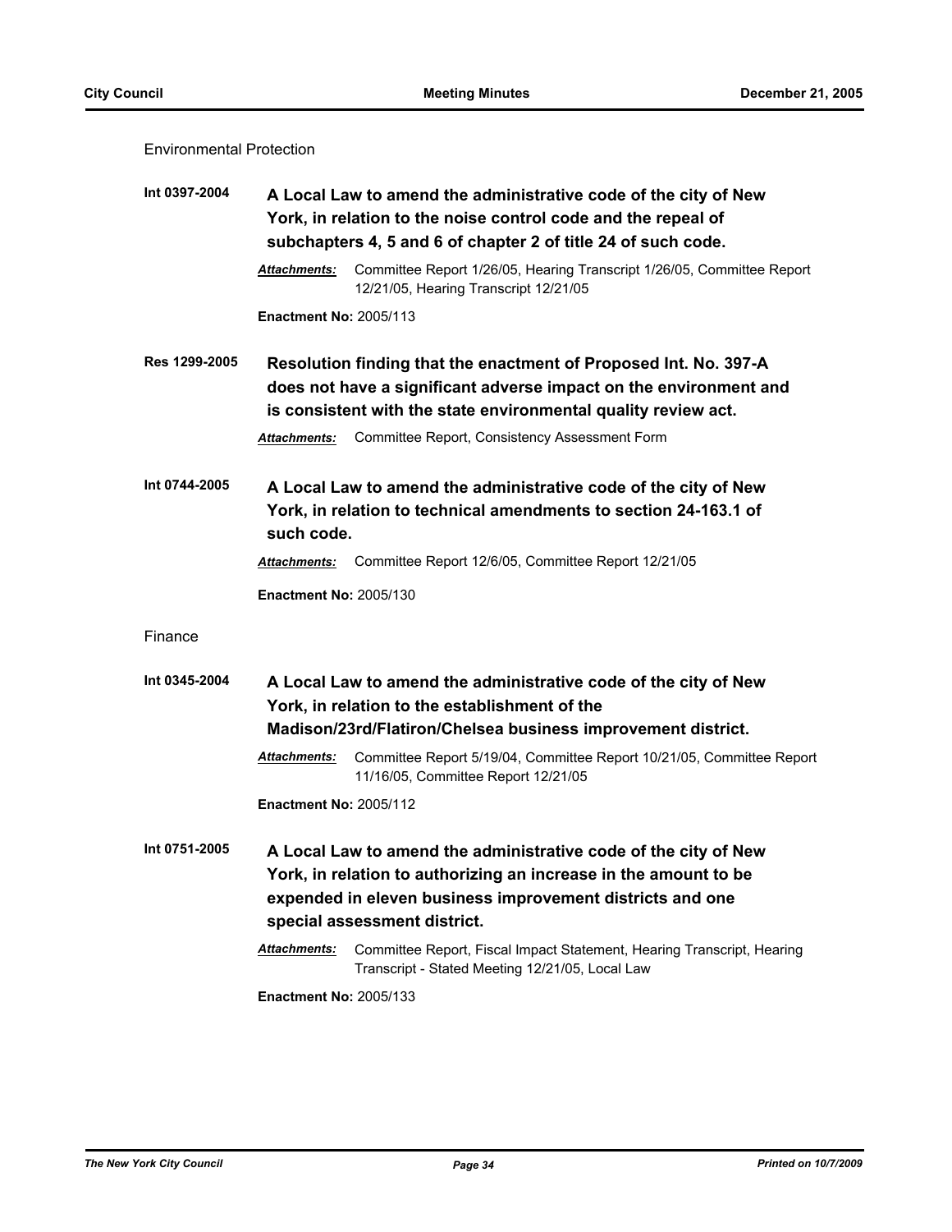Environmental Protection

**Int 0397-2004** **A Local Law to amend the administrative code of the city of New York, in relation to the noise control code and the repeal of subchapters 4, 5 and 6 of chapter 2 of title 24 of such code.**

***Attachments:*** Committee Report 1/26/05, Hearing Transcript 1/26/05, Committee Report 12/21/05, Hearing Transcript 12/21/05

**Enactment No:** 2005/113

**Res 1299-2005** **Resolution finding that the enactment of Proposed Int. No. 397-A does not have a significant adverse impact on the environment and is consistent with the state environmental quality review act.**

***Attachments:*** Committee Report, Consistency Assessment Form

**Int 0744-2005** **A Local Law to amend the administrative code of the city of New York, in relation to technical amendments to section 24-163.1 of such code.**

***Attachments:*** Committee Report 12/6/05, Committee Report 12/21/05

**Enactment No:** 2005/130

Finance

**Int 0345-2004** **A Local Law to amend the administrative code of the city of New York, in relation to the establishment of the Madison/23rd/Flatiron/Chelsea business improvement district.**

***Attachments:*** Committee Report 5/19/04, Committee Report 10/21/05, Committee Report 11/16/05, Committee Report 12/21/05

**Enactment No:** 2005/112

**Int 0751-2005** **A Local Law to amend the administrative code of the city of New York, in relation to authorizing an increase in the amount to be expended in eleven business improvement districts and one special assessment district.**

***Attachments:*** Committee Report, Fiscal Impact Statement, Hearing Transcript, Hearing Transcript - Stated Meeting 12/21/05, Local Law

**Enactment No:** 2005/133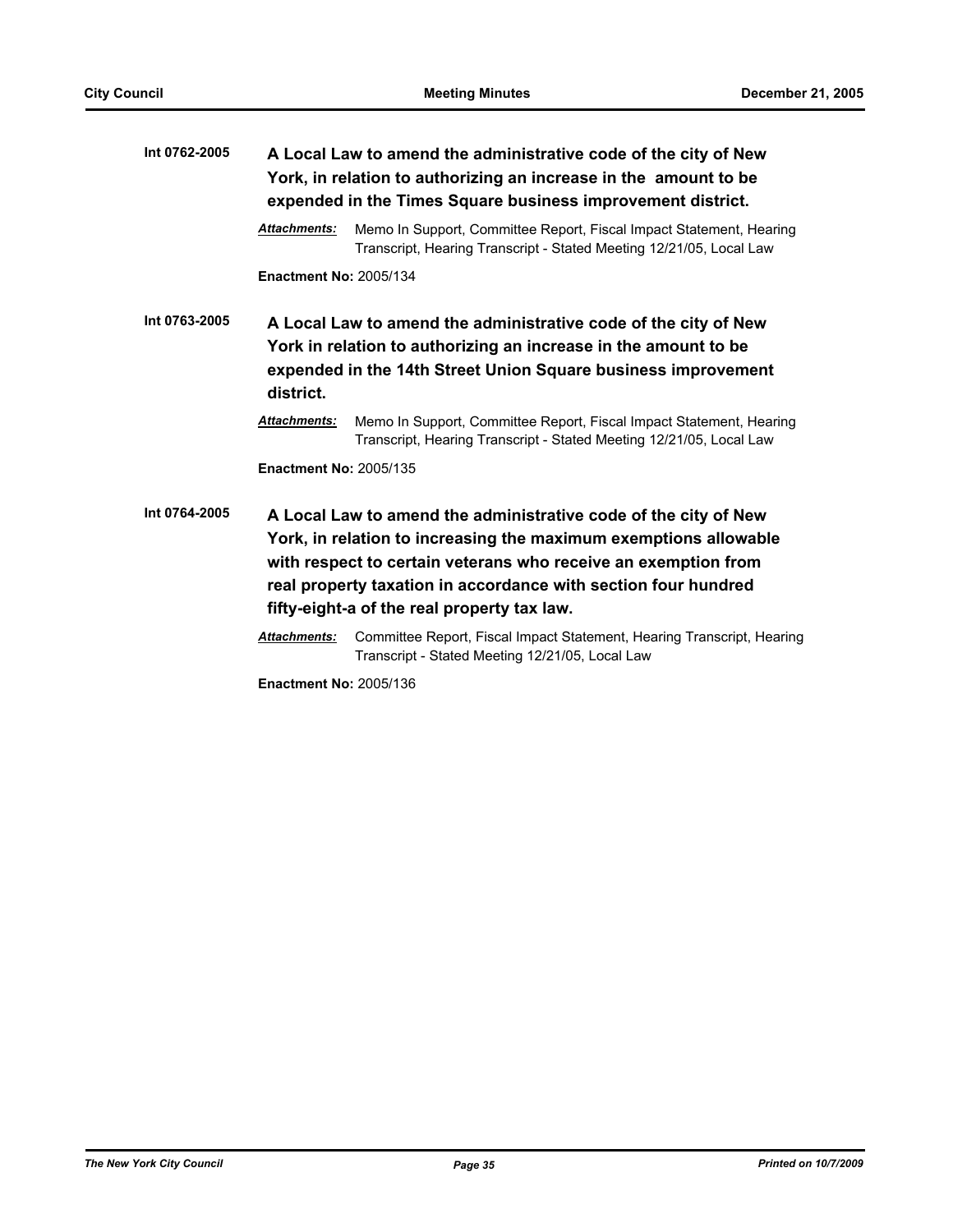**Int 0762-2005** **A Local Law to amend the administrative code of the city of New York, in relation to authorizing an increase in the amount to be expended in the Times Square business improvement district.**

***Attachments:*** Memo In Support, Committee Report, Fiscal Impact Statement, Hearing Transcript, Hearing Transcript - Stated Meeting 12/21/05, Local Law

**Enactment No:** 2005/134

**Int 0763-2005** **A Local Law to amend the administrative code of the city of New York in relation to authorizing an increase in the amount to be expended in the 14th Street Union Square business improvement district.**

***Attachments:*** Memo In Support, Committee Report, Fiscal Impact Statement, Hearing Transcript, Hearing Transcript - Stated Meeting 12/21/05, Local Law

**Enactment No:** 2005/135

**Int 0764-2005** **A Local Law to amend the administrative code of the city of New York, in relation to increasing the maximum exemptions allowable with respect to certain veterans who receive an exemption from real property taxation in accordance with section four hundred fifty-eight-a of the real property tax law.**

***Attachments:*** Committee Report, Fiscal Impact Statement, Hearing Transcript, Hearing Transcript - Stated Meeting 12/21/05, Local Law

**Enactment No:** 2005/136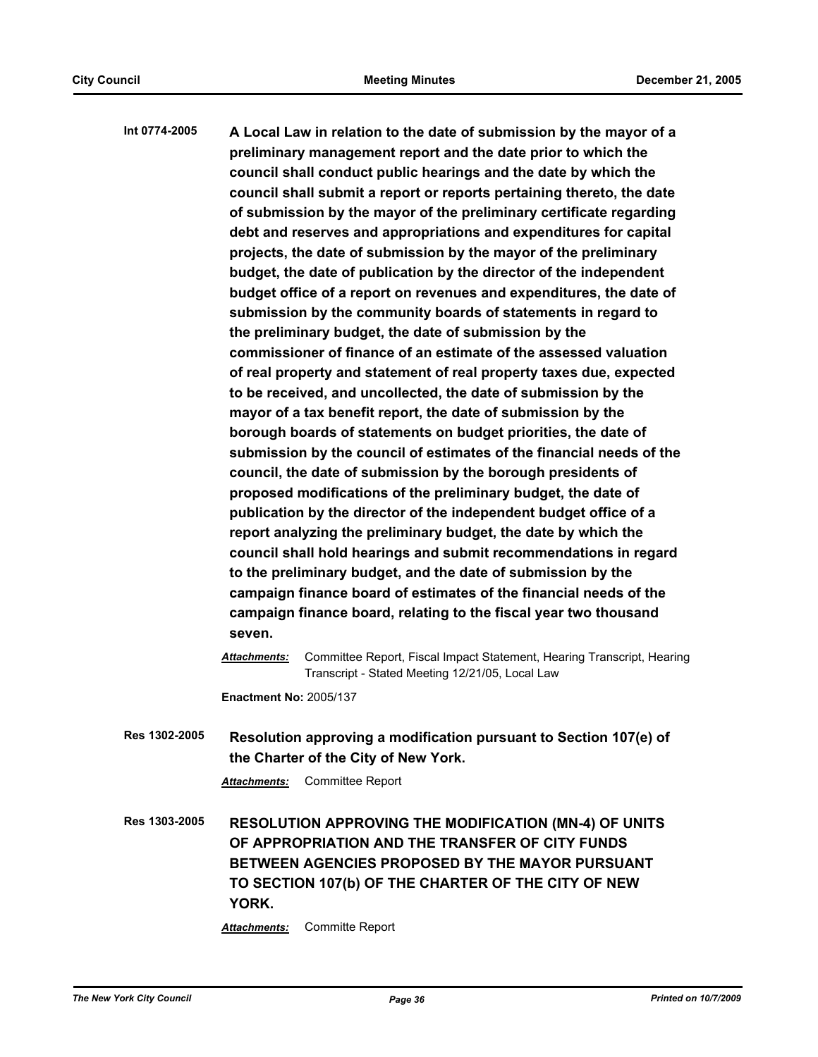**Int 0774-2005** **A Local Law in relation to the date of submission by the mayor of a preliminary management report and the date prior to which the council shall conduct public hearings and the date by which the council shall submit a report or reports pertaining thereto, the date of submission by the mayor of the preliminary certificate regarding debt and reserves and appropriations and expenditures for capital projects, the date of submission by the mayor of the preliminary budget, the date of publication by the director of the independent budget office of a report on revenues and expenditures, the date of submission by the community boards of statements in regard to the preliminary budget, the date of submission by the commissioner of finance of an estimate of the assessed valuation of real property and statement of real property taxes due, expected to be received, and uncollected, the date of submission by the mayor of a tax benefit report, the date of submission by the borough boards of statements on budget priorities, the date of submission by the council of estimates of the financial needs of the council, the date of submission by the borough presidents of proposed modifications of the preliminary budget, the date of publication by the director of the independent budget office of a report analyzing the preliminary budget, the date by which the council shall hold hearings and submit recommendations in regard to the preliminary budget, and the date of submission by the campaign finance board of estimates of the financial needs of the campaign finance board, relating to the fiscal year two thousand seven.**

***Attachments:*** Committee Report, Fiscal Impact Statement, Hearing Transcript, Hearing Transcript - Stated Meeting 12/21/05, Local Law

**Enactment No:** 2005/137

**Res 1302-2005** **Resolution approving a modification pursuant to Section 107(e) of the Charter of the City of New York.**

***Attachments:*** Committee Report

**Res 1303-2005** **RESOLUTION APPROVING THE MODIFICATION (MN-4) OF UNITS OF APPROPRIATION AND THE TRANSFER OF CITY FUNDS BETWEEN AGENCIES PROPOSED BY THE MAYOR PURSUANT TO SECTION 107(b) OF THE CHARTER OF THE CITY OF NEW YORK.**

***Attachments:*** Committe Report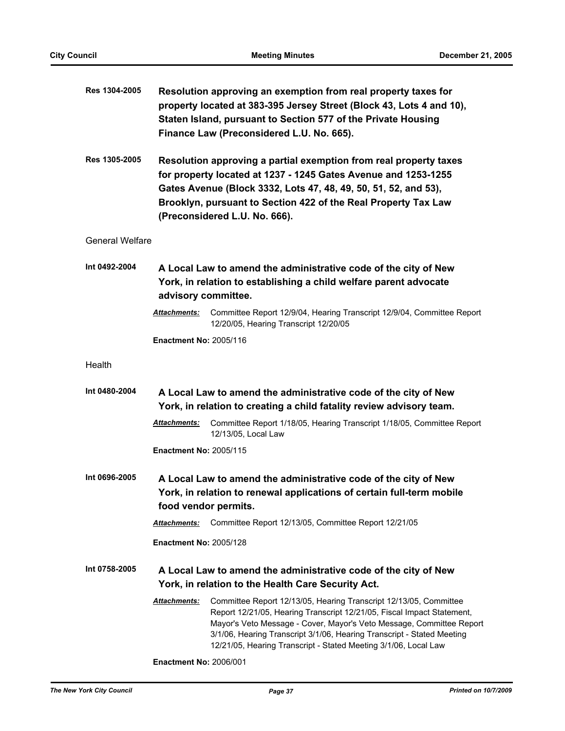**Res 1304-2005** **Resolution approving an exemption from real property taxes for property located at 383-395 Jersey Street (Block 43, Lots 4 and 10), Staten Island, pursuant to Section 577 of the Private Housing Finance Law (Preconsidered L.U. No. 665).**

**Res 1305-2005** **Resolution approving a partial exemption from real property taxes for property located at 1237 - 1245 Gates Avenue and 1253-1255 Gates Avenue (Block 3332, Lots 47, 48, 49, 50, 51, 52, and 53), Brooklyn, pursuant to Section 422 of the Real Property Tax Law (Preconsidered L.U. No. 666).**

General Welfare

**Int 0492-2004** **A Local Law to amend the administrative code of the city of New York, in relation to establishing a child welfare parent advocate advisory committee.**

***Attachments:*** Committee Report 12/9/04, Hearing Transcript 12/9/04, Committee Report 12/20/05, Hearing Transcript 12/20/05

**Enactment No:** 2005/116

Health

**Int 0480-2004** **A Local Law to amend the administrative code of the city of New York, in relation to creating a child fatality review advisory team.**

***Attachments:*** Committee Report 1/18/05, Hearing Transcript 1/18/05, Committee Report 12/13/05, Local Law

**Enactment No:** 2005/115

**Int 0696-2005** **A Local Law to amend the administrative code of the city of New York, in relation to renewal applications of certain full-term mobile food vendor permits.**

***Attachments:*** Committee Report 12/13/05, Committee Report 12/21/05

**Enactment No:** 2005/128

**Int 0758-2005** **A Local Law to amend the administrative code of the city of New York, in relation to the Health Care Security Act.**

***Attachments:*** Committee Report 12/13/05, Hearing Transcript 12/13/05, Committee Report 12/21/05, Hearing Transcript 12/21/05, Fiscal Impact Statement, Mayor's Veto Message - Cover, Mayor's Veto Message, Committee Report 3/1/06, Hearing Transcript 3/1/06, Hearing Transcript - Stated Meeting 12/21/05, Hearing Transcript - Stated Meeting 3/1/06, Local Law

**Enactment No:** 2006/001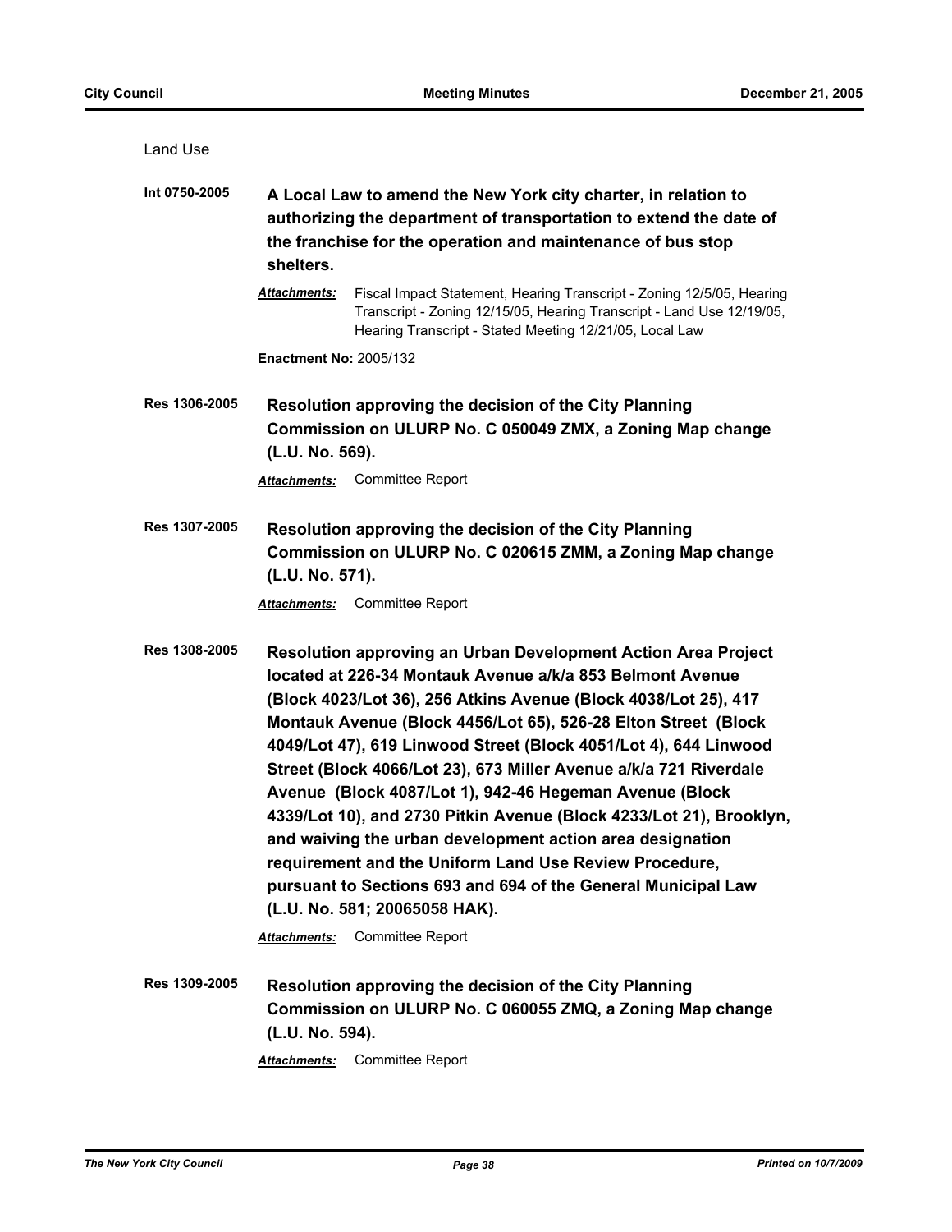Land Use

**Int 0750-2005** **A Local Law to amend the New York city charter, in relation to authorizing the department of transportation to extend the date of the franchise for the operation and maintenance of bus stop shelters.**

***Attachments:*** Fiscal Impact Statement, Hearing Transcript - Zoning 12/5/05, Hearing Transcript - Zoning 12/15/05, Hearing Transcript - Land Use 12/19/05, Hearing Transcript - Stated Meeting 12/21/05, Local Law

**Enactment No:** 2005/132

**Res 1306-2005** **Resolution approving the decision of the City Planning Commission on ULURP No. C 050049 ZMX, a Zoning Map change (L.U. No. 569).**

***Attachments:*** Committee Report

**Res 1307-2005** **Resolution approving the decision of the City Planning Commission on ULURP No. C 020615 ZMM, a Zoning Map change (L.U. No. 571).**

***Attachments:*** Committee Report

**Res 1308-2005** **Resolution approving an Urban Development Action Area Project located at 226-34 Montauk Avenue a/k/a 853 Belmont Avenue (Block 4023/Lot 36), 256 Atkins Avenue (Block 4038/Lot 25), 417 Montauk Avenue (Block 4456/Lot 65), 526-28 Elton Street (Block 4049/Lot 47), 619 Linwood Street (Block 4051/Lot 4), 644 Linwood Street (Block 4066/Lot 23), 673 Miller Avenue a/k/a 721 Riverdale Avenue (Block 4087/Lot 1), 942-46 Hegeman Avenue (Block 4339/Lot 10), and 2730 Pitkin Avenue (Block 4233/Lot 21), Brooklyn, and waiving the urban development action area designation requirement and the Uniform Land Use Review Procedure, pursuant to Sections 693 and 694 of the General Municipal Law (L.U. No. 581; 20065058 HAK).**

***Attachments:*** Committee Report

**Res 1309-2005** **Resolution approving the decision of the City Planning Commission on ULURP No. C 060055 ZMQ, a Zoning Map change (L.U. No. 594).**

***Attachments:*** Committee Report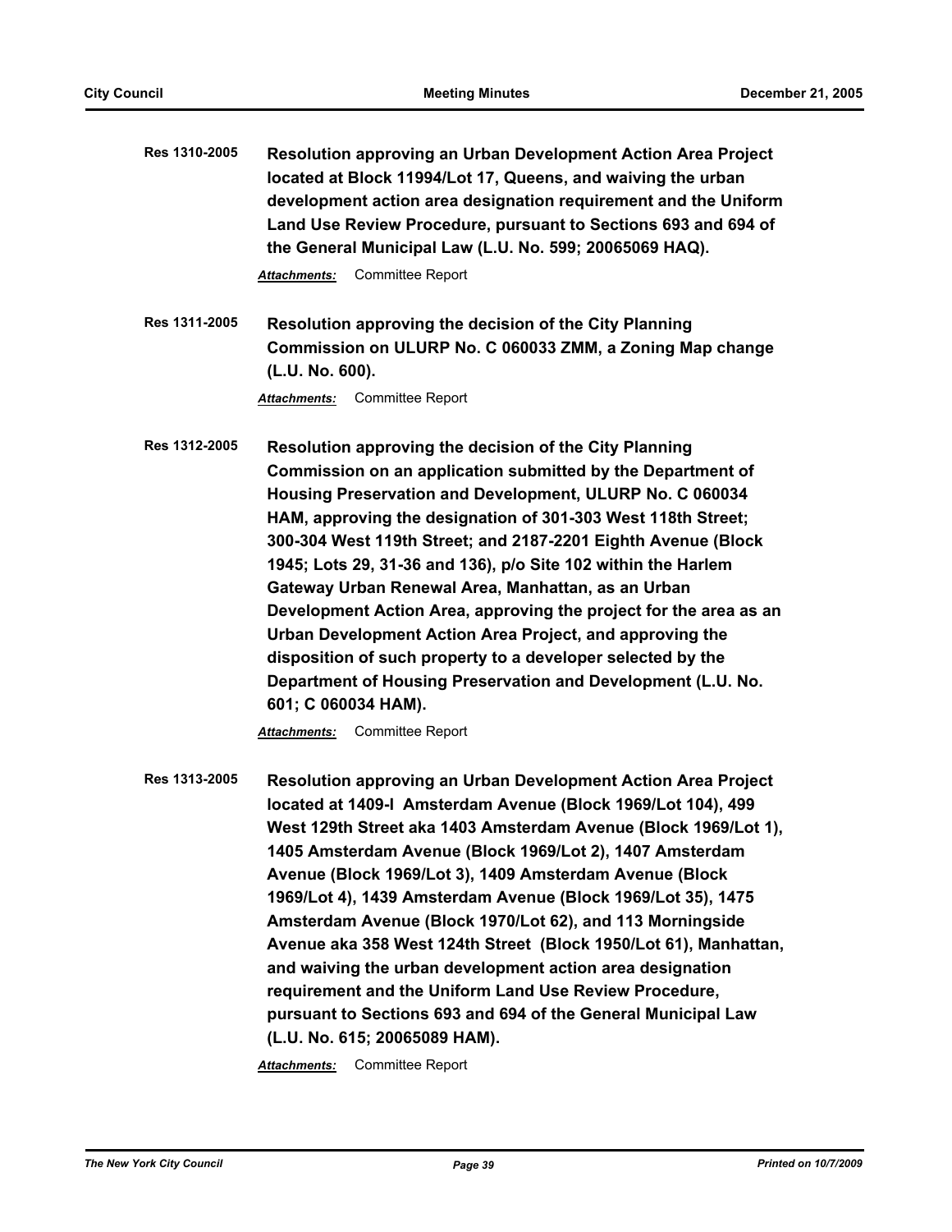**Res 1310-2005** **Resolution approving an Urban Development Action Area Project located at Block 11994/Lot 17, Queens, and waiving the urban development action area designation requirement and the Uniform Land Use Review Procedure, pursuant to Sections 693 and 694 of the General Municipal Law (L.U. No. 599; 20065069 HAQ).**

***Attachments:*** Committee Report

**Res 1311-2005** **Resolution approving the decision of the City Planning Commission on ULURP No. C 060033 ZMM, a Zoning Map change (L.U. No. 600).**

***Attachments:*** Committee Report

**Res 1312-2005** **Resolution approving the decision of the City Planning Commission on an application submitted by the Department of Housing Preservation and Development, ULURP No. C 060034 HAM, approving the designation of 301-303 West 118th Street; 300-304 West 119th Street; and 2187-2201 Eighth Avenue (Block 1945; Lots 29, 31-36 and 136), p/o Site 102 within the Harlem Gateway Urban Renewal Area, Manhattan, as an Urban Development Action Area, approving the project for the area as an Urban Development Action Area Project, and approving the disposition of such property to a developer selected by the Department of Housing Preservation and Development (L.U. No. 601; C 060034 HAM).**

***Attachments:*** Committee Report

**Res 1313-2005** **Resolution approving an Urban Development Action Area Project located at 1409-I Amsterdam Avenue (Block 1969/Lot 104), 499 West 129th Street aka 1403 Amsterdam Avenue (Block 1969/Lot 1), 1405 Amsterdam Avenue (Block 1969/Lot 2), 1407 Amsterdam Avenue (Block 1969/Lot 3), 1409 Amsterdam Avenue (Block 1969/Lot 4), 1439 Amsterdam Avenue (Block 1969/Lot 35), 1475 Amsterdam Avenue (Block 1970/Lot 62), and 113 Morningside Avenue aka 358 West 124th Street (Block 1950/Lot 61), Manhattan, and waiving the urban development action area designation requirement and the Uniform Land Use Review Procedure, pursuant to Sections 693 and 694 of the General Municipal Law (L.U. No. 615; 20065089 HAM).**

***Attachments:*** Committee Report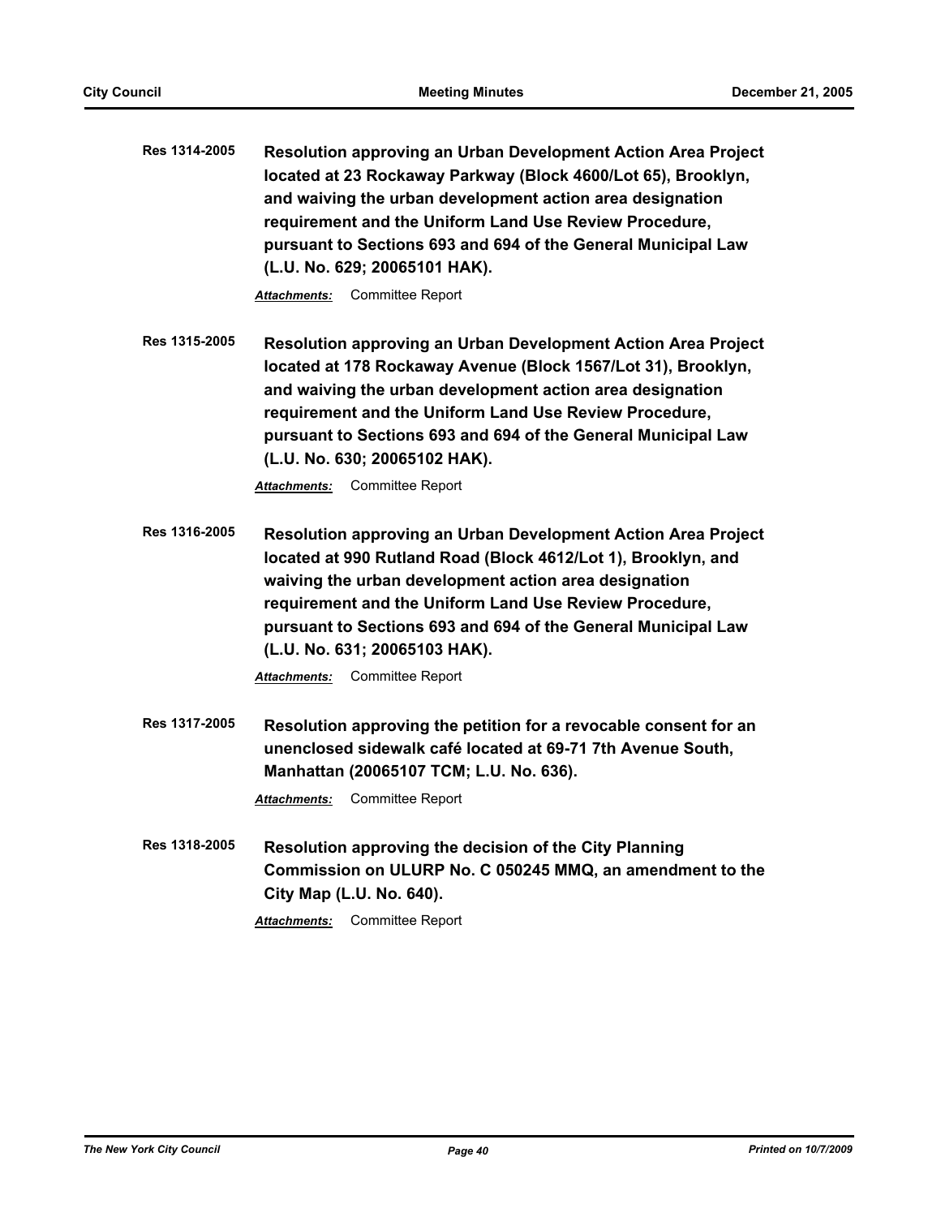**Res 1314-2005** **Resolution approving an Urban Development Action Area Project located at 23 Rockaway Parkway (Block 4600/Lot 65), Brooklyn, and waiving the urban development action area designation requirement and the Uniform Land Use Review Procedure, pursuant to Sections 693 and 694 of the General Municipal Law (L.U. No. 629; 20065101 HAK).**

***Attachments:*** Committee Report

**Res 1315-2005** **Resolution approving an Urban Development Action Area Project located at 178 Rockaway Avenue (Block 1567/Lot 31), Brooklyn, and waiving the urban development action area designation requirement and the Uniform Land Use Review Procedure, pursuant to Sections 693 and 694 of the General Municipal Law (L.U. No. 630; 20065102 HAK).**

***Attachments:*** Committee Report

**Res 1316-2005** **Resolution approving an Urban Development Action Area Project located at 990 Rutland Road (Block 4612/Lot 1), Brooklyn, and waiving the urban development action area designation requirement and the Uniform Land Use Review Procedure, pursuant to Sections 693 and 694 of the General Municipal Law (L.U. No. 631; 20065103 HAK).**

***Attachments:*** Committee Report

**Res 1317-2005** **Resolution approving the petition for a revocable consent for an unenclosed sidewalk café located at 69-71 7th Avenue South, Manhattan (20065107 TCM; L.U. No. 636).**

***Attachments:*** Committee Report

**Res 1318-2005** **Resolution approving the decision of the City Planning Commission on ULURP No. C 050245 MMQ, an amendment to the City Map (L.U. No. 640).**

***Attachments:*** Committee Report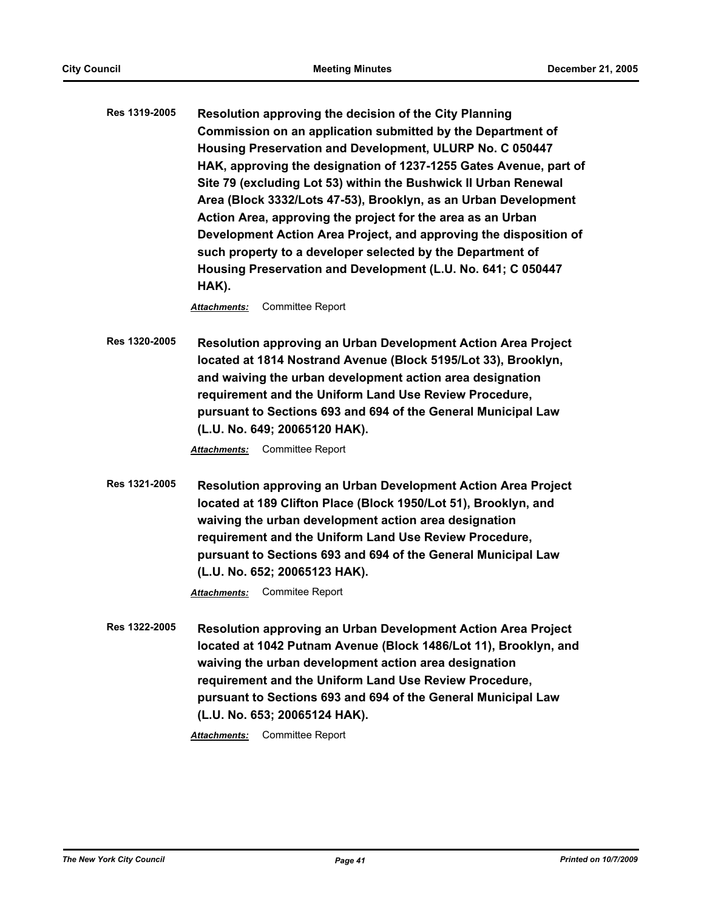**Res 1319-2005** **Resolution approving the decision of the City Planning Commission on an application submitted by the Department of Housing Preservation and Development, ULURP No. C 050447 HAK, approving the designation of 1237-1255 Gates Avenue, part of Site 79 (excluding Lot 53) within the Bushwick II Urban Renewal Area (Block 3332/Lots 47-53), Brooklyn, as an Urban Development Action Area, approving the project for the area as an Urban Development Action Area Project, and approving the disposition of such property to a developer selected by the Department of Housing Preservation and Development (L.U. No. 641; C 050447 HAK).**

***Attachments:*** Committee Report

**Res 1320-2005** **Resolution approving an Urban Development Action Area Project located at 1814 Nostrand Avenue (Block 5195/Lot 33), Brooklyn, and waiving the urban development action area designation requirement and the Uniform Land Use Review Procedure, pursuant to Sections 693 and 694 of the General Municipal Law (L.U. No. 649; 20065120 HAK).**

***Attachments:*** Committee Report

**Res 1321-2005** **Resolution approving an Urban Development Action Area Project located at 189 Clifton Place (Block 1950/Lot 51), Brooklyn, and waiving the urban development action area designation requirement and the Uniform Land Use Review Procedure, pursuant to Sections 693 and 694 of the General Municipal Law (L.U. No. 652; 20065123 HAK).**

***Attachments:*** Commitee Report

**Res 1322-2005** **Resolution approving an Urban Development Action Area Project located at 1042 Putnam Avenue (Block 1486/Lot 11), Brooklyn, and waiving the urban development action area designation requirement and the Uniform Land Use Review Procedure, pursuant to Sections 693 and 694 of the General Municipal Law (L.U. No. 653; 20065124 HAK).**

***Attachments:*** Committee Report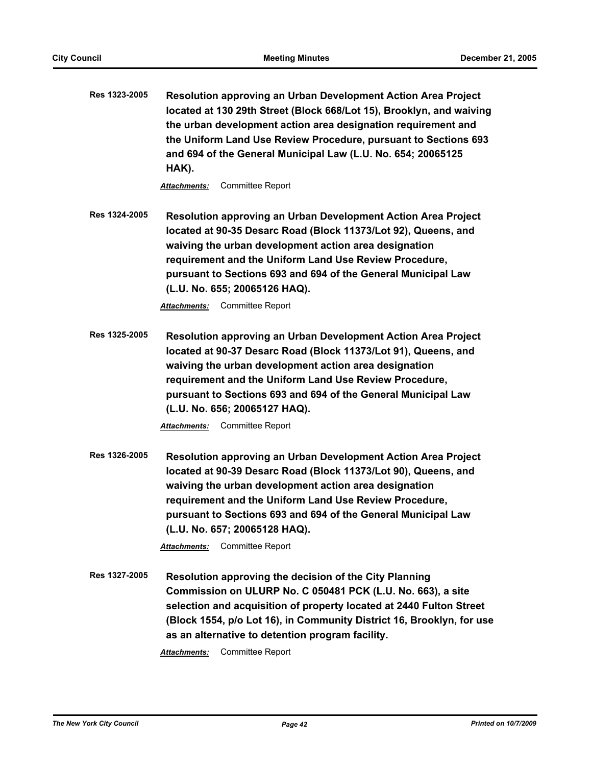**Res 1323-2005** **Resolution approving an Urban Development Action Area Project located at 130 29th Street (Block 668/Lot 15), Brooklyn, and waiving the urban development action area designation requirement and the Uniform Land Use Review Procedure, pursuant to Sections 693 and 694 of the General Municipal Law (L.U. No. 654; 20065125 HAK).**

***Attachments:*** Committee Report

**Res 1324-2005** **Resolution approving an Urban Development Action Area Project located at 90-35 Desarc Road (Block 11373/Lot 92), Queens, and waiving the urban development action area designation requirement and the Uniform Land Use Review Procedure, pursuant to Sections 693 and 694 of the General Municipal Law (L.U. No. 655; 20065126 HAQ).**

***Attachments:*** Committee Report

**Res 1325-2005** **Resolution approving an Urban Development Action Area Project located at 90-37 Desarc Road (Block 11373/Lot 91), Queens, and waiving the urban development action area designation requirement and the Uniform Land Use Review Procedure, pursuant to Sections 693 and 694 of the General Municipal Law (L.U. No. 656; 20065127 HAQ).**

***Attachments:*** Committee Report

**Res 1326-2005** **Resolution approving an Urban Development Action Area Project located at 90-39 Desarc Road (Block 11373/Lot 90), Queens, and waiving the urban development action area designation requirement and the Uniform Land Use Review Procedure, pursuant to Sections 693 and 694 of the General Municipal Law (L.U. No. 657; 20065128 HAQ).**

***Attachments:*** Committee Report

**Res 1327-2005** **Resolution approving the decision of the City Planning Commission on ULURP No. C 050481 PCK (L.U. No. 663), a site selection and acquisition of property located at 2440 Fulton Street (Block 1554, p/o Lot 16), in Community District 16, Brooklyn, for use as an alternative to detention program facility.**

***Attachments:*** Committee Report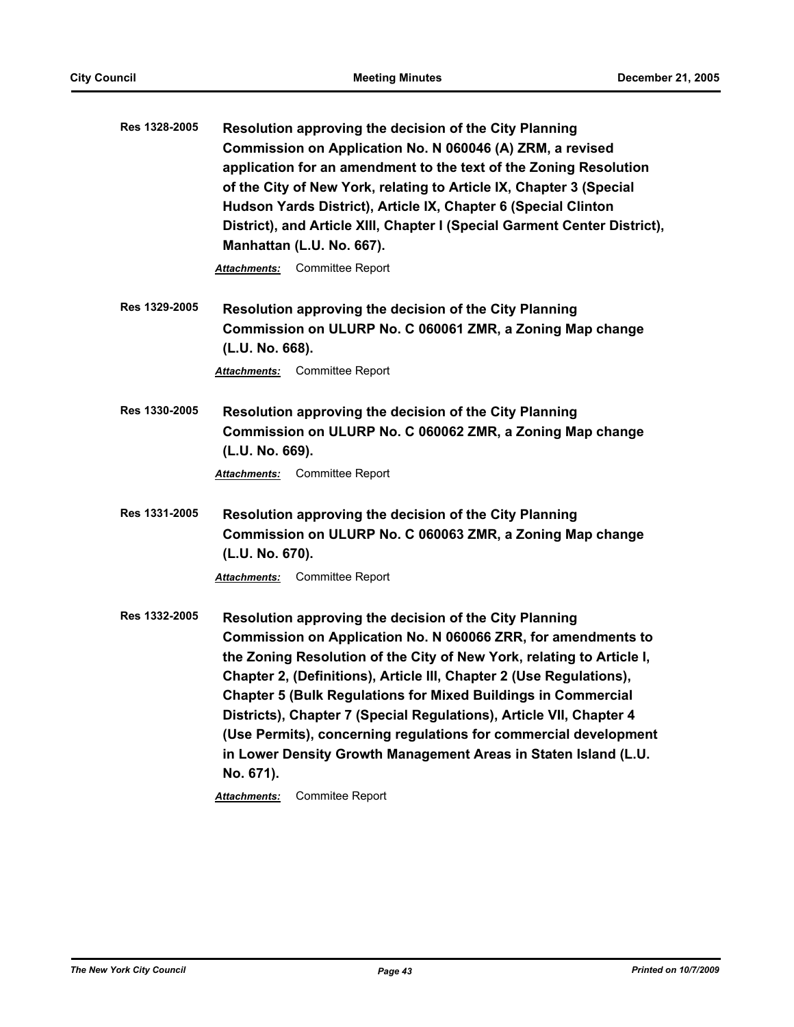**Res 1328-2005** **Resolution approving the decision of the City Planning Commission on Application No. N 060046 (A) ZRM, a revised application for an amendment to the text of the Zoning Resolution of the City of New York, relating to Article IX, Chapter 3 (Special Hudson Yards District), Article IX, Chapter 6 (Special Clinton District), and Article XIII, Chapter I (Special Garment Center District), Manhattan (L.U. No. 667).**

***Attachments:*** Committee Report

**Res 1329-2005** **Resolution approving the decision of the City Planning Commission on ULURP No. C 060061 ZMR, a Zoning Map change (L.U. No. 668).**

***Attachments:*** Committee Report

**Res 1330-2005** **Resolution approving the decision of the City Planning Commission on ULURP No. C 060062 ZMR, a Zoning Map change (L.U. No. 669).**

***Attachments:*** Committee Report

**Res 1331-2005** **Resolution approving the decision of the City Planning Commission on ULURP No. C 060063 ZMR, a Zoning Map change (L.U. No. 670).**

***Attachments:*** Committee Report

**Res 1332-2005** **Resolution approving the decision of the City Planning Commission on Application No. N 060066 ZRR, for amendments to the Zoning Resolution of the City of New York, relating to Article I, Chapter 2, (Definitions), Article III, Chapter 2 (Use Regulations), Chapter 5 (Bulk Regulations for Mixed Buildings in Commercial Districts), Chapter 7 (Special Regulations), Article VII, Chapter 4 (Use Permits), concerning regulations for commercial development in Lower Density Growth Management Areas in Staten Island (L.U. No. 671).**

***Attachments:*** Commitee Report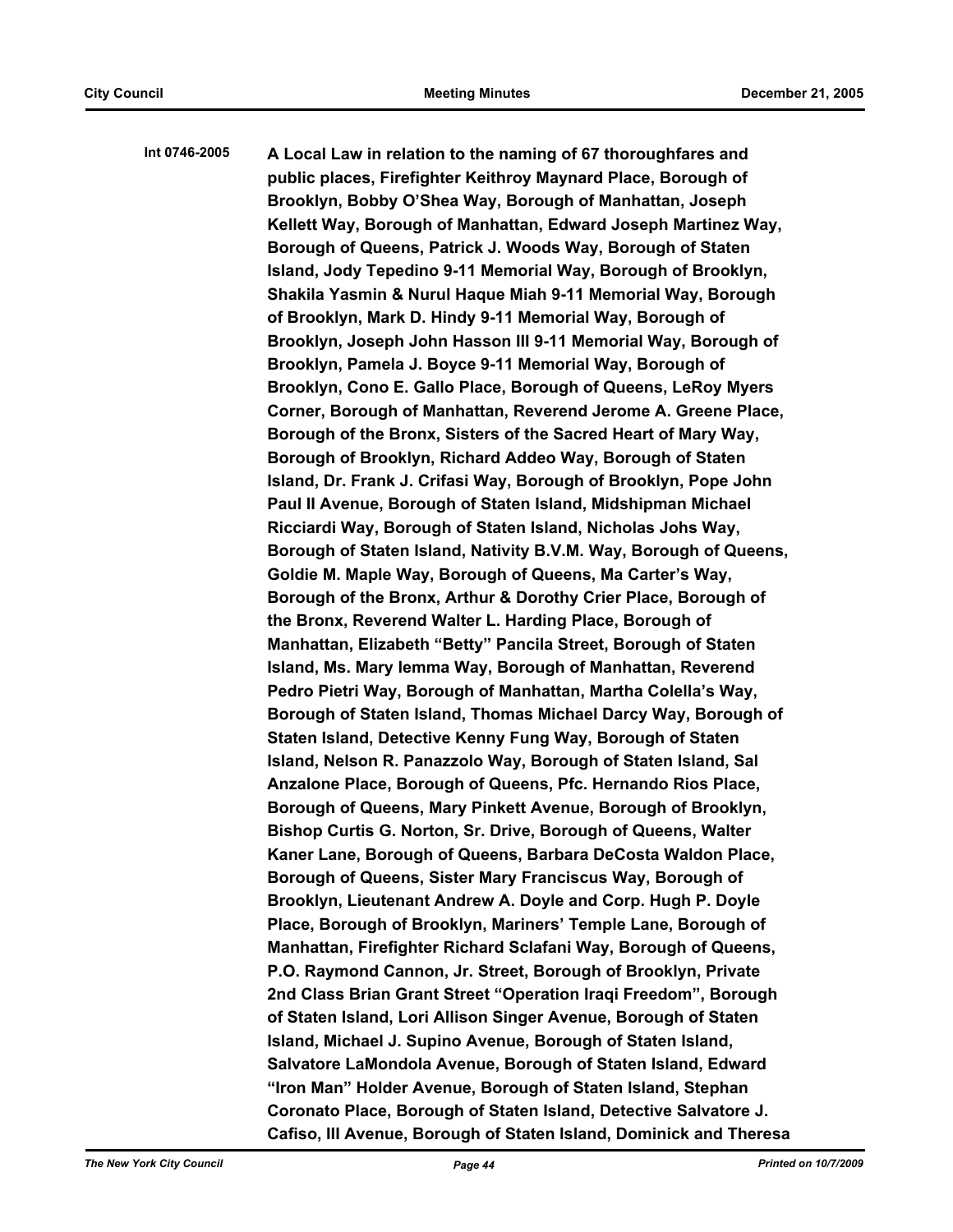**Int 0746-2005** **A Local Law in relation to the naming of 67 thoroughfares and public places, Firefighter Keithroy Maynard Place, Borough of Brooklyn, Bobby O'Shea Way, Borough of Manhattan, Joseph Kellett Way, Borough of Manhattan, Edward Joseph Martinez Way, Borough of Queens, Patrick J. Woods Way, Borough of Staten Island, Jody Tepedino 9-11 Memorial Way, Borough of Brooklyn, Shakila Yasmin & Nurul Haque Miah 9-11 Memorial Way, Borough of Brooklyn, Mark D. Hindy 9-11 Memorial Way, Borough of Brooklyn, Joseph John Hasson III 9-11 Memorial Way, Borough of Brooklyn, Pamela J. Boyce 9-11 Memorial Way, Borough of Brooklyn, Cono E. Gallo Place, Borough of Queens, LeRoy Myers Corner, Borough of Manhattan, Reverend Jerome A. Greene Place, Borough of the Bronx, Sisters of the Sacred Heart of Mary Way, Borough of Brooklyn, Richard Addeo Way, Borough of Staten Island, Dr. Frank J. Crifasi Way, Borough of Brooklyn, Pope John Paul II Avenue, Borough of Staten Island, Midshipman Michael Ricciardi Way, Borough of Staten Island, Nicholas Johs Way, Borough of Staten Island, Nativity B.V.M. Way, Borough of Queens, Goldie M. Maple Way, Borough of Queens, Ma Carter's Way, Borough of the Bronx, Arthur & Dorothy Crier Place, Borough of the Bronx, Reverend Walter L. Harding Place, Borough of Manhattan, Elizabeth "Betty" Pancila Street, Borough of Staten Island, Ms. Mary Iemma Way, Borough of Manhattan, Reverend Pedro Pietri Way, Borough of Manhattan, Martha Colella's Way, Borough of Staten Island, Thomas Michael Darcy Way, Borough of Staten Island, Detective Kenny Fung Way, Borough of Staten Island, Nelson R. Panazzolo Way, Borough of Staten Island, Sal Anzalone Place, Borough of Queens, Pfc. Hernando Rios Place, Borough of Queens, Mary Pinkett Avenue, Borough of Brooklyn, Bishop Curtis G. Norton, Sr. Drive, Borough of Queens, Walter Kaner Lane, Borough of Queens, Barbara DeCosta Waldon Place, Borough of Queens, Sister Mary Franciscus Way, Borough of Brooklyn, Lieutenant Andrew A. Doyle and Corp. Hugh P. Doyle Place, Borough of Brooklyn, Mariners' Temple Lane, Borough of Manhattan, Firefighter Richard Sclafani Way, Borough of Queens, P.O. Raymond Cannon, Jr. Street, Borough of Brooklyn, Private 2nd Class Brian Grant Street "Operation Iraqi Freedom", Borough of Staten Island, Lori Allison Singer Avenue, Borough of Staten Island, Michael J. Supino Avenue, Borough of Staten Island, Salvatore LaMondola Avenue, Borough of Staten Island, Edward "Iron Man" Holder Avenue, Borough of Staten Island, Stephan Coronato Place, Borough of Staten Island, Detective Salvatore J. Cafiso, III Avenue, Borough of Staten Island, Dominick and Theresa**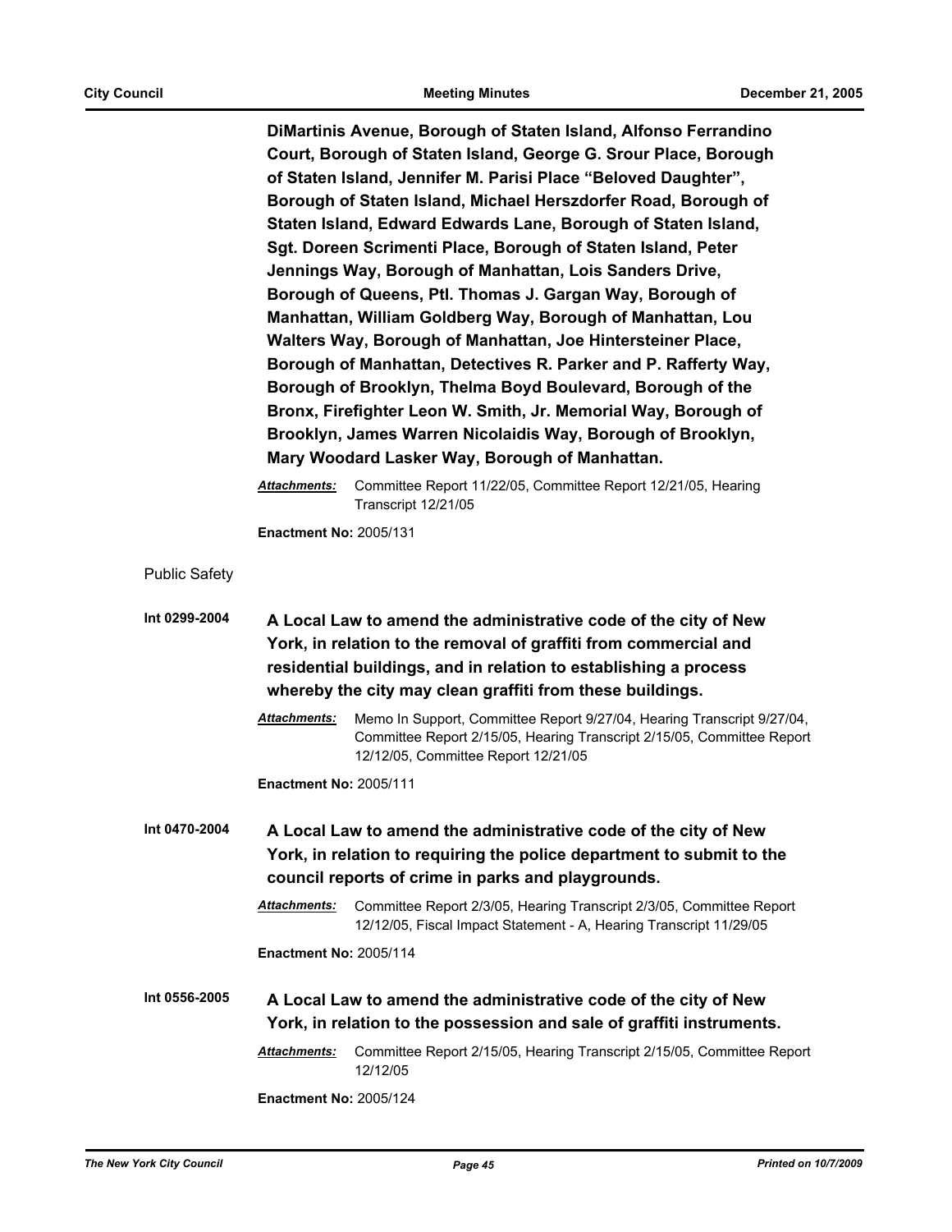**DiMartinis Avenue, Borough of Staten Island, Alfonso Ferrandino Court, Borough of Staten Island, George G. Srour Place, Borough of Staten Island, Jennifer M. Parisi Place "Beloved Daughter", Borough of Staten Island, Michael Herszdorfer Road, Borough of Staten Island, Edward Edwards Lane, Borough of Staten Island, Sgt. Doreen Scrimenti Place, Borough of Staten Island, Peter Jennings Way, Borough of Manhattan, Lois Sanders Drive, Borough of Queens, Ptl. Thomas J. Gargan Way, Borough of Manhattan, William Goldberg Way, Borough of Manhattan, Lou Walters Way, Borough of Manhattan, Joe Hintersteiner Place, Borough of Manhattan, Detectives R. Parker and P. Rafferty Way, Borough of Brooklyn, Thelma Boyd Boulevard, Borough of the Bronx, Firefighter Leon W. Smith, Jr. Memorial Way, Borough of Brooklyn, James Warren Nicolaidis Way, Borough of Brooklyn, Mary Woodard Lasker Way, Borough of Manhattan.**

***Attachments:*** Committee Report 11/22/05, Committee Report 12/21/05, Hearing Transcript 12/21/05

**Enactment No:** 2005/131

Public Safety

**Int 0299-2004** **A Local Law to amend the administrative code of the city of New York, in relation to the removal of graffiti from commercial and residential buildings, and in relation to establishing a process whereby the city may clean graffiti from these buildings.**

***Attachments:*** Memo In Support, Committee Report 9/27/04, Hearing Transcript 9/27/04, Committee Report 2/15/05, Hearing Transcript 2/15/05, Committee Report 12/12/05, Committee Report 12/21/05

**Enactment No:** 2005/111

**Int 0470-2004** **A Local Law to amend the administrative code of the city of New York, in relation to requiring the police department to submit to the council reports of crime in parks and playgrounds.**

***Attachments:*** Committee Report 2/3/05, Hearing Transcript 2/3/05, Committee Report 12/12/05, Fiscal Impact Statement - A, Hearing Transcript 11/29/05

**Enactment No:** 2005/114

**Int 0556-2005** **A Local Law to amend the administrative code of the city of New York, in relation to the possession and sale of graffiti instruments.**

***Attachments:*** Committee Report 2/15/05, Hearing Transcript 2/15/05, Committee Report 12/12/05

**Enactment No:** 2005/124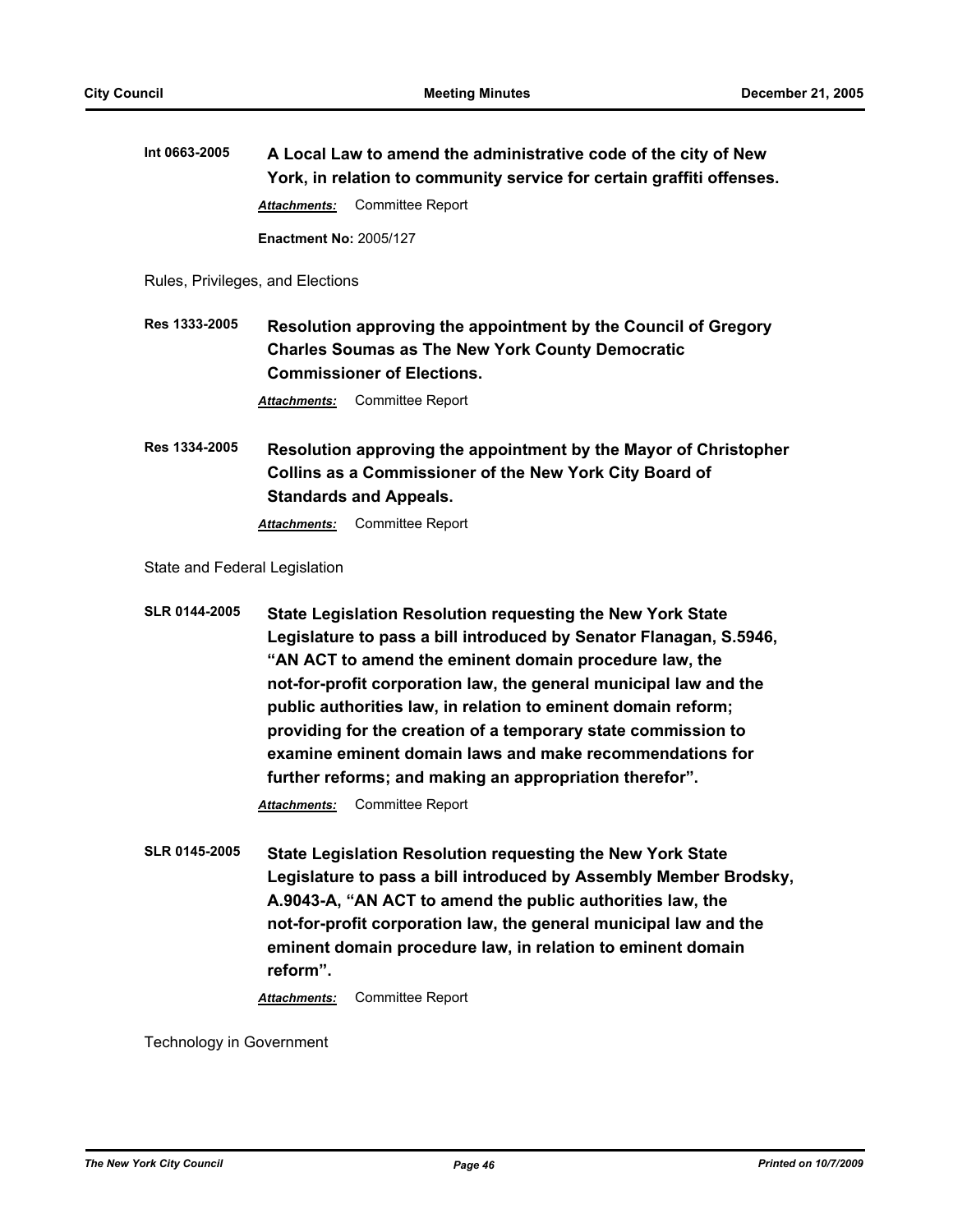**Int 0663-2005** **A Local Law to amend the administrative code of the city of New York, in relation to community service for certain graffiti offenses.**

*Attachments:* Committee Report

**Enactment No:** 2005/127

Rules, Privileges, and Elections

**Res 1333-2005** **Resolution approving the appointment by the Council of Gregory Charles Soumas as The New York County Democratic Commissioner of Elections.**

*Attachments:* Committee Report

**Res 1334-2005** **Resolution approving the appointment by the Mayor of Christopher Collins as a Commissioner of the New York City Board of Standards and Appeals.**

*Attachments:* Committee Report

State and Federal Legislation

**SLR 0144-2005** **State Legislation Resolution requesting the New York State Legislature to pass a bill introduced by Senator Flanagan, S.5946, "AN ACT to amend the eminent domain procedure law, the not-for-profit corporation law, the general municipal law and the public authorities law, in relation to eminent domain reform; providing for the creation of a temporary state commission to examine eminent domain laws and make recommendations for further reforms; and making an appropriation therefor".**

*Attachments:* Committee Report

**SLR 0145-2005** **State Legislation Resolution requesting the New York State Legislature to pass a bill introduced by Assembly Member Brodsky, A.9043-A, "AN ACT to amend the public authorities law, the not-for-profit corporation law, the general municipal law and the eminent domain procedure law, in relation to eminent domain reform".**

*Attachments:* Committee Report

Technology in Government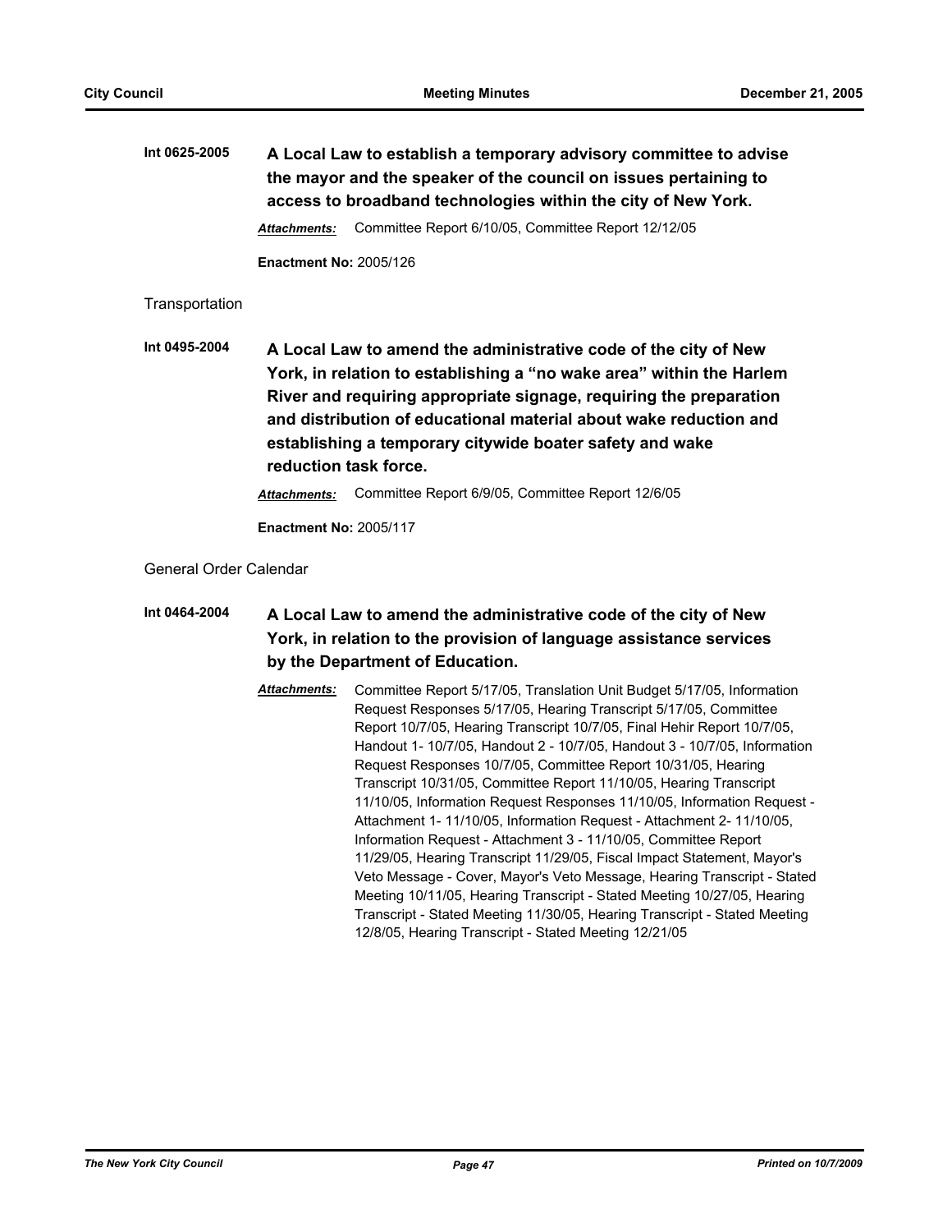**Int 0625-2005** **A Local Law to establish a temporary advisory committee to advise the mayor and the speaker of the council on issues pertaining to access to broadband technologies within the city of New York.**

***Attachments:*** Committee Report 6/10/05, Committee Report 12/12/05

**Enactment No:** 2005/126

Transportation

**Int 0495-2004** **A Local Law to amend the administrative code of the city of New York, in relation to establishing a "no wake area" within the Harlem River and requiring appropriate signage, requiring the preparation and distribution of educational material about wake reduction and establishing a temporary citywide boater safety and wake reduction task force.**

***Attachments:*** Committee Report 6/9/05, Committee Report 12/6/05

**Enactment No:** 2005/117

General Order Calendar

**Int 0464-2004** **A Local Law to amend the administrative code of the city of New York, in relation to the provision of language assistance services by the Department of Education.**

***Attachments:*** Committee Report 5/17/05, Translation Unit Budget 5/17/05, Information Request Responses 5/17/05, Hearing Transcript 5/17/05, Committee Report 10/7/05, Hearing Transcript 10/7/05, Final Hehir Report 10/7/05, Handout 1- 10/7/05, Handout 2 - 10/7/05, Handout 3 - 10/7/05, Information Request Responses 10/7/05, Committee Report 10/31/05, Hearing Transcript 10/31/05, Committee Report 11/10/05, Hearing Transcript 11/10/05, Information Request Responses 11/10/05, Information Request - Attachment 1- 11/10/05, Information Request - Attachment 2- 11/10/05, Information Request - Attachment 3 - 11/10/05, Committee Report 11/29/05, Hearing Transcript 11/29/05, Fiscal Impact Statement, Mayor's Veto Message - Cover, Mayor's Veto Message, Hearing Transcript - Stated Meeting 10/11/05, Hearing Transcript - Stated Meeting 10/27/05, Hearing Transcript - Stated Meeting 11/30/05, Hearing Transcript - Stated Meeting 12/8/05, Hearing Transcript - Stated Meeting 12/21/05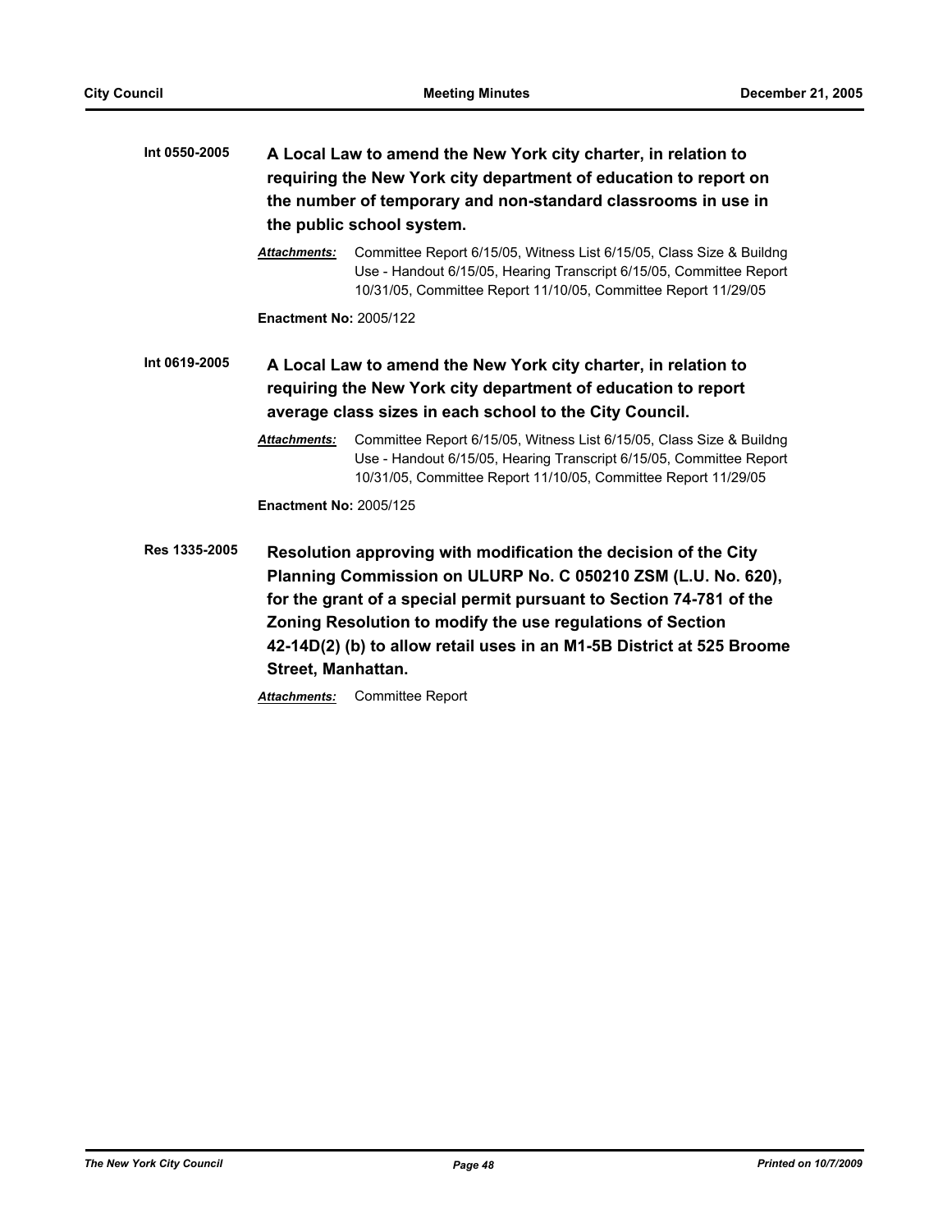**Int 0550-2005** **A Local Law to amend the New York city charter, in relation to requiring the New York city department of education to report on the number of temporary and non-standard classrooms in use in the public school system.**

***Attachments:*** Committee Report 6/15/05, Witness List 6/15/05, Class Size & Buildng Use - Handout 6/15/05, Hearing Transcript 6/15/05, Committee Report 10/31/05, Committee Report 11/10/05, Committee Report 11/29/05

**Enactment No:** 2005/122

**Int 0619-2005** **A Local Law to amend the New York city charter, in relation to requiring the New York city department of education to report average class sizes in each school to the City Council.**

***Attachments:*** Committee Report 6/15/05, Witness List 6/15/05, Class Size & Buildng Use - Handout 6/15/05, Hearing Transcript 6/15/05, Committee Report 10/31/05, Committee Report 11/10/05, Committee Report 11/29/05

**Enactment No:** 2005/125

**Res 1335-2005** **Resolution approving with modification the decision of the City Planning Commission on ULURP No. C 050210 ZSM (L.U. No. 620), for the grant of a special permit pursuant to Section 74-781 of the Zoning Resolution to modify the use regulations of Section 42-14D(2) (b) to allow retail uses in an M1-5B District at 525 Broome Street, Manhattan.**

***Attachments:*** Committee Report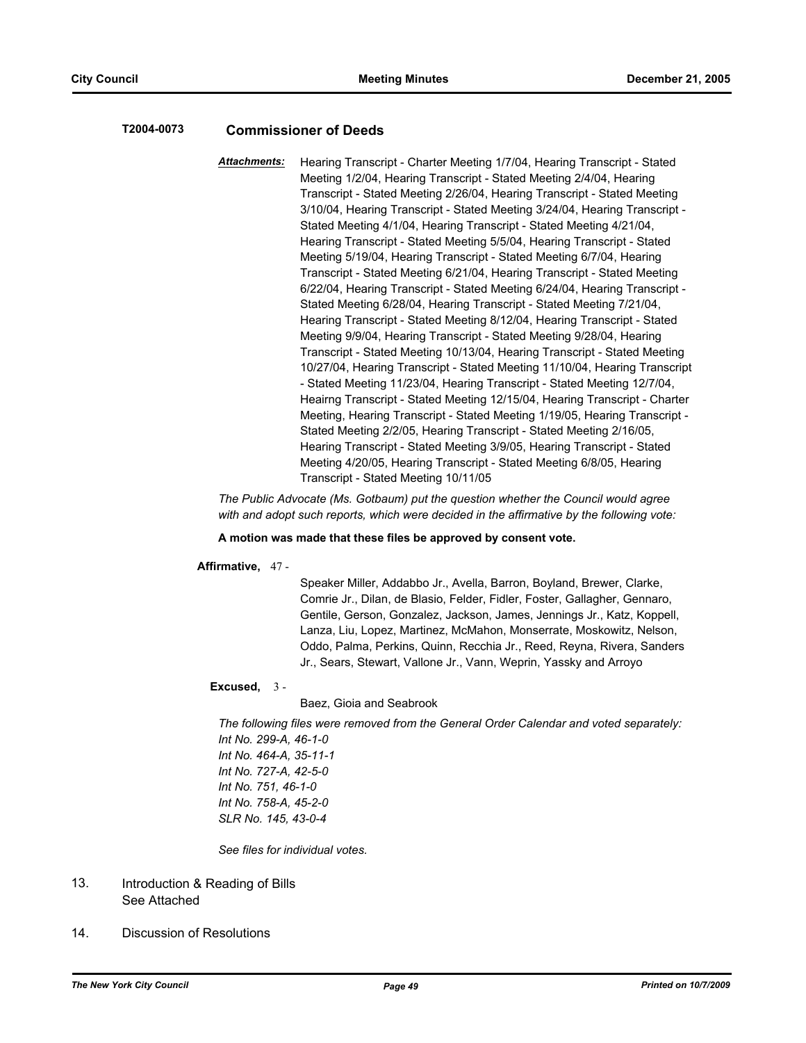**T2004-0073** **Commissioner of Deeds**

***Attachments:*** Hearing Transcript - Charter Meeting 1/7/04, Hearing Transcript - Stated Meeting 1/2/04, Hearing Transcript - Stated Meeting 2/4/04, Hearing Transcript - Stated Meeting 2/26/04, Hearing Transcript - Stated Meeting 3/10/04, Hearing Transcript - Stated Meeting 3/24/04, Hearing Transcript - Stated Meeting 4/1/04, Hearing Transcript - Stated Meeting 4/21/04, Hearing Transcript - Stated Meeting 5/5/04, Hearing Transcript - Stated Meeting 5/19/04, Hearing Transcript - Stated Meeting 6/7/04, Hearing Transcript - Stated Meeting 6/21/04, Hearing Transcript - Stated Meeting 6/22/04, Hearing Transcript - Stated Meeting 6/24/04, Hearing Transcript - Stated Meeting 6/28/04, Hearing Transcript - Stated Meeting 7/21/04, Hearing Transcript - Stated Meeting 8/12/04, Hearing Transcript - Stated Meeting 9/9/04, Hearing Transcript - Stated Meeting 9/28/04, Hearing Transcript - Stated Meeting 10/13/04, Hearing Transcript - Stated Meeting 10/27/04, Hearing Transcript - Stated Meeting 11/10/04, Hearing Transcript - Stated Meeting 11/23/04, Hearing Transcript - Stated Meeting 12/7/04, Heairng Transcript - Stated Meeting 12/15/04, Hearing Transcript - Charter Meeting, Hearing Transcript - Stated Meeting 1/19/05, Hearing Transcript - Stated Meeting 2/2/05, Hearing Transcript - Stated Meeting 2/16/05, Hearing Transcript - Stated Meeting 3/9/05, Hearing Transcript - Stated Meeting 4/20/05, Hearing Transcript - Stated Meeting 6/8/05, Hearing Transcript - Stated Meeting 10/11/05

*The Public Advocate (Ms. Gotbaum) put the question whether the Council would agree with and adopt such reports, which were decided in the affirmative by the following vote:*

**A motion was made that these files be approved by consent vote.**

**Affirmative,** 47 -

Speaker Miller, Addabbo Jr., Avella, Barron, Boyland, Brewer, Clarke, Comrie Jr., Dilan, de Blasio, Felder, Fidler, Foster, Gallagher, Gennaro, Gentile, Gerson, Gonzalez, Jackson, James, Jennings Jr., Katz, Koppell, Lanza, Liu, Lopez, Martinez, McMahon, Monserrate, Moskowitz, Nelson, Oddo, Palma, Perkins, Quinn, Recchia Jr., Reed, Reyna, Rivera, Sanders Jr., Sears, Stewart, Vallone Jr., Vann, Weprin, Yassky and Arroyo

**Excused,** 3 -

Baez, Gioia and Seabrook

*The following files were removed from the General Order Calendar and voted separately:*
*Int No. 299-A, 46-1-0*
*Int No. 464-A, 35-11-1*
*Int No. 727-A, 42-5-0*
*Int No. 751, 46-1-0*
*Int No. 758-A, 45-2-0*
*SLR No. 145, 43-0-4*

*See files for individual votes.*

13. Introduction & Reading of Bills
See Attached

14. Discussion of Resolutions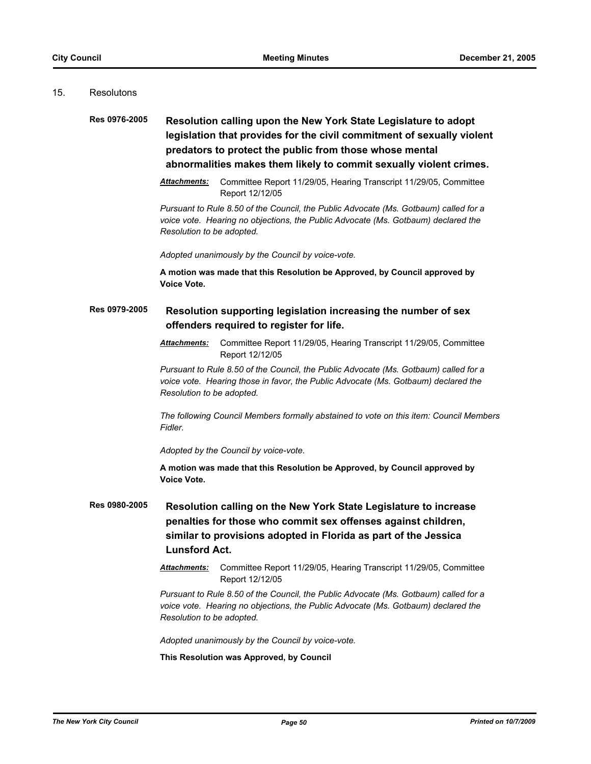15. Resolutons

**Res 0976-2005** **Resolution calling upon the New York State Legislature to adopt legislation that provides for the civil commitment of sexually violent predators to protect the public from those whose mental abnormalities makes them likely to commit sexually violent crimes.**

***Attachments:*** Committee Report 11/29/05, Hearing Transcript 11/29/05, Committee Report 12/12/05

*Pursuant to Rule 8.50 of the Council, the Public Advocate (Ms. Gotbaum) called for a voice vote. Hearing no objections, the Public Advocate (Ms. Gotbaum) declared the Resolution to be adopted.*

*Adopted unanimously by the Council by voice-vote.*

**A motion was made that this Resolution be Approved, by Council approved by Voice Vote.**

**Res 0979-2005** **Resolution supporting legislation increasing the number of sex offenders required to register for life.**

***Attachments:*** Committee Report 11/29/05, Hearing Transcript 11/29/05, Committee Report 12/12/05

*Pursuant to Rule 8.50 of the Council, the Public Advocate (Ms. Gotbaum) called for a voice vote. Hearing those in favor, the Public Advocate (Ms. Gotbaum) declared the Resolution to be adopted.*

*The following Council Members formally abstained to vote on this item: Council Members Fidler.*

*Adopted by the Council by voice-vote.*

**A motion was made that this Resolution be Approved, by Council approved by Voice Vote.**

**Res 0980-2005** **Resolution calling on the New York State Legislature to increase penalties for those who commit sex offenses against children, similar to provisions adopted in Florida as part of the Jessica Lunsford Act.**

***Attachments:*** Committee Report 11/29/05, Hearing Transcript 11/29/05, Committee Report 12/12/05

*Pursuant to Rule 8.50 of the Council, the Public Advocate (Ms. Gotbaum) called for a voice vote. Hearing no objections, the Public Advocate (Ms. Gotbaum) declared the Resolution to be adopted.*

*Adopted unanimously by the Council by voice-vote.*

**This Resolution was Approved, by Council**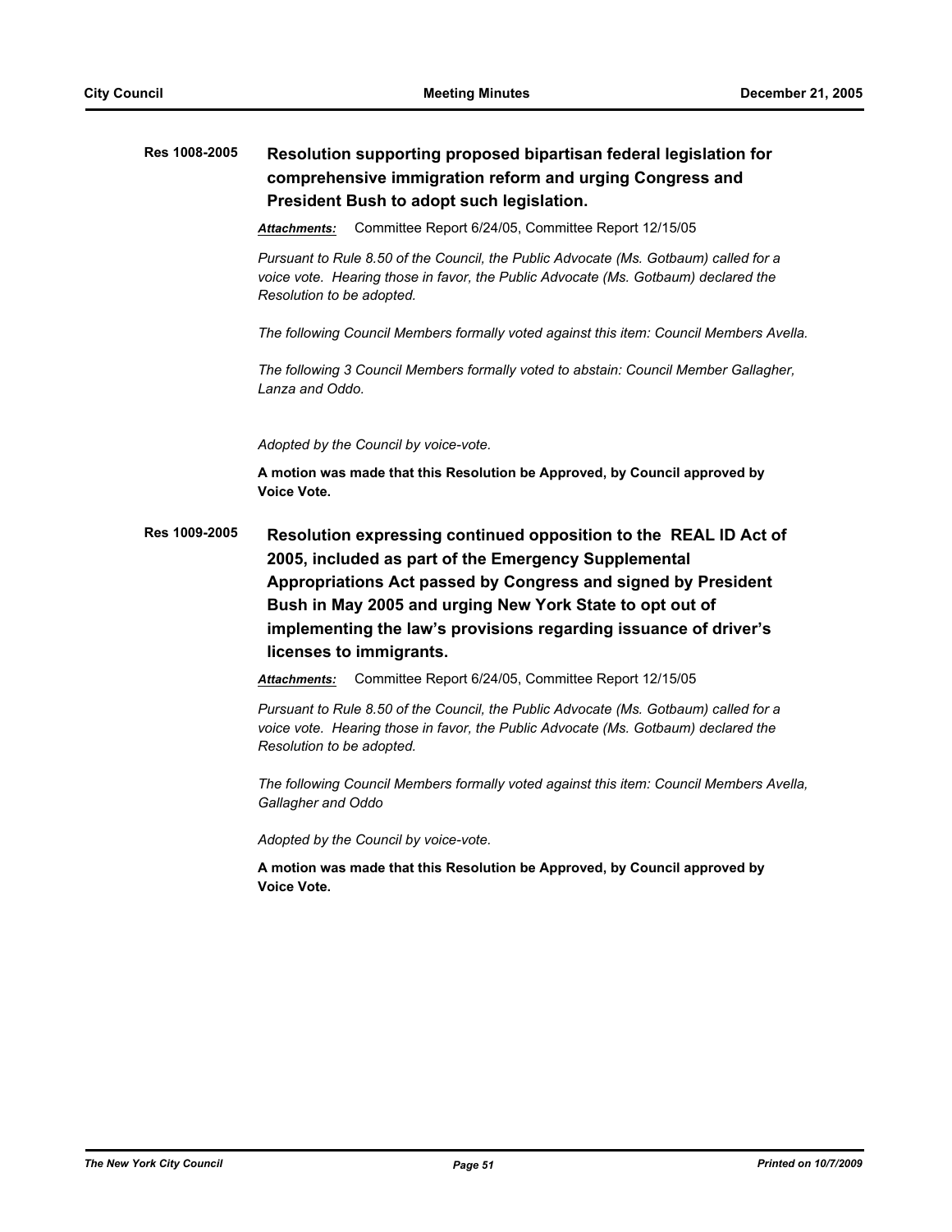**Res 1008-2005** **Resolution supporting proposed bipartisan federal legislation for comprehensive immigration reform and urging Congress and President Bush to adopt such legislation.**

***Attachments:*** Committee Report 6/24/05, Committee Report 12/15/05

*Pursuant to Rule 8.50 of the Council, the Public Advocate (Ms. Gotbaum) called for a voice vote. Hearing those in favor, the Public Advocate (Ms. Gotbaum) declared the Resolution to be adopted.*

*The following Council Members formally voted against this item: Council Members Avella.*

*The following 3 Council Members formally voted to abstain: Council Member Gallagher, Lanza and Oddo.*

*Adopted by the Council by voice-vote.*

**A motion was made that this Resolution be Approved, by Council approved by Voice Vote.**

**Res 1009-2005** **Resolution expressing continued opposition to the REAL ID Act of 2005, included as part of the Emergency Supplemental Appropriations Act passed by Congress and signed by President Bush in May 2005 and urging New York State to opt out of implementing the law's provisions regarding issuance of driver's licenses to immigrants.**

***Attachments:*** Committee Report 6/24/05, Committee Report 12/15/05

*Pursuant to Rule 8.50 of the Council, the Public Advocate (Ms. Gotbaum) called for a voice vote. Hearing those in favor, the Public Advocate (Ms. Gotbaum) declared the Resolution to be adopted.*

*The following Council Members formally voted against this item: Council Members Avella, Gallagher and Oddo*

*Adopted by the Council by voice-vote.*

**A motion was made that this Resolution be Approved, by Council approved by Voice Vote.**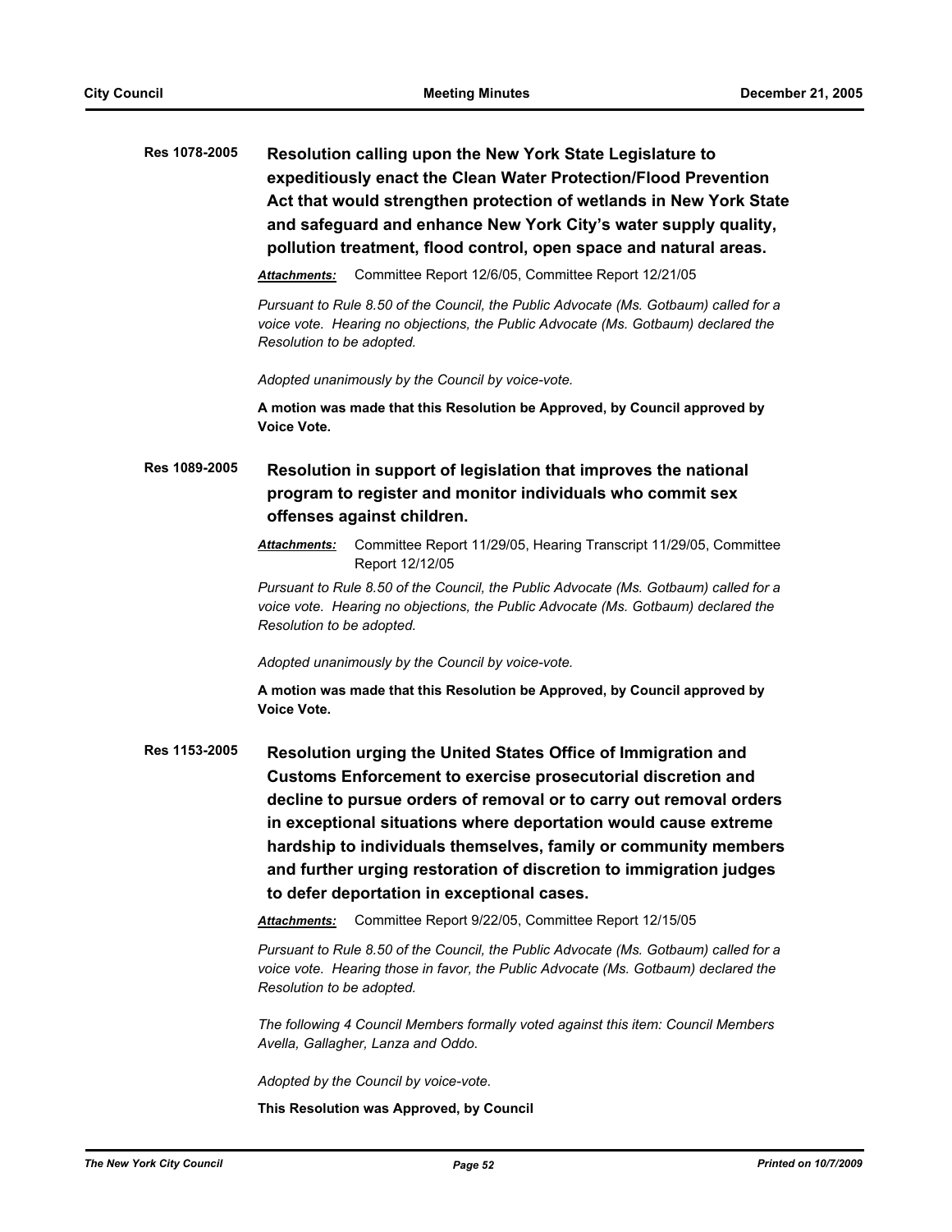**Res 1078-2005** **Resolution calling upon the New York State Legislature to expeditiously enact the Clean Water Protection/Flood Prevention Act that would strengthen protection of wetlands in New York State and safeguard and enhance New York City's water supply quality, pollution treatment, flood control, open space and natural areas.**

***Attachments:*** Committee Report 12/6/05, Committee Report 12/21/05

*Pursuant to Rule 8.50 of the Council, the Public Advocate (Ms. Gotbaum) called for a voice vote. Hearing no objections, the Public Advocate (Ms. Gotbaum) declared the Resolution to be adopted.*

*Adopted unanimously by the Council by voice-vote.*

**A motion was made that this Resolution be Approved, by Council approved by Voice Vote.**

**Res 1089-2005** **Resolution in support of legislation that improves the national program to register and monitor individuals who commit sex offenses against children.**

***Attachments:*** Committee Report 11/29/05, Hearing Transcript 11/29/05, Committee Report 12/12/05

*Pursuant to Rule 8.50 of the Council, the Public Advocate (Ms. Gotbaum) called for a voice vote. Hearing no objections, the Public Advocate (Ms. Gotbaum) declared the Resolution to be adopted.*

*Adopted unanimously by the Council by voice-vote.*

**A motion was made that this Resolution be Approved, by Council approved by Voice Vote.**

**Res 1153-2005** **Resolution urging the United States Office of Immigration and Customs Enforcement to exercise prosecutorial discretion and decline to pursue orders of removal or to carry out removal orders in exceptional situations where deportation would cause extreme hardship to individuals themselves, family or community members and further urging restoration of discretion to immigration judges to defer deportation in exceptional cases.**

***Attachments:*** Committee Report 9/22/05, Committee Report 12/15/05

*Pursuant to Rule 8.50 of the Council, the Public Advocate (Ms. Gotbaum) called for a voice vote. Hearing those in favor, the Public Advocate (Ms. Gotbaum) declared the Resolution to be adopted.*

*The following 4 Council Members formally voted against this item: Council Members Avella, Gallagher, Lanza and Oddo.*

*Adopted by the Council by voice-vote.*

**This Resolution was Approved, by Council**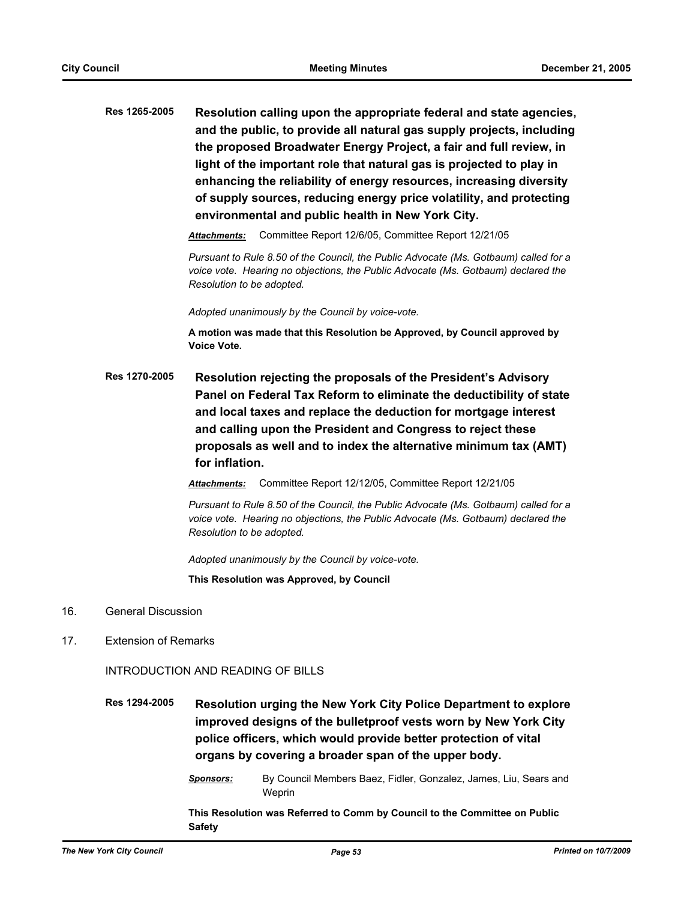**Res 1265-2005** **Resolution calling upon the appropriate federal and state agencies, and the public, to provide all natural gas supply projects, including the proposed Broadwater Energy Project, a fair and full review, in light of the important role that natural gas is projected to play in enhancing the reliability of energy resources, increasing diversity of supply sources, reducing energy price volatility, and protecting environmental and public health in New York City.**

***Attachments:*** Committee Report 12/6/05, Committee Report 12/21/05

*Pursuant to Rule 8.50 of the Council, the Public Advocate (Ms. Gotbaum) called for a voice vote. Hearing no objections, the Public Advocate (Ms. Gotbaum) declared the Resolution to be adopted.*

*Adopted unanimously by the Council by voice-vote.*

**A motion was made that this Resolution be Approved, by Council approved by Voice Vote.**

**Res 1270-2005** **Resolution rejecting the proposals of the President's Advisory Panel on Federal Tax Reform to eliminate the deductibility of state and local taxes and replace the deduction for mortgage interest and calling upon the President and Congress to reject these proposals as well and to index the alternative minimum tax (AMT) for inflation.**

***Attachments:*** Committee Report 12/12/05, Committee Report 12/21/05

*Pursuant to Rule 8.50 of the Council, the Public Advocate (Ms. Gotbaum) called for a voice vote. Hearing no objections, the Public Advocate (Ms. Gotbaum) declared the Resolution to be adopted.*

*Adopted unanimously by the Council by voice-vote.*

**This Resolution was Approved, by Council**

16. General Discussion

17. Extension of Remarks

INTRODUCTION AND READING OF BILLS

**Res 1294-2005** **Resolution urging the New York City Police Department to explore improved designs of the bulletproof vests worn by New York City police officers, which would provide better protection of vital organs by covering a broader span of the upper body.**

***Sponsors:*** By Council Members Baez, Fidler, Gonzalez, James, Liu, Sears and Weprin

**This Resolution was Referred to Comm by Council to the Committee on Public Safety**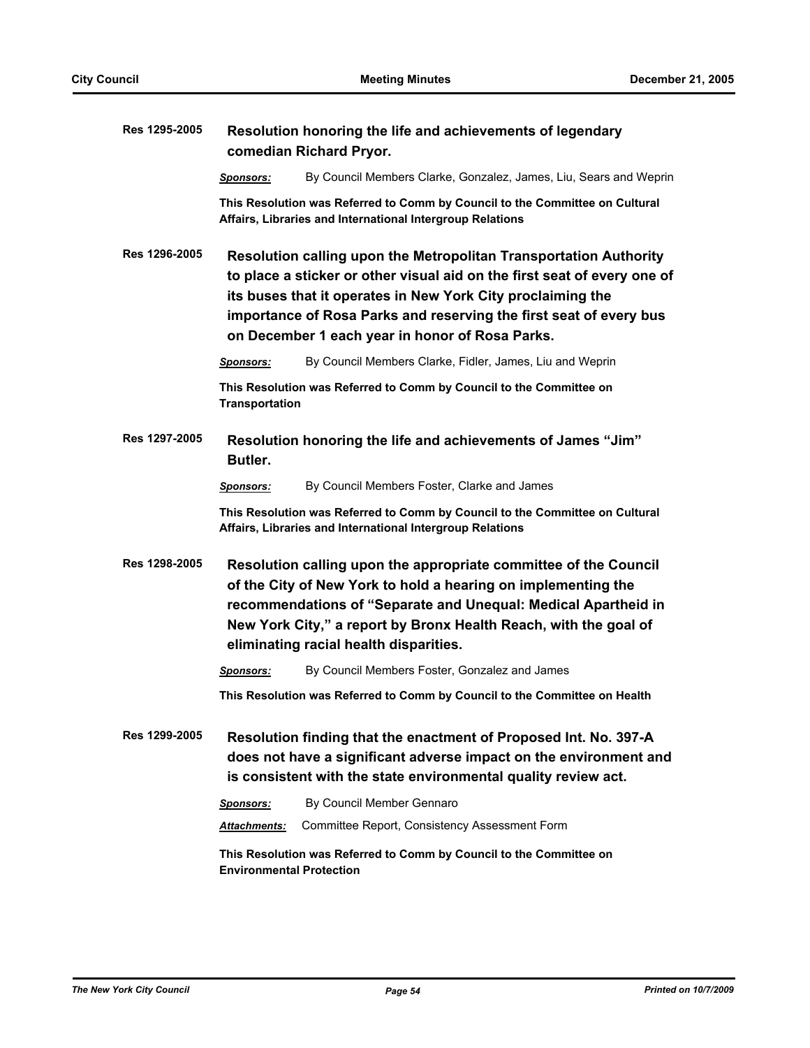**Res 1295-2005** **Resolution honoring the life and achievements of legendary comedian Richard Pryor.**

*Sponsors:* By Council Members Clarke, Gonzalez, James, Liu, Sears and Weprin

**This Resolution was Referred to Comm by Council to the Committee on Cultural Affairs, Libraries and International Intergroup Relations**

**Res 1296-2005** **Resolution calling upon the Metropolitan Transportation Authority to place a sticker or other visual aid on the first seat of every one of its buses that it operates in New York City proclaiming the importance of Rosa Parks and reserving the first seat of every bus on December 1 each year in honor of Rosa Parks.**

*Sponsors:* By Council Members Clarke, Fidler, James, Liu and Weprin

**This Resolution was Referred to Comm by Council to the Committee on Transportation**

**Res 1297-2005** **Resolution honoring the life and achievements of James "Jim" Butler.**

*Sponsors:* By Council Members Foster, Clarke and James

**This Resolution was Referred to Comm by Council to the Committee on Cultural Affairs, Libraries and International Intergroup Relations**

**Res 1298-2005** **Resolution calling upon the appropriate committee of the Council of the City of New York to hold a hearing on implementing the recommendations of "Separate and Unequal: Medical Apartheid in New York City," a report by Bronx Health Reach, with the goal of eliminating racial health disparities.**

*Sponsors:* By Council Members Foster, Gonzalez and James

**This Resolution was Referred to Comm by Council to the Committee on Health**

**Res 1299-2005** **Resolution finding that the enactment of Proposed Int. No. 397-A does not have a significant adverse impact on the environment and is consistent with the state environmental quality review act.**

*Sponsors:* By Council Member Gennaro

*Attachments:* Committee Report, Consistency Assessment Form

**This Resolution was Referred to Comm by Council to the Committee on Environmental Protection**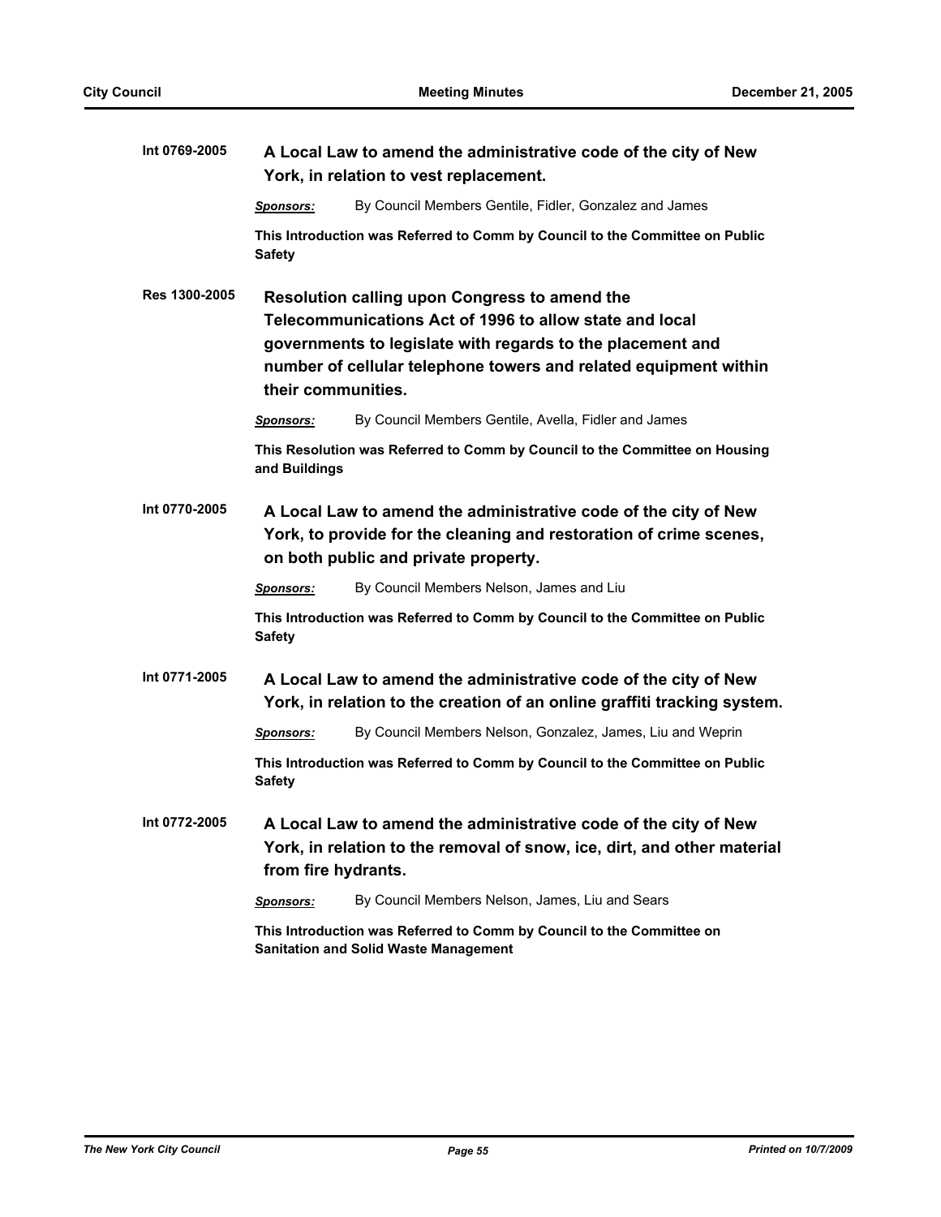**Int 0769-2005** **A Local Law to amend the administrative code of the city of New York, in relation to vest replacement.**

***Sponsors:*** By Council Members Gentile, Fidler, Gonzalez and James

**This Introduction was Referred to Comm by Council to the Committee on Public Safety**

**Res 1300-2005** **Resolution calling upon Congress to amend the Telecommunications Act of 1996 to allow state and local governments to legislate with regards to the placement and number of cellular telephone towers and related equipment within their communities.**

***Sponsors:*** By Council Members Gentile, Avella, Fidler and James

**This Resolution was Referred to Comm by Council to the Committee on Housing and Buildings**

**Int 0770-2005** **A Local Law to amend the administrative code of the city of New York, to provide for the cleaning and restoration of crime scenes, on both public and private property.**

***Sponsors:*** By Council Members Nelson, James and Liu

**This Introduction was Referred to Comm by Council to the Committee on Public Safety**

**Int 0771-2005** **A Local Law to amend the administrative code of the city of New York, in relation to the creation of an online graffiti tracking system.**

***Sponsors:*** By Council Members Nelson, Gonzalez, James, Liu and Weprin

**This Introduction was Referred to Comm by Council to the Committee on Public Safety**

**Int 0772-2005** **A Local Law to amend the administrative code of the city of New York, in relation to the removal of snow, ice, dirt, and other material from fire hydrants.**

***Sponsors:*** By Council Members Nelson, James, Liu and Sears

**This Introduction was Referred to Comm by Council to the Committee on Sanitation and Solid Waste Management**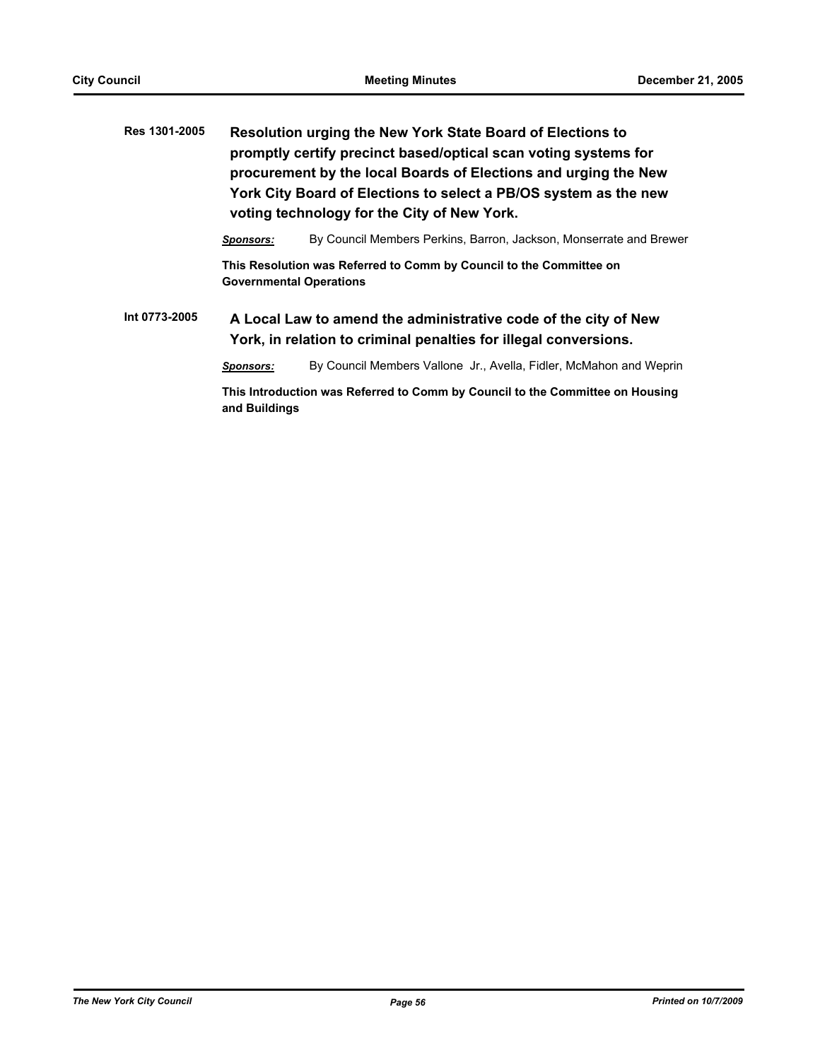**Res 1301-2005** **Resolution urging the New York State Board of Elections to promptly certify precinct based/optical scan voting systems for procurement by the local Boards of Elections and urging the New York City Board of Elections to select a PB/OS system as the new voting technology for the City of New York.**

***Sponsors:*** By Council Members Perkins, Barron, Jackson, Monserrate and Brewer

**This Resolution was Referred to Comm by Council to the Committee on Governmental Operations**

**Int 0773-2005** **A Local Law to amend the administrative code of the city of New York, in relation to criminal penalties for illegal conversions.**

***Sponsors:*** By Council Members Vallone Jr., Avella, Fidler, McMahon and Weprin

**This Introduction was Referred to Comm by Council to the Committee on Housing and Buildings**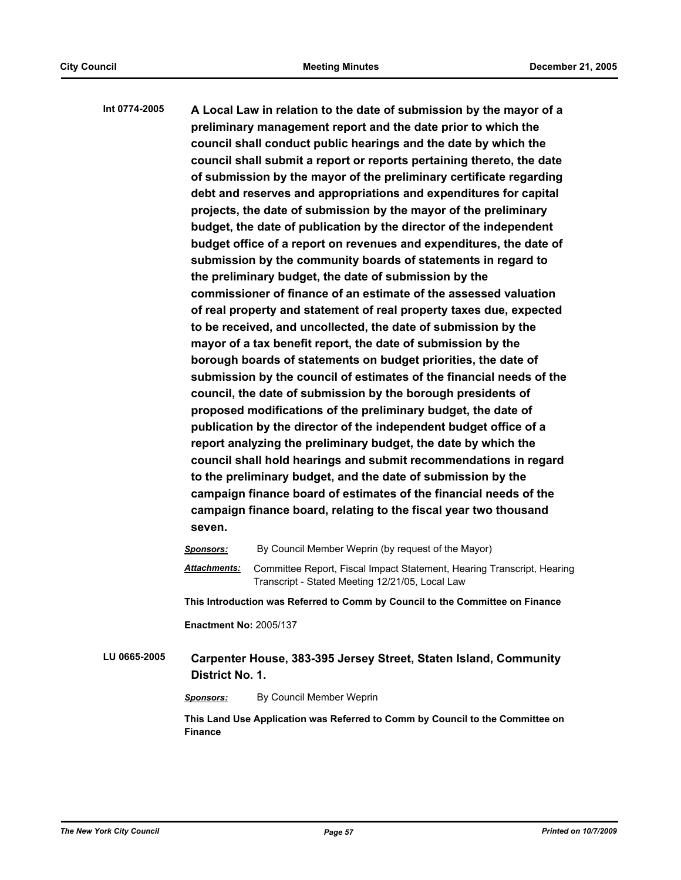**Int 0774-2005** **A Local Law in relation to the date of submission by the mayor of a preliminary management report and the date prior to which the council shall conduct public hearings and the date by which the council shall submit a report or reports pertaining thereto, the date of submission by the mayor of the preliminary certificate regarding debt and reserves and appropriations and expenditures for capital projects, the date of submission by the mayor of the preliminary budget, the date of publication by the director of the independent budget office of a report on revenues and expenditures, the date of submission by the community boards of statements in regard to the preliminary budget, the date of submission by the commissioner of finance of an estimate of the assessed valuation of real property and statement of real property taxes due, expected to be received, and uncollected, the date of submission by the mayor of a tax benefit report, the date of submission by the borough boards of statements on budget priorities, the date of submission by the council of estimates of the financial needs of the council, the date of submission by the borough presidents of proposed modifications of the preliminary budget, the date of publication by the director of the independent budget office of a report analyzing the preliminary budget, the date by which the council shall hold hearings and submit recommendations in regard to the preliminary budget, and the date of submission by the campaign finance board of estimates of the financial needs of the campaign finance board, relating to the fiscal year two thousand seven.**

***Sponsors:*** By Council Member Weprin (by request of the Mayor)

***Attachments:*** Committee Report, Fiscal Impact Statement, Hearing Transcript, Hearing Transcript - Stated Meeting 12/21/05, Local Law

**This Introduction was Referred to Comm by Council to the Committee on Finance**

**Enactment No:** 2005/137

**LU 0665-2005** **Carpenter House, 383-395 Jersey Street, Staten Island, Community District No. 1.**

***Sponsors:*** By Council Member Weprin

**This Land Use Application was Referred to Comm by Council to the Committee on Finance**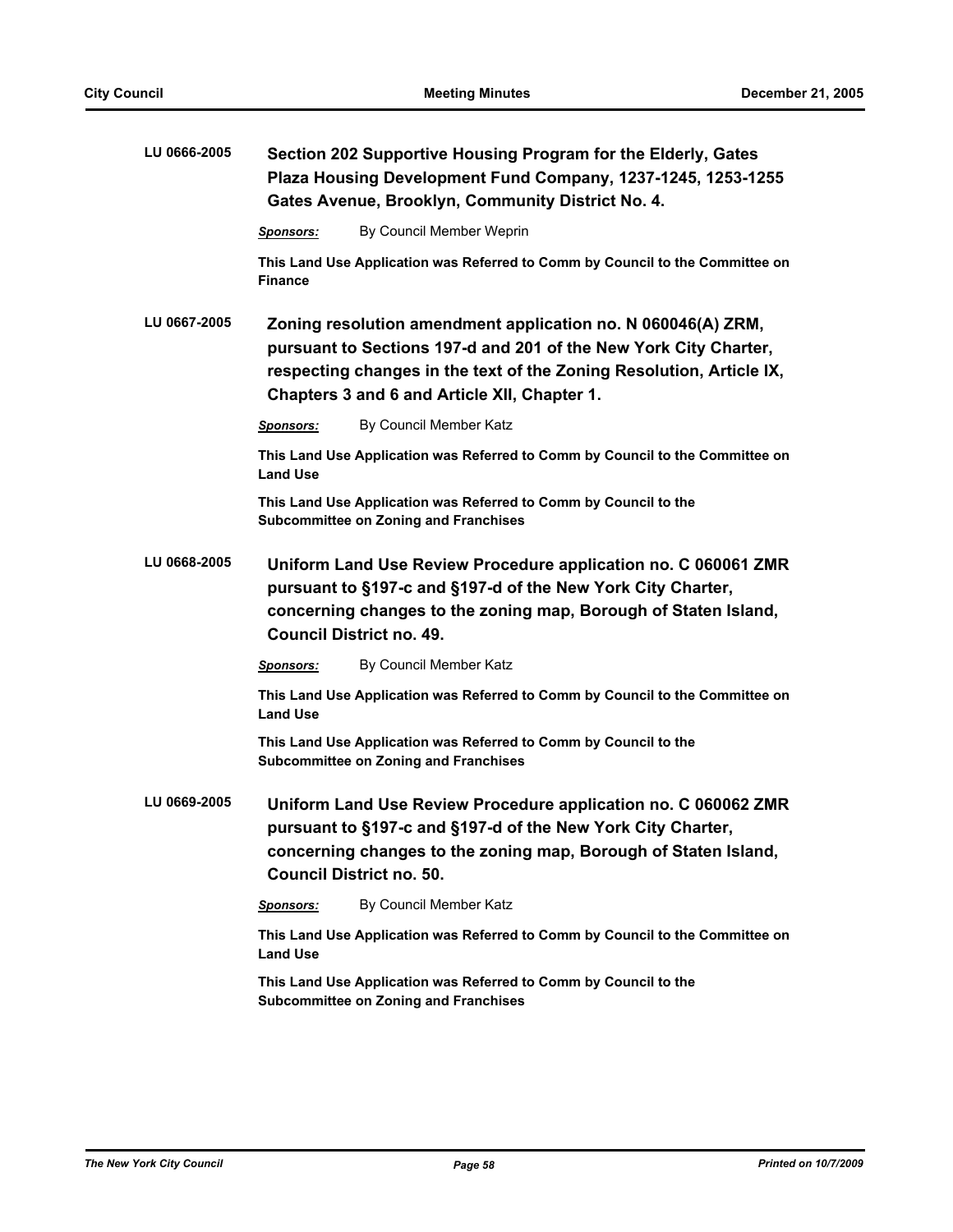**LU 0666-2005** **Section 202 Supportive Housing Program for the Elderly, Gates Plaza Housing Development Fund Company, 1237-1245, 1253-1255 Gates Avenue, Brooklyn, Community District No. 4.**

***Sponsors:*** By Council Member Weprin

**This Land Use Application was Referred to Comm by Council to the Committee on Finance**

**LU 0667-2005** **Zoning resolution amendment application no. N 060046(A) ZRM, pursuant to Sections 197-d and 201 of the New York City Charter, respecting changes in the text of the Zoning Resolution, Article IX, Chapters 3 and 6 and Article XII, Chapter 1.**

***Sponsors:*** By Council Member Katz

**This Land Use Application was Referred to Comm by Council to the Committee on Land Use**

**This Land Use Application was Referred to Comm by Council to the Subcommittee on Zoning and Franchises**

**LU 0668-2005** **Uniform Land Use Review Procedure application no. C 060061 ZMR pursuant to §197-c and §197-d of the New York City Charter, concerning changes to the zoning map, Borough of Staten Island, Council District no. 49.**

***Sponsors:*** By Council Member Katz

**This Land Use Application was Referred to Comm by Council to the Committee on Land Use**

**This Land Use Application was Referred to Comm by Council to the Subcommittee on Zoning and Franchises**

**LU 0669-2005** **Uniform Land Use Review Procedure application no. C 060062 ZMR pursuant to §197-c and §197-d of the New York City Charter, concerning changes to the zoning map, Borough of Staten Island, Council District no. 50.**

***Sponsors:*** By Council Member Katz

**This Land Use Application was Referred to Comm by Council to the Committee on Land Use**

**This Land Use Application was Referred to Comm by Council to the Subcommittee on Zoning and Franchises**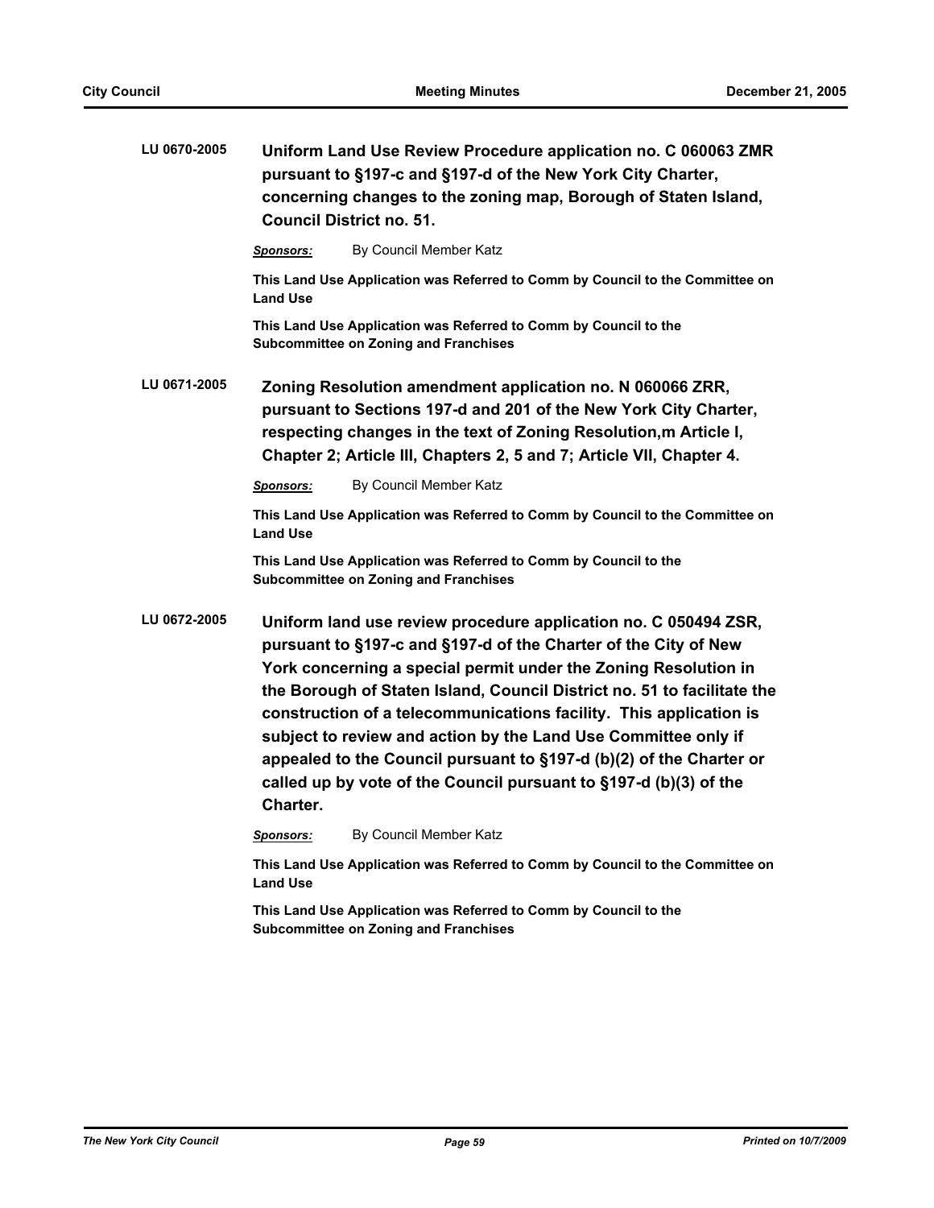**LU 0670-2005** **Uniform Land Use Review Procedure application no. C 060063 ZMR pursuant to §197-c and §197-d of the New York City Charter, concerning changes to the zoning map, Borough of Staten Island, Council District no. 51.**

***Sponsors:*** By Council Member Katz

**This Land Use Application was Referred to Comm by Council to the Committee on Land Use**

**This Land Use Application was Referred to Comm by Council to the Subcommittee on Zoning and Franchises**

**LU 0671-2005** **Zoning Resolution amendment application no. N 060066 ZRR, pursuant to Sections 197-d and 201 of the New York City Charter, respecting changes in the text of Zoning Resolution,m Article I, Chapter 2; Article III, Chapters 2, 5 and 7; Article VII, Chapter 4.**

***Sponsors:*** By Council Member Katz

**This Land Use Application was Referred to Comm by Council to the Committee on Land Use**

**This Land Use Application was Referred to Comm by Council to the Subcommittee on Zoning and Franchises**

**LU 0672-2005** **Uniform land use review procedure application no. C 050494 ZSR, pursuant to §197-c and §197-d of the Charter of the City of New York concerning a special permit under the Zoning Resolution in the Borough of Staten Island, Council District no. 51 to facilitate the construction of a telecommunications facility. This application is subject to review and action by the Land Use Committee only if appealed to the Council pursuant to §197-d (b)(2) of the Charter or called up by vote of the Council pursuant to §197-d (b)(3) of the Charter.**

***Sponsors:*** By Council Member Katz

**This Land Use Application was Referred to Comm by Council to the Committee on Land Use**

**This Land Use Application was Referred to Comm by Council to the Subcommittee on Zoning and Franchises**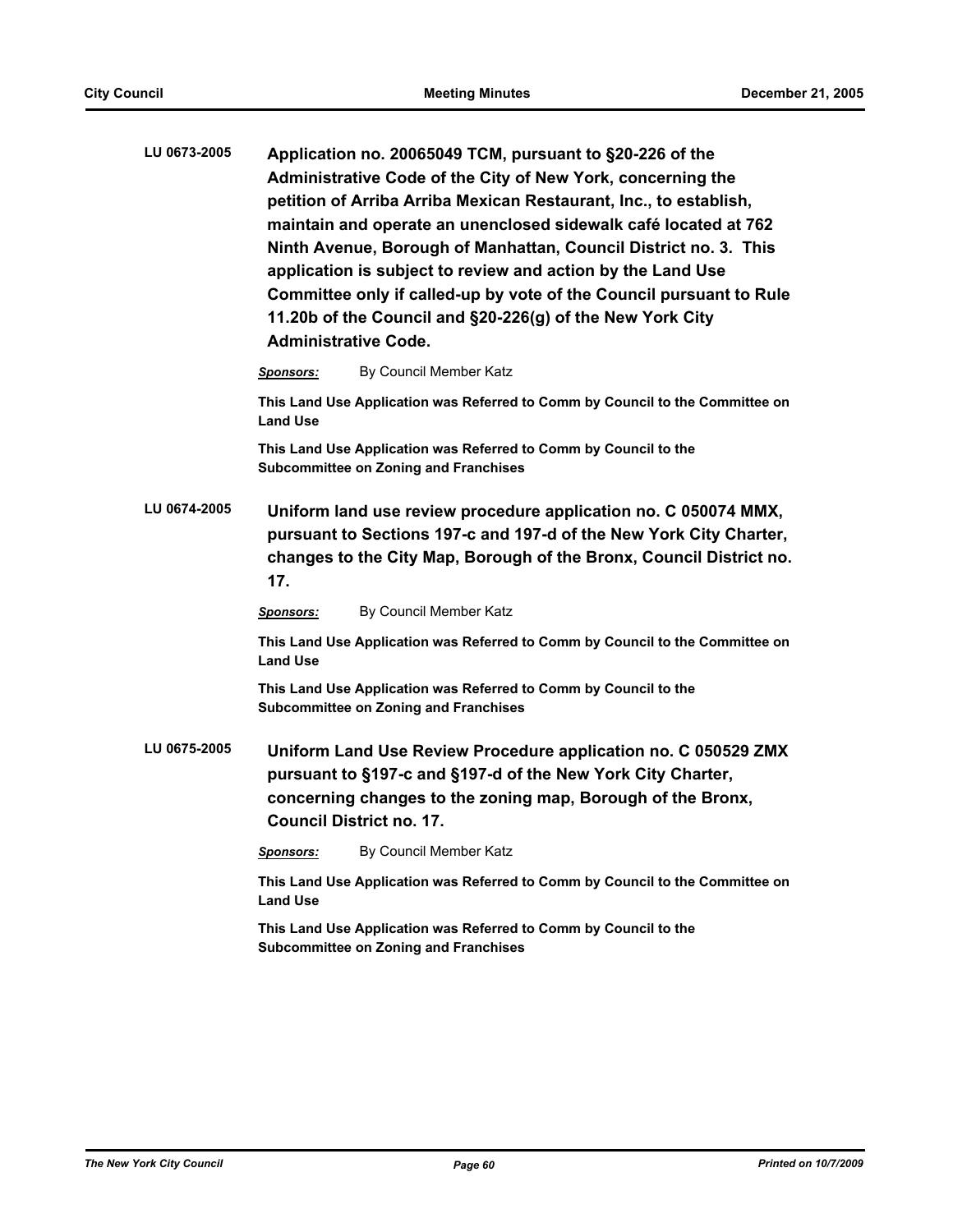**LU 0673-2005** **Application no. 20065049 TCM, pursuant to §20-226 of the Administrative Code of the City of New York, concerning the petition of Arriba Arriba Mexican Restaurant, Inc., to establish, maintain and operate an unenclosed sidewalk café located at 762 Ninth Avenue, Borough of Manhattan, Council District no. 3. This application is subject to review and action by the Land Use Committee only if called-up by vote of the Council pursuant to Rule 11.20b of the Council and §20-226(g) of the New York City Administrative Code.**

*Sponsors:* By Council Member Katz

**This Land Use Application was Referred to Comm by Council to the Committee on Land Use**

**This Land Use Application was Referred to Comm by Council to the Subcommittee on Zoning and Franchises**

**LU 0674-2005** **Uniform land use review procedure application no. C 050074 MMX, pursuant to Sections 197-c and 197-d of the New York City Charter, changes to the City Map, Borough of the Bronx, Council District no. 17.**

*Sponsors:* By Council Member Katz

**This Land Use Application was Referred to Comm by Council to the Committee on Land Use**

**This Land Use Application was Referred to Comm by Council to the Subcommittee on Zoning and Franchises**

**LU 0675-2005** **Uniform Land Use Review Procedure application no. C 050529 ZMX pursuant to §197-c and §197-d of the New York City Charter, concerning changes to the zoning map, Borough of the Bronx, Council District no. 17.**

*Sponsors:* By Council Member Katz

**This Land Use Application was Referred to Comm by Council to the Committee on Land Use**

**This Land Use Application was Referred to Comm by Council to the Subcommittee on Zoning and Franchises**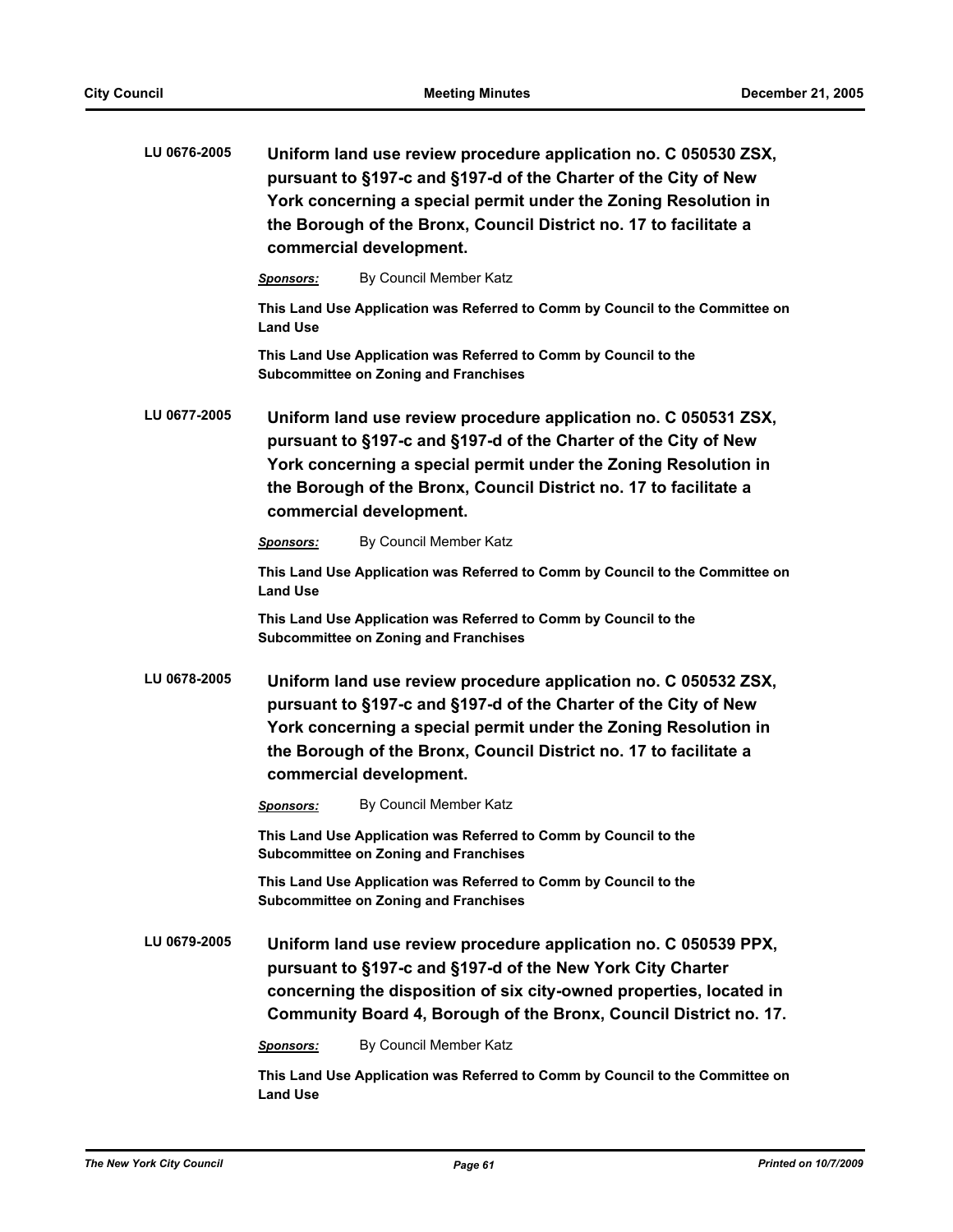**LU 0676-2005** **Uniform land use review procedure application no. C 050530 ZSX, pursuant to §197-c and §197-d of the Charter of the City of New York concerning a special permit under the Zoning Resolution in the Borough of the Bronx, Council District no. 17 to facilitate a commercial development.**

***Sponsors:*** By Council Member Katz

**This Land Use Application was Referred to Comm by Council to the Committee on Land Use**

**This Land Use Application was Referred to Comm by Council to the Subcommittee on Zoning and Franchises**

**LU 0677-2005** **Uniform land use review procedure application no. C 050531 ZSX, pursuant to §197-c and §197-d of the Charter of the City of New York concerning a special permit under the Zoning Resolution in the Borough of the Bronx, Council District no. 17 to facilitate a commercial development.**

***Sponsors:*** By Council Member Katz

**This Land Use Application was Referred to Comm by Council to the Committee on Land Use**

**This Land Use Application was Referred to Comm by Council to the Subcommittee on Zoning and Franchises**

**LU 0678-2005** **Uniform land use review procedure application no. C 050532 ZSX, pursuant to §197-c and §197-d of the Charter of the City of New York concerning a special permit under the Zoning Resolution in the Borough of the Bronx, Council District no. 17 to facilitate a commercial development.**

***Sponsors:*** By Council Member Katz

**This Land Use Application was Referred to Comm by Council to the Subcommittee on Zoning and Franchises**

**This Land Use Application was Referred to Comm by Council to the Subcommittee on Zoning and Franchises**

**LU 0679-2005** **Uniform land use review procedure application no. C 050539 PPX, pursuant to §197-c and §197-d of the New York City Charter concerning the disposition of six city-owned properties, located in Community Board 4, Borough of the Bronx, Council District no. 17.**

***Sponsors:*** By Council Member Katz

**This Land Use Application was Referred to Comm by Council to the Committee on Land Use**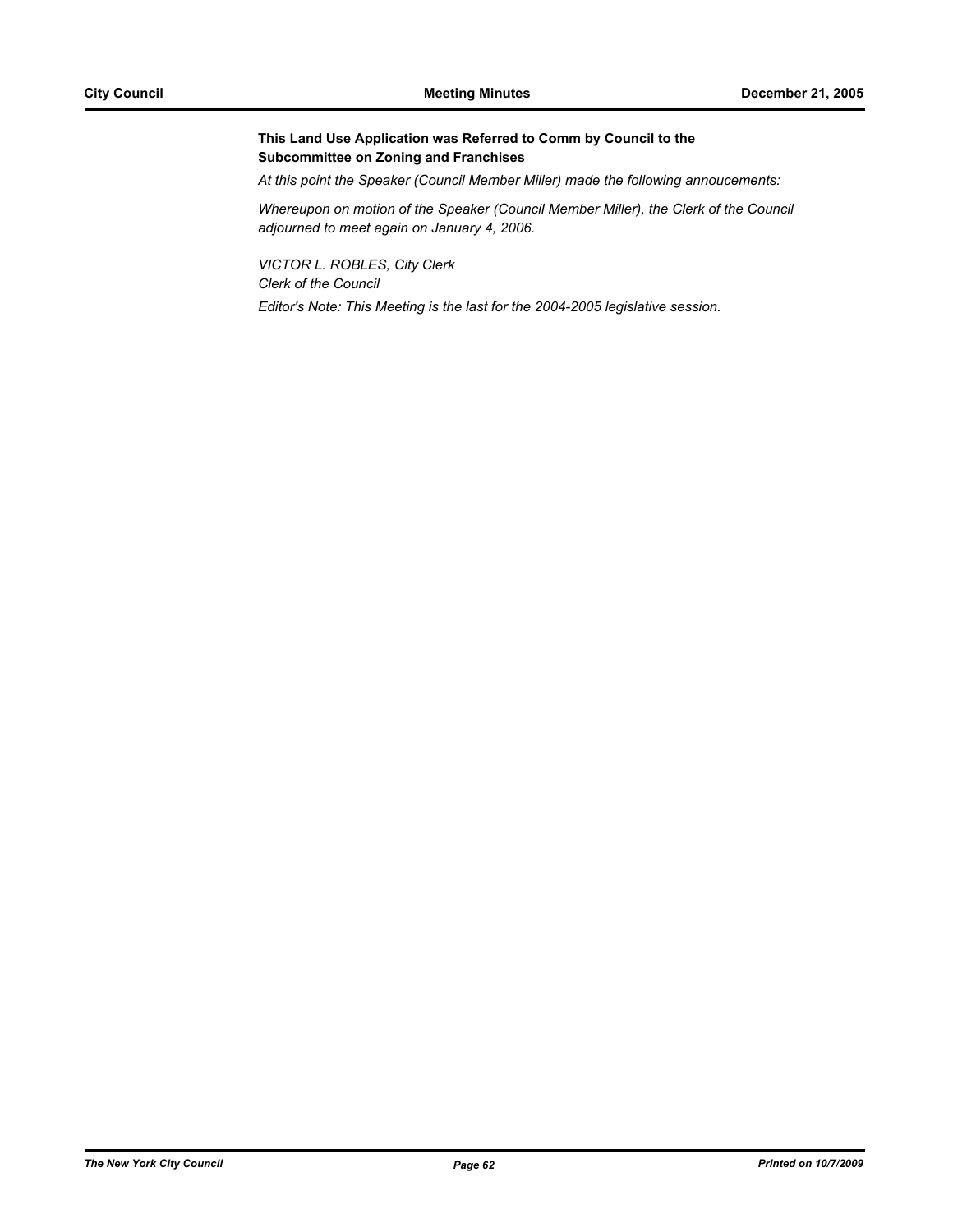**This Land Use Application was Referred to Comm by Council to the Subcommittee on Zoning and Franchises**

*At this point the Speaker (Council Member Miller) made the following annoucements:*

*Whereupon on motion of the Speaker (Council Member Miller), the Clerk of the Council adjourned to meet again on January 4, 2006.*

*VICTOR L. ROBLES, City Clerk*
*Clerk of the Council*

*Editor's Note: This Meeting is the last for the 2004-2005 legislative session.*